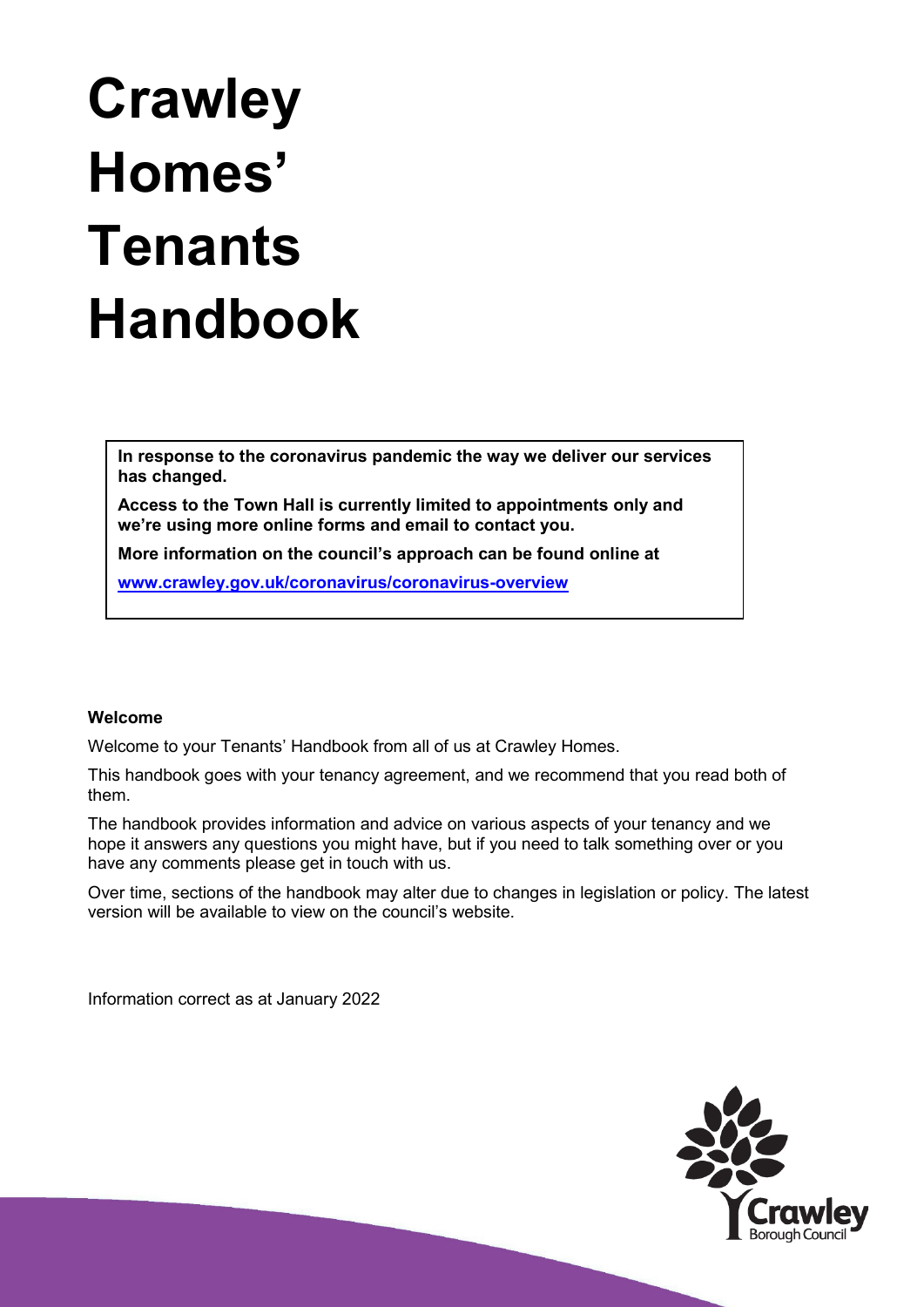# Crawley Homes' Tenants Handbook

**In response to the coronavirus pandemic the way we deliver our services has changed.**

**Access to the Town Hall is currently limited to appointments only and we're using more online forms and email to contact you.**

**More information on the council's approach can be found online at**

**[www.crawley.gov.uk/coronavirus/coronavirus-overview](www.crawley.gov.uk/coronavirus/coronavirus-overview)**

**Welcome**

Welcome to your Tenants' Handbook from all of us at Crawley Homes.

This handbook goes with your tenancy agreement, and we recommend that you read both of them.

The handbook provides information and advice on various aspects of your tenancy and we hope it answers any questions you might have, but if you need to talk something over or you have any comments please get in touch with us.

Over time, sections of the handbook may alter due to changes in legislation or policy. The latest version will be available to view on the council's website.

Information correct as at January 2022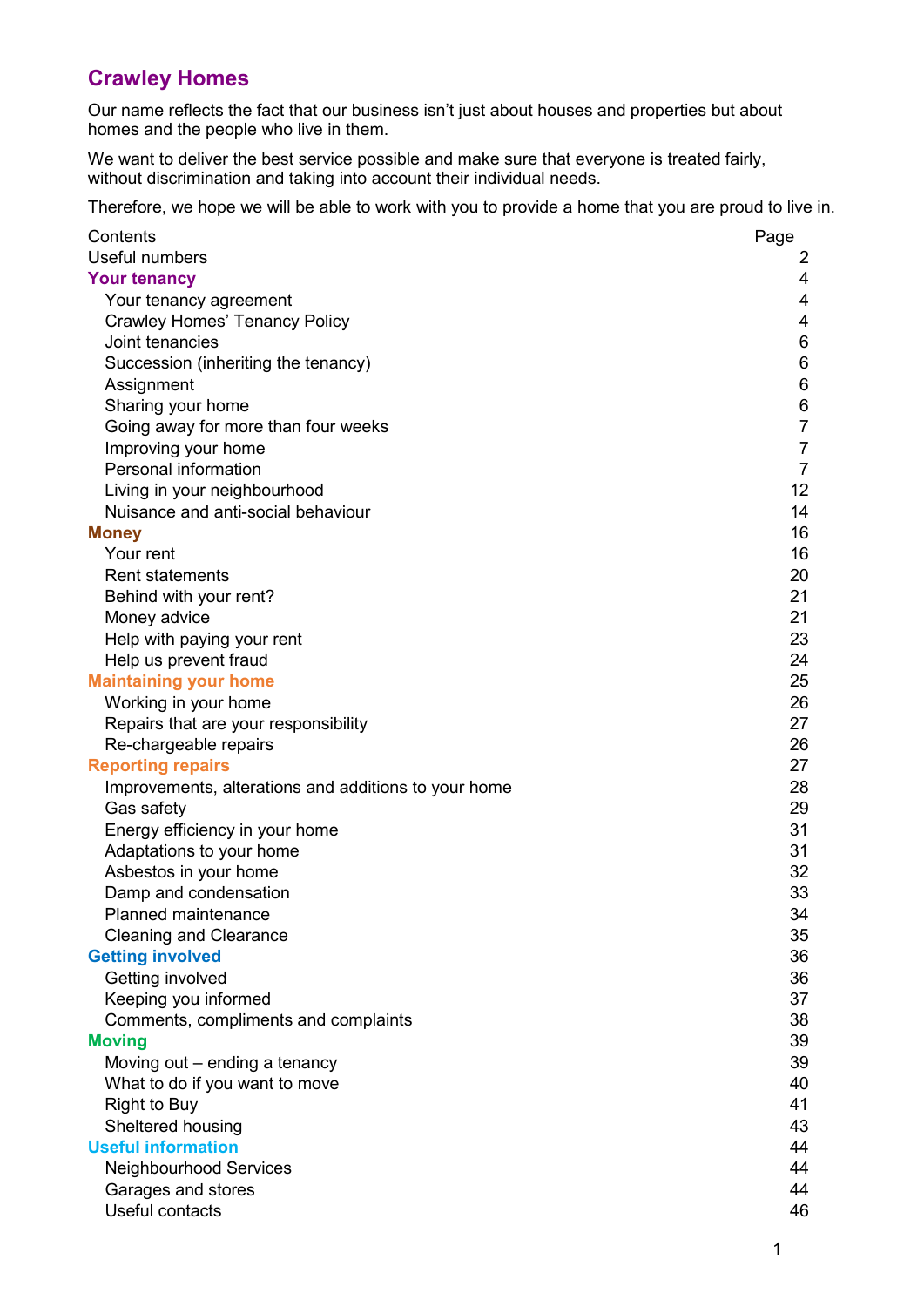# Crawley Homes

Our name reflects the fact that our business isn't just about houses and properties but about homes and the people who live in them.

We want to deliver the best service possible and make sure that everyone is treated fairly, without discrimination and taking into account their individual needs.

Therefore, we hope we will be able to work with you to provide a home that you are proud to live in.

| Contents | Page |
|---|---|
| Useful numbers | 2 |
| **Your tenancy** | 4 |
| Your tenancy agreement | 4 |
| Crawley Homes' Tenancy Policy | 4 |
| Joint tenancies | 6 |
| Succession (inheriting the tenancy) | 6 |
| Assignment | 6 |
| Sharing your home | 6 |
| Going away for more than four weeks | 7 |
| Improving your home | 7 |
| Personal information | 7 |
| Living in your neighbourhood | 12 |
| Nuisance and anti-social behaviour | 14 |
| **Money** | 16 |
| Your rent | 16 |
| Rent statements | 20 |
| Behind with your rent? | 21 |
| Money advice | 21 |
| Help with paying your rent | 23 |
| Help us prevent fraud | 24 |
| **Maintaining your home** | 25 |
| Working in your home | 26 |
| Repairs that are your responsibility | 27 |
| Re-chargeable repairs | 26 |
| **Reporting repairs** | 27 |
| Improvements, alterations and additions to your home | 28 |
| Gas safety | 29 |
| Energy efficiency in your home | 31 |
| Adaptations to your home | 31 |
| Asbestos in your home | 32 |
| Damp and condensation | 33 |
| Planned maintenance | 34 |
| Cleaning and Clearance | 35 |
| **Getting involved** | 36 |
| Getting involved | 36 |
| Keeping you informed | 37 |
| Comments, compliments and complaints | 38 |
| **Moving** | 39 |
| Moving out – ending a tenancy | 39 |
| What to do if you want to move | 40 |
| Right to Buy | 41 |
| Sheltered housing | 43 |
| **Useful information** | 44 |
| Neighbourhood Services | 44 |
| Garages and stores | 44 |
| Useful contacts | 46 |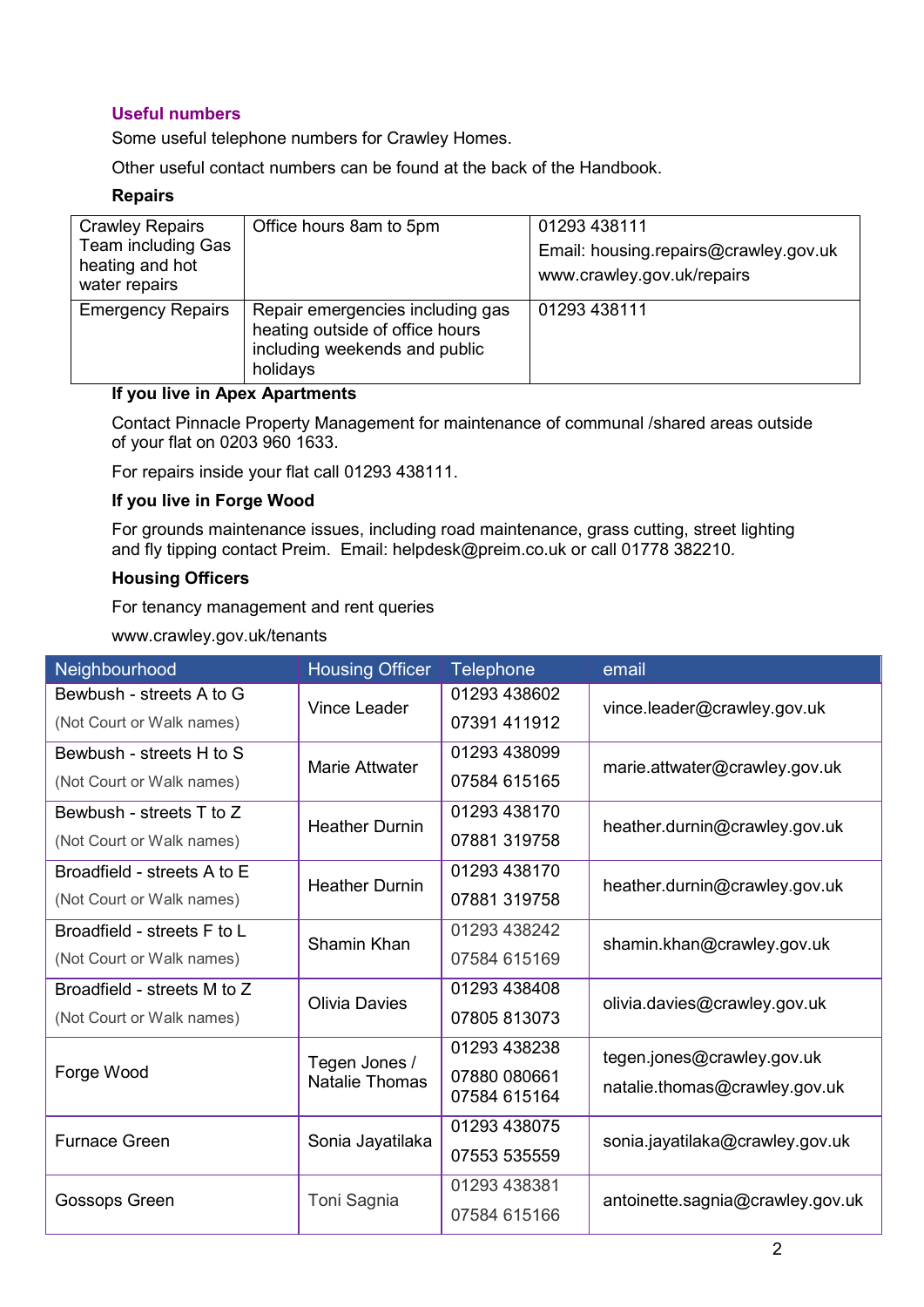## Useful numbers

Some useful telephone numbers for Crawley Homes.

Other useful contact numbers can be found at the back of the Handbook.

**Repairs**

| | | |
|---|---|---|
| Crawley Repairs Team including Gas heating and hot water repairs | Office hours 8am to 5pm | 01293 438111<br>Email: housing.repairs@crawley.gov.uk<br>www.crawley.gov.uk/repairs |
| Emergency Repairs | Repair emergencies including gas heating outside of office hours including weekends and public holidays | 01293 438111 |

**If you live in Apex Apartments**

Contact Pinnacle Property Management for maintenance of communal /shared areas outside of your flat on 0203 960 1633.

For repairs inside your flat call 01293 438111.

**If you live in Forge Wood**

For grounds maintenance issues, including road maintenance, grass cutting, street lighting and fly tipping contact Preim. Email: helpdesk@preim.co.uk or call 01778 382210.

**Housing Officers**

For tenancy management and rent queries

www.crawley.gov.uk/tenants

| Neighbourhood | Housing Officer | Telephone | email |
|---|---|---|---|
| Bewbush - streets A to G<br>(Not Court or Walk names) | Vince Leader | 01293 438602<br>07391 411912 | vince.leader@crawley.gov.uk |
| Bewbush - streets H to S<br>(Not Court or Walk names) | Marie Attwater | 01293 438099<br>07584 615165 | marie.attwater@crawley.gov.uk |
| Bewbush - streets T to Z<br>(Not Court or Walk names) | Heather Durnin | 01293 438170<br>07881 319758 | heather.durnin@crawley.gov.uk |
| Broadfield - streets A to E<br>(Not Court or Walk names) | Heather Durnin | 01293 438170<br>07881 319758 | heather.durnin@crawley.gov.uk |
| Broadfield - streets F to L<br>(Not Court or Walk names) | Shamin Khan | 01293 438242<br>07584 615169 | shamin.khan@crawley.gov.uk |
| Broadfield - streets M to Z<br>(Not Court or Walk names) | Olivia Davies | 01293 438408<br>07805 813073 | olivia.davies@crawley.gov.uk |
| Forge Wood | Tegen Jones / Natalie Thomas | 01293 438238<br>07880 080661<br>07584 615164 | tegen.jones@crawley.gov.uk<br>natalie.thomas@crawley.gov.uk |
| Furnace Green | Sonia Jayatilaka | 01293 438075<br>07553 535559 | sonia.jayatilaka@crawley.gov.uk |
| Gossops Green | Toni Sagnia | 01293 438381<br>07584 615166 | antoinette.sagnia@crawley.gov.uk |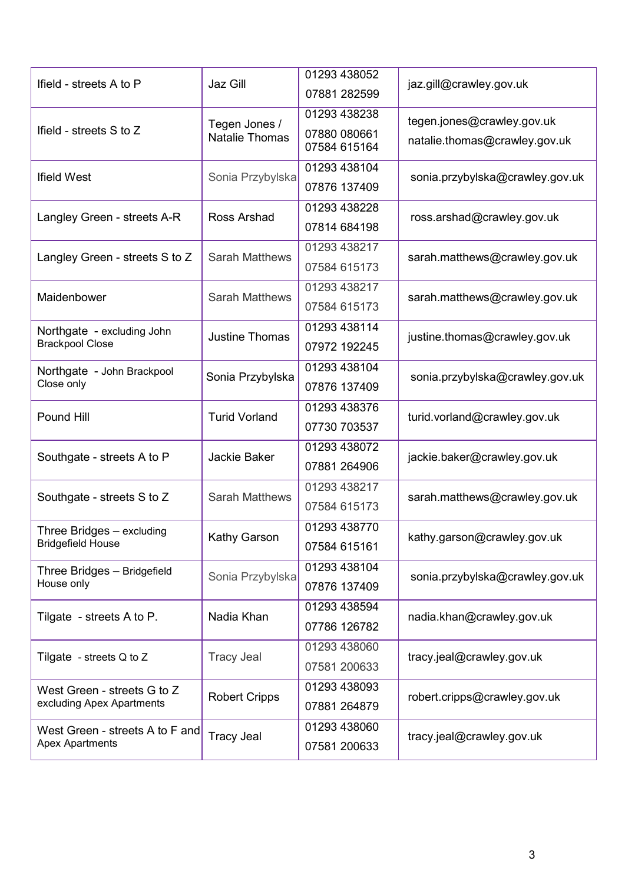| | | | |
|---|---|---|---|
| Ifield - streets A to P | Jaz Gill | 01293 438052<br>07881 282599 | jaz.gill@crawley.gov.uk |
| Ifield - streets S to Z | Tegen Jones / Natalie Thomas | 01293 438238<br>07880 080661<br>07584 615164 | tegen.jones@crawley.gov.uk<br>natalie.thomas@crawley.gov.uk |
| Ifield West | Sonia Przybylska | 01293 438104<br>07876 137409 | sonia.przybylska@crawley.gov.uk |
| Langley Green - streets A-R | Ross Arshad | 01293 438228<br>07814 684198 | ross.arshad@crawley.gov.uk |
| Langley Green - streets S to Z | Sarah Matthews | 01293 438217<br>07584 615173 | sarah.matthews@crawley.gov.uk |
| Maidenbower | Sarah Matthews | 01293 438217<br>07584 615173 | sarah.matthews@crawley.gov.uk |
| Northgate - excluding John Brackpool Close | Justine Thomas | 01293 438114<br>07972 192245 | justine.thomas@crawley.gov.uk |
| Northgate - John Brackpool Close only | Sonia Przybylska | 01293 438104<br>07876 137409 | sonia.przybylska@crawley.gov.uk |
| Pound Hill | Turid Vorland | 01293 438376<br>07730 703537 | turid.vorland@crawley.gov.uk |
| Southgate - streets A to P | Jackie Baker | 01293 438072<br>07881 264906 | jackie.baker@crawley.gov.uk |
| Southgate - streets S to Z | Sarah Matthews | 01293 438217<br>07584 615173 | sarah.matthews@crawley.gov.uk |
| Three Bridges – excluding Bridgefield House | Kathy Garson | 01293 438770<br>07584 615161 | kathy.garson@crawley.gov.uk |
| Three Bridges – Bridgefield House only | Sonia Przybylska | 01293 438104<br>07876 137409 | sonia.przybylska@crawley.gov.uk |
| Tilgate - streets A to P. | Nadia Khan | 01293 438594<br>07786 126782 | nadia.khan@crawley.gov.uk |
| Tilgate - streets Q to Z | Tracy Jeal | 01293 438060<br>07581 200633 | tracy.jeal@crawley.gov.uk |
| West Green - streets G to Z excluding Apex Apartments | Robert Cripps | 01293 438093<br>07881 264879 | robert.cripps@crawley.gov.uk |
| West Green - streets A to F and Apex Apartments | Tracy Jeal | 01293 438060<br>07581 200633 | tracy.jeal@crawley.gov.uk |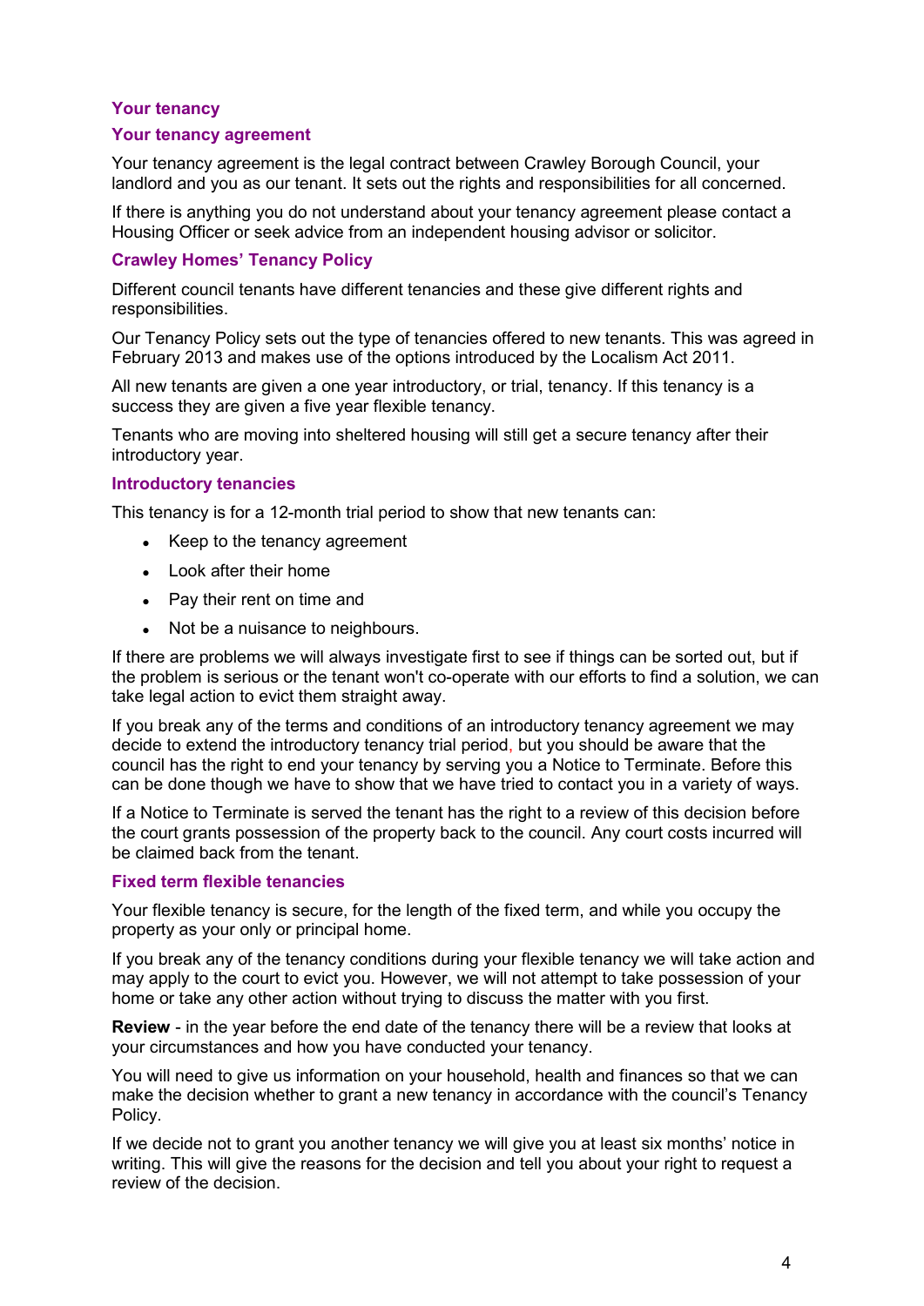# Your tenancy

## Your tenancy agreement

Your tenancy agreement is the legal contract between Crawley Borough Council, your landlord and you as our tenant. It sets out the rights and responsibilities for all concerned.

If there is anything you do not understand about your tenancy agreement please contact a Housing Officer or seek advice from an independent housing advisor or solicitor.

## Crawley Homes' Tenancy Policy

Different council tenants have different tenancies and these give different rights and responsibilities.

Our Tenancy Policy sets out the type of tenancies offered to new tenants. This was agreed in February 2013 and makes use of the options introduced by the Localism Act 2011.

All new tenants are given a one year introductory, or trial, tenancy. If this tenancy is a success they are given a five year flexible tenancy.

Tenants who are moving into sheltered housing will still get a secure tenancy after their introductory year.

## Introductory tenancies

This tenancy is for a 12-month trial period to show that new tenants can:

- Keep to the tenancy agreement
- Look after their home
- Pay their rent on time and
- Not be a nuisance to neighbours.

If there are problems we will always investigate first to see if things can be sorted out, but if the problem is serious or the tenant won't co-operate with our efforts to find a solution, we can take legal action to evict them straight away.

If you break any of the terms and conditions of an introductory tenancy agreement we may decide to extend the introductory tenancy trial period, but you should be aware that the council has the right to end your tenancy by serving you a Notice to Terminate. Before this can be done though we have to show that we have tried to contact you in a variety of ways.

If a Notice to Terminate is served the tenant has the right to a review of this decision before the court grants possession of the property back to the council. Any court costs incurred will be claimed back from the tenant.

## Fixed term flexible tenancies

Your flexible tenancy is secure, for the length of the fixed term, and while you occupy the property as your only or principal home.

If you break any of the tenancy conditions during your flexible tenancy we will take action and may apply to the court to evict you. However, we will not attempt to take possession of your home or take any other action without trying to discuss the matter with you first.

**Review** - in the year before the end date of the tenancy there will be a review that looks at your circumstances and how you have conducted your tenancy.

You will need to give us information on your household, health and finances so that we can make the decision whether to grant a new tenancy in accordance with the council's Tenancy Policy.

If we decide not to grant you another tenancy we will give you at least six months' notice in writing. This will give the reasons for the decision and tell you about your right to request a review of the decision.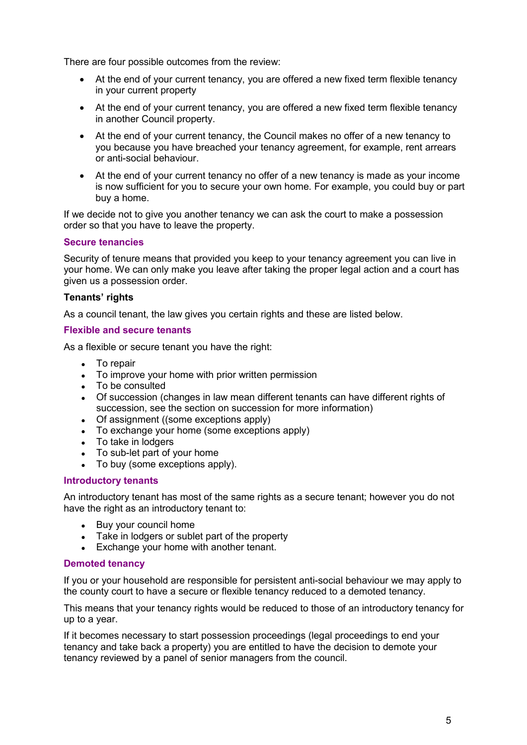There are four possible outcomes from the review:

- At the end of your current tenancy, you are offered a new fixed term flexible tenancy in your current property
- At the end of your current tenancy, you are offered a new fixed term flexible tenancy in another Council property.
- At the end of your current tenancy, the Council makes no offer of a new tenancy to you because you have breached your tenancy agreement, for example, rent arrears or anti-social behaviour.
- At the end of your current tenancy no offer of a new tenancy is made as your income is now sufficient for you to secure your own home. For example, you could buy or part buy a home.

If we decide not to give you another tenancy we can ask the court to make a possession order so that you have to leave the property.

### Secure tenancies

Security of tenure means that provided you keep to your tenancy agreement you can live in your home. We can only make you leave after taking the proper legal action and a court has given us a possession order.

**Tenants' rights**

As a council tenant, the law gives you certain rights and these are listed below.

### Flexible and secure tenants

As a flexible or secure tenant you have the right:

- To repair
- To improve your home with prior written permission
- To be consulted
- Of succession (changes in law mean different tenants can have different rights of succession, see the section on succession for more information)
- Of assignment ((some exceptions apply)
- To exchange your home (some exceptions apply)
- To take in lodgers
- To sub-let part of your home
- To buy (some exceptions apply).

### Introductory tenants

An introductory tenant has most of the same rights as a secure tenant; however you do not have the right as an introductory tenant to:

- Buy your council home
- Take in lodgers or sublet part of the property
- Exchange your home with another tenant.

### Demoted tenancy

If you or your household are responsible for persistent anti-social behaviour we may apply to the county court to have a secure or flexible tenancy reduced to a demoted tenancy.

This means that your tenancy rights would be reduced to those of an introductory tenancy for up to a year.

If it becomes necessary to start possession proceedings (legal proceedings to end your tenancy and take back a property) you are entitled to have the decision to demote your tenancy reviewed by a panel of senior managers from the council.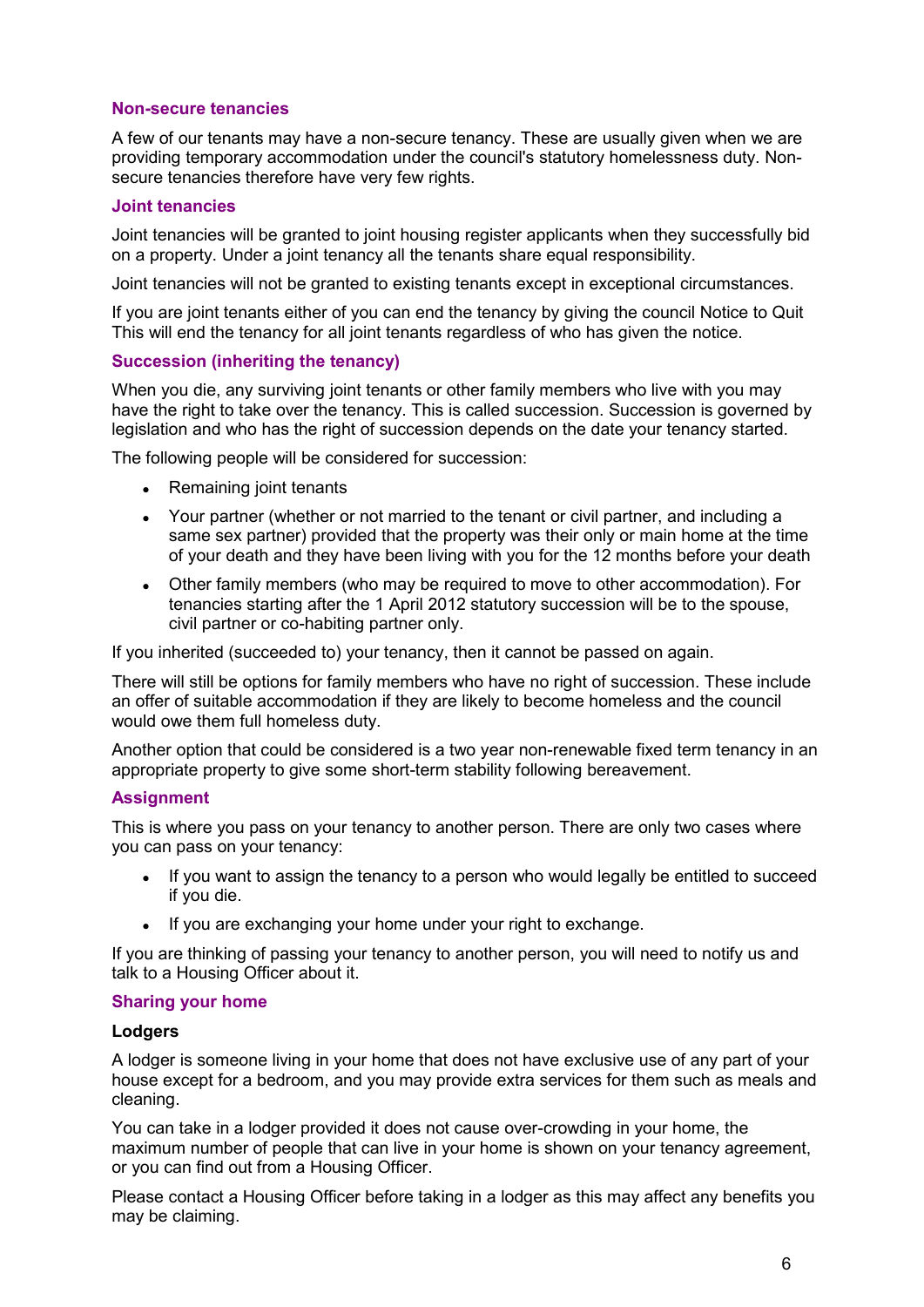## Non-secure tenancies

A few of our tenants may have a non-secure tenancy. These are usually given when we are providing temporary accommodation under the council's statutory homelessness duty. Non-secure tenancies therefore have very few rights.

## Joint tenancies

Joint tenancies will be granted to joint housing register applicants when they successfully bid on a property. Under a joint tenancy all the tenants share equal responsibility.

Joint tenancies will not be granted to existing tenants except in exceptional circumstances.

If you are joint tenants either of you can end the tenancy by giving the council Notice to Quit This will end the tenancy for all joint tenants regardless of who has given the notice.

## Succession (inheriting the tenancy)

When you die, any surviving joint tenants or other family members who live with you may have the right to take over the tenancy. This is called succession. Succession is governed by legislation and who has the right of succession depends on the date your tenancy started.

The following people will be considered for succession:

- Remaining joint tenants
- Your partner (whether or not married to the tenant or civil partner, and including a same sex partner) provided that the property was their only or main home at the time of your death and they have been living with you for the 12 months before your death
- Other family members (who may be required to move to other accommodation). For tenancies starting after the 1 April 2012 statutory succession will be to the spouse, civil partner or co-habiting partner only.

If you inherited (succeeded to) your tenancy, then it cannot be passed on again.

There will still be options for family members who have no right of succession. These include an offer of suitable accommodation if they are likely to become homeless and the council would owe them full homeless duty.

Another option that could be considered is a two year non-renewable fixed term tenancy in an appropriate property to give some short-term stability following bereavement.

## Assignment

This is where you pass on your tenancy to another person. There are only two cases where you can pass on your tenancy:

- If you want to assign the tenancy to a person who would legally be entitled to succeed if you die.
- If you are exchanging your home under your right to exchange.

If you are thinking of passing your tenancy to another person, you will need to notify us and talk to a Housing Officer about it.

## Sharing your home

### Lodgers

A lodger is someone living in your home that does not have exclusive use of any part of your house except for a bedroom, and you may provide extra services for them such as meals and cleaning.

You can take in a lodger provided it does not cause over-crowding in your home, the maximum number of people that can live in your home is shown on your tenancy agreement, or you can find out from a Housing Officer.

Please contact a Housing Officer before taking in a lodger as this may affect any benefits you may be claiming.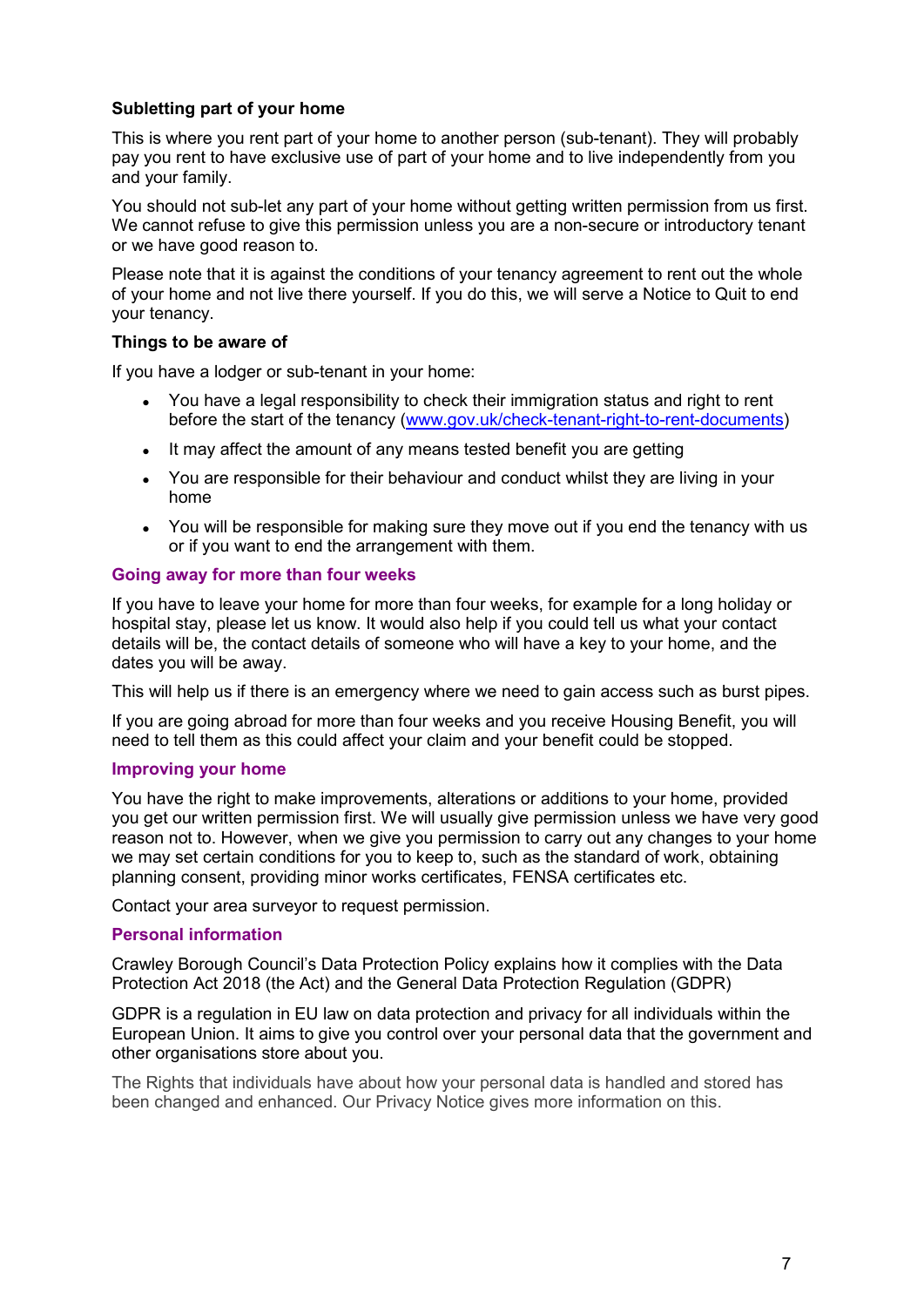### Subletting part of your home

This is where you rent part of your home to another person (sub-tenant). They will probably pay you rent to have exclusive use of part of your home and to live independently from you and your family.

You should not sub-let any part of your home without getting written permission from us first. We cannot refuse to give this permission unless you are a non-secure or introductory tenant or we have good reason to.

Please note that it is against the conditions of your tenancy agreement to rent out the whole of your home and not live there yourself. If you do this, we will serve a Notice to Quit to end your tenancy.

### Things to be aware of

If you have a lodger or sub-tenant in your home:

- You have a legal responsibility to check their immigration status and right to rent before the start of the tenancy (www.gov.uk/check-tenant-right-to-rent-documents)
- It may affect the amount of any means tested benefit you are getting
- You are responsible for their behaviour and conduct whilst they are living in your home
- You will be responsible for making sure they move out if you end the tenancy with us or if you want to end the arrangement with them.

## Going away for more than four weeks

If you have to leave your home for more than four weeks, for example for a long holiday or hospital stay, please let us know. It would also help if you could tell us what your contact details will be, the contact details of someone who will have a key to your home, and the dates you will be away.

This will help us if there is an emergency where we need to gain access such as burst pipes.

If you are going abroad for more than four weeks and you receive Housing Benefit, you will need to tell them as this could affect your claim and your benefit could be stopped.

## Improving your home

You have the right to make improvements, alterations or additions to your home, provided you get our written permission first. We will usually give permission unless we have very good reason not to. However, when we give you permission to carry out any changes to your home we may set certain conditions for you to keep to, such as the standard of work, obtaining planning consent, providing minor works certificates, FENSA certificates etc.

Contact your area surveyor to request permission.

## Personal information

Crawley Borough Council's Data Protection Policy explains how it complies with the Data Protection Act 2018 (the Act) and the General Data Protection Regulation (GDPR)

GDPR is a regulation in EU law on data protection and privacy for all individuals within the European Union. It aims to give you control over your personal data that the government and other organisations store about you.

The Rights that individuals have about how your personal data is handled and stored has been changed and enhanced. Our Privacy Notice gives more information on this.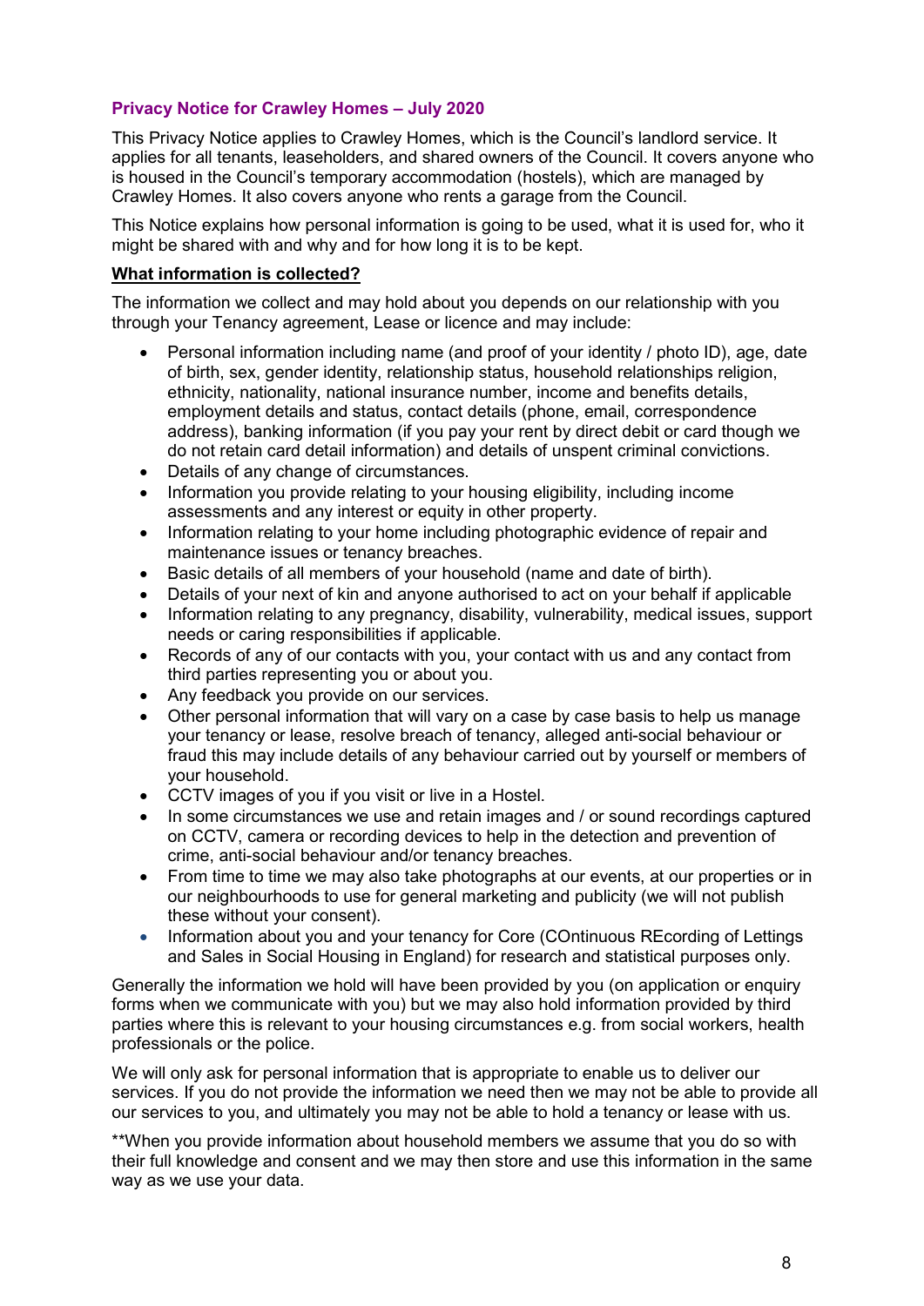## Privacy Notice for Crawley Homes – July 2020

This Privacy Notice applies to Crawley Homes, which is the Council's landlord service. It applies for all tenants, leaseholders, and shared owners of the Council. It covers anyone who is housed in the Council's temporary accommodation (hostels), which are managed by Crawley Homes. It also covers anyone who rents a garage from the Council.

This Notice explains how personal information is going to be used, what it is used for, who it might be shared with and why and for how long it is to be kept.

### What information is collected?

The information we collect and may hold about you depends on our relationship with you through your Tenancy agreement, Lease or licence and may include:

- Personal information including name (and proof of your identity / photo ID), age, date of birth, sex, gender identity, relationship status, household relationships religion, ethnicity, nationality, national insurance number, income and benefits details, employment details and status, contact details (phone, email, correspondence address), banking information (if you pay your rent by direct debit or card though we do not retain card detail information) and details of unspent criminal convictions.
- Details of any change of circumstances.
- Information you provide relating to your housing eligibility, including income assessments and any interest or equity in other property.
- Information relating to your home including photographic evidence of repair and maintenance issues or tenancy breaches.
- Basic details of all members of your household (name and date of birth).
- Details of your next of kin and anyone authorised to act on your behalf if applicable
- Information relating to any pregnancy, disability, vulnerability, medical issues, support needs or caring responsibilities if applicable.
- Records of any of our contacts with you, your contact with us and any contact from third parties representing you or about you.
- Any feedback you provide on our services.
- Other personal information that will vary on a case by case basis to help us manage your tenancy or lease, resolve breach of tenancy, alleged anti-social behaviour or fraud this may include details of any behaviour carried out by yourself or members of your household.
- CCTV images of you if you visit or live in a Hostel.
- In some circumstances we use and retain images and / or sound recordings captured on CCTV, camera or recording devices to help in the detection and prevention of crime, anti-social behaviour and/or tenancy breaches.
- From time to time we may also take photographs at our events, at our properties or in our neighbourhoods to use for general marketing and publicity (we will not publish these without your consent).
- Information about you and your tenancy for Core (COntinuous REcording of Lettings and Sales in Social Housing in England) for research and statistical purposes only.

Generally the information we hold will have been provided by you (on application or enquiry forms when we communicate with you) but we may also hold information provided by third parties where this is relevant to your housing circumstances e.g. from social workers, health professionals or the police.

We will only ask for personal information that is appropriate to enable us to deliver our services. If you do not provide the information we need then we may not be able to provide all our services to you, and ultimately you may not be able to hold a tenancy or lease with us.

**When you provide information about household members we assume that you do so with their full knowledge and consent and we may then store and use this information in the same way as we use your data.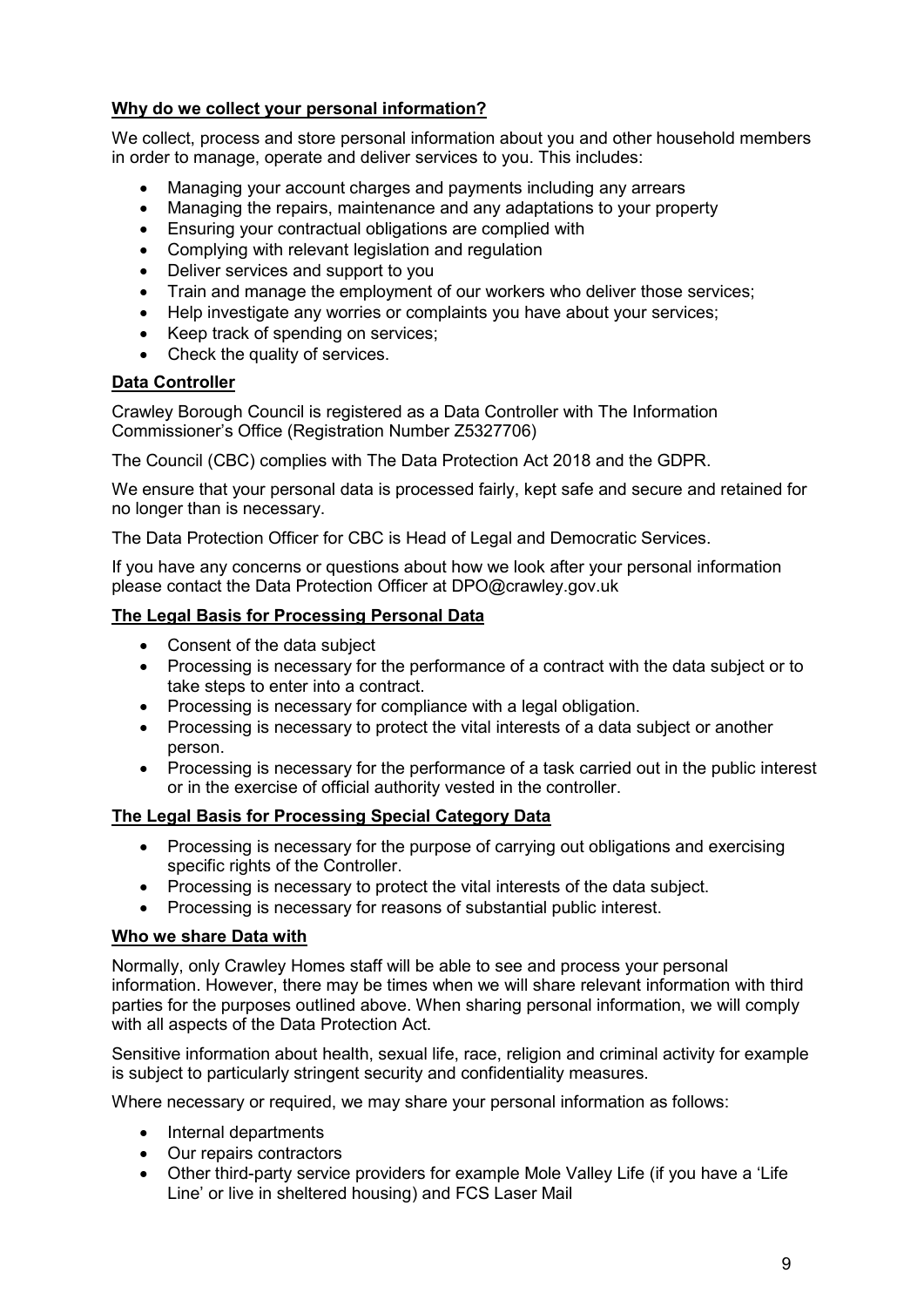## Why do we collect your personal information?

We collect, process and store personal information about you and other household members in order to manage, operate and deliver services to you. This includes:

- Managing your account charges and payments including any arrears
- Managing the repairs, maintenance and any adaptations to your property
- Ensuring your contractual obligations are complied with
- Complying with relevant legislation and regulation
- Deliver services and support to you
- Train and manage the employment of our workers who deliver those services;
- Help investigate any worries or complaints you have about your services;
- Keep track of spending on services;
- Check the quality of services.

## Data Controller

Crawley Borough Council is registered as a Data Controller with The Information Commissioner's Office (Registration Number Z5327706)

The Council (CBC) complies with The Data Protection Act 2018 and the GDPR.

We ensure that your personal data is processed fairly, kept safe and secure and retained for no longer than is necessary.

The Data Protection Officer for CBC is Head of Legal and Democratic Services.

If you have any concerns or questions about how we look after your personal information please contact the Data Protection Officer at DPO@crawley.gov.uk

## The Legal Basis for Processing Personal Data

- Consent of the data subject
- Processing is necessary for the performance of a contract with the data subject or to take steps to enter into a contract.
- Processing is necessary for compliance with a legal obligation.
- Processing is necessary to protect the vital interests of a data subject or another person.
- Processing is necessary for the performance of a task carried out in the public interest or in the exercise of official authority vested in the controller.

## The Legal Basis for Processing Special Category Data

- Processing is necessary for the purpose of carrying out obligations and exercising specific rights of the Controller.
- Processing is necessary to protect the vital interests of the data subject.
- Processing is necessary for reasons of substantial public interest.

## Who we share Data with

Normally, only Crawley Homes staff will be able to see and process your personal information. However, there may be times when we will share relevant information with third parties for the purposes outlined above. When sharing personal information, we will comply with all aspects of the Data Protection Act.

Sensitive information about health, sexual life, race, religion and criminal activity for example is subject to particularly stringent security and confidentiality measures.

Where necessary or required, we may share your personal information as follows:

- Internal departments
- Our repairs contractors
- Other third-party service providers for example Mole Valley Life (if you have a 'Life Line' or live in sheltered housing) and FCS Laser Mail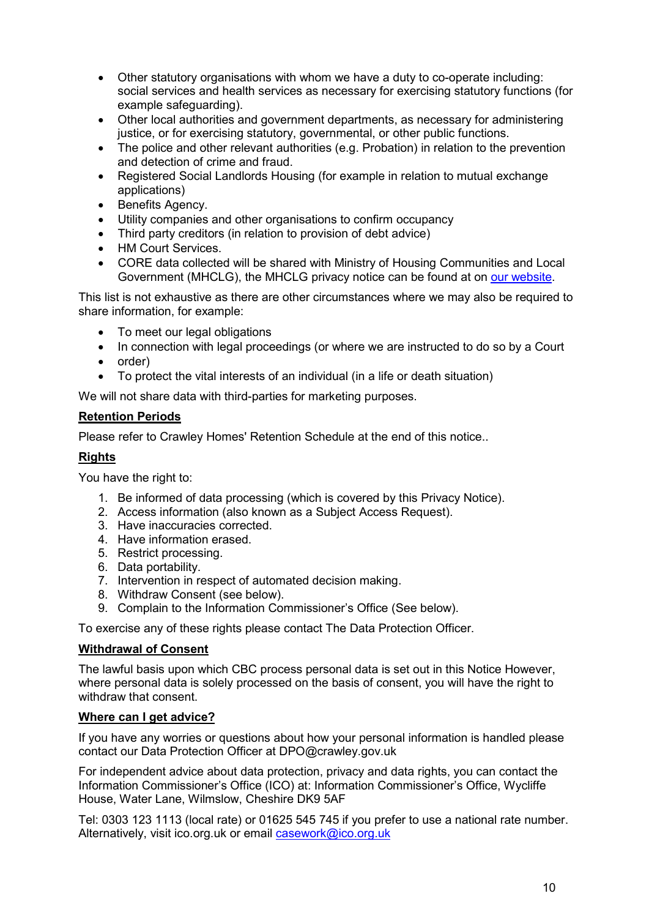- Other statutory organisations with whom we have a duty to co-operate including: social services and health services as necessary for exercising statutory functions (for example safeguarding).
- Other local authorities and government departments, as necessary for administering justice, or for exercising statutory, governmental, or other public functions.
- The police and other relevant authorities (e.g. Probation) in relation to the prevention and detection of crime and fraud.
- Registered Social Landlords Housing (for example in relation to mutual exchange applications)
- Benefits Agency.
- Utility companies and other organisations to confirm occupancy
- Third party creditors (in relation to provision of debt advice)
- HM Court Services.
- CORE data collected will be shared with Ministry of Housing Communities and Local Government (MHCLG), the MHCLG privacy notice can be found at on [our website](our website).

This list is not exhaustive as there are other circumstances where we may also be required to share information, for example:

- To meet our legal obligations
- In connection with legal proceedings (or where we are instructed to do so by a Court
- order)
- To protect the vital interests of an individual (in a life or death situation)

We will not share data with third-parties for marketing purposes.

**Retention Periods**

Please refer to Crawley Homes' Retention Schedule at the end of this notice..

**Rights**

You have the right to:

1. Be informed of data processing (which is covered by this Privacy Notice).
2. Access information (also known as a Subject Access Request).
3. Have inaccuracies corrected.
4. Have information erased.
5. Restrict processing.
6. Data portability.
7. Intervention in respect of automated decision making.
8. Withdraw Consent (see below).
9. Complain to the Information Commissioner's Office (See below).

To exercise any of these rights please contact The Data Protection Officer.

**Withdrawal of Consent**

The lawful basis upon which CBC process personal data is set out in this Notice However, where personal data is solely processed on the basis of consent, you will have the right to withdraw that consent.

**Where can I get advice?**

If you have any worries or questions about how your personal information is handled please contact our Data Protection Officer at DPO@crawley.gov.uk

For independent advice about data protection, privacy and data rights, you can contact the Information Commissioner's Office (ICO) at: Information Commissioner's Office, Wycliffe House, Water Lane, Wilmslow, Cheshire DK9 5AF

Tel: 0303 123 1113 (local rate) or 01625 545 745 if you prefer to use a national rate number. Alternatively, visit ico.org.uk or email casework@ico.org.uk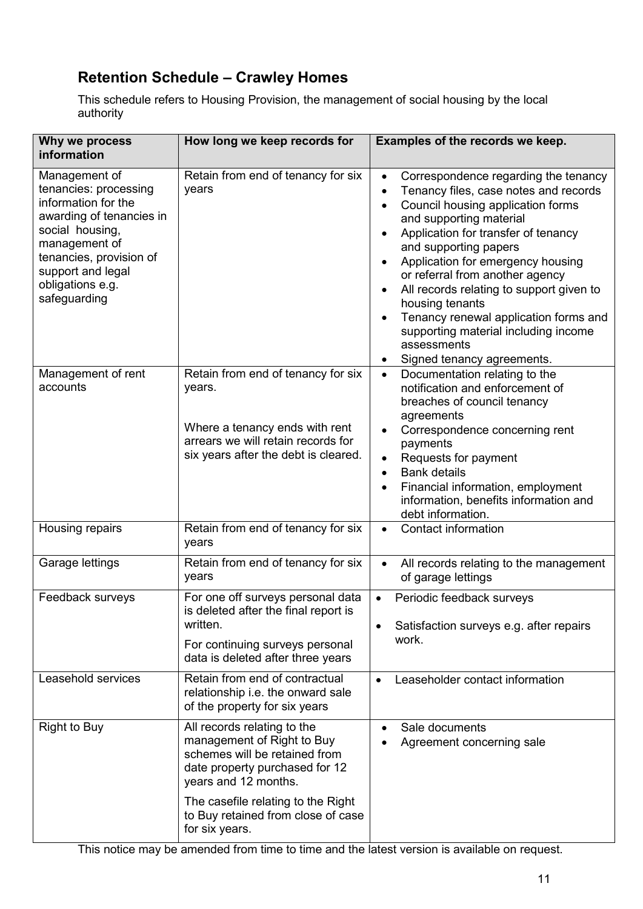## Retention Schedule – Crawley Homes

This schedule refers to Housing Provision, the management of social housing by the local authority

| Why we process information | How long we keep records for | Examples of the records we keep. |
|---|---|---|
| Management of tenancies: processing information for the awarding of tenancies in social housing, management of tenancies, provision of support and legal obligations e.g. safeguarding | Retain from end of tenancy for six years | • Correspondence regarding the tenancy<br>• Tenancy files, case notes and records<br>• Council housing application forms and supporting material<br>• Application for transfer of tenancy and supporting papers<br>• Application for emergency housing or referral from another agency<br>• All records relating to support given to housing tenants<br>• Tenancy renewal application forms and supporting material including income assessments<br>• Signed tenancy agreements. |
| Management of rent accounts | Retain from end of tenancy for six years.<br><br>Where a tenancy ends with rent arrears we will retain records for six years after the debt is cleared. | • Documentation relating to the notification and enforcement of breaches of council tenancy agreements<br>• Correspondence concerning rent payments<br>• Requests for payment<br>• Bank details<br>• Financial information, employment information, benefits information and debt information. |
| Housing repairs | Retain from end of tenancy for six years | • Contact information |
| Garage lettings | Retain from end of tenancy for six years | • All records relating to the management of garage lettings |
| Feedback surveys | For one off surveys personal data is deleted after the final report is written.<br><br>For continuing surveys personal data is deleted after three years | • Periodic feedback surveys<br>• Satisfaction surveys e.g. after repairs work. |
| Leasehold services | Retain from end of contractual relationship i.e. the onward sale of the property for six years | • Leaseholder contact information |
| Right to Buy | All records relating to the management of Right to Buy schemes will be retained from date property purchased for 12 years and 12 months.<br><br>The casefile relating to the Right to Buy retained from close of case for six years. | • Sale documents<br>• Agreement concerning sale |

This notice may be amended from time to time and the latest version is available on request.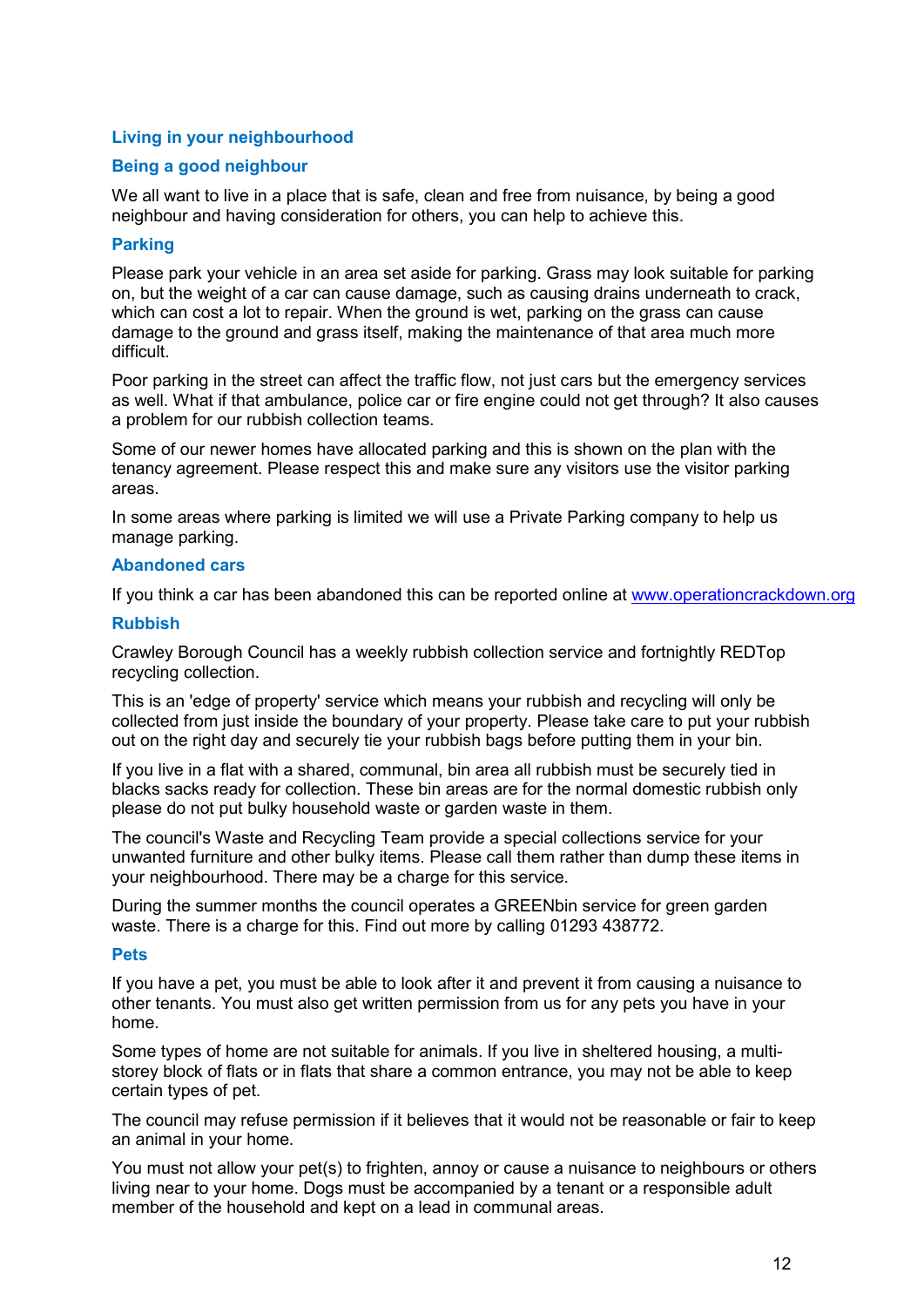## Living in your neighbourhood

### Being a good neighbour

We all want to live in a place that is safe, clean and free from nuisance, by being a good neighbour and having consideration for others, you can help to achieve this.

### Parking

Please park your vehicle in an area set aside for parking. Grass may look suitable for parking on, but the weight of a car can cause damage, such as causing drains underneath to crack, which can cost a lot to repair. When the ground is wet, parking on the grass can cause damage to the ground and grass itself, making the maintenance of that area much more difficult.

Poor parking in the street can affect the traffic flow, not just cars but the emergency services as well. What if that ambulance, police car or fire engine could not get through? It also causes a problem for our rubbish collection teams.

Some of our newer homes have allocated parking and this is shown on the plan with the tenancy agreement. Please respect this and make sure any visitors use the visitor parking areas.

In some areas where parking is limited we will use a Private Parking company to help us manage parking.

### Abandoned cars

If you think a car has been abandoned this can be reported online at www.operationcrackdown.org

### Rubbish

Crawley Borough Council has a weekly rubbish collection service and fortnightly REDTop recycling collection.

This is an 'edge of property' service which means your rubbish and recycling will only be collected from just inside the boundary of your property. Please take care to put your rubbish out on the right day and securely tie your rubbish bags before putting them in your bin.

If you live in a flat with a shared, communal, bin area all rubbish must be securely tied in blacks sacks ready for collection. These bin areas are for the normal domestic rubbish only please do not put bulky household waste or garden waste in them.

The council's Waste and Recycling Team provide a special collections service for your unwanted furniture and other bulky items. Please call them rather than dump these items in your neighbourhood. There may be a charge for this service.

During the summer months the council operates a GREENbin service for green garden waste. There is a charge for this. Find out more by calling 01293 438772.

### Pets

If you have a pet, you must be able to look after it and prevent it from causing a nuisance to other tenants. You must also get written permission from us for any pets you have in your home.

Some types of home are not suitable for animals. If you live in sheltered housing, a multi-storey block of flats or in flats that share a common entrance, you may not be able to keep certain types of pet.

The council may refuse permission if it believes that it would not be reasonable or fair to keep an animal in your home.

You must not allow your pet(s) to frighten, annoy or cause a nuisance to neighbours or others living near to your home. Dogs must be accompanied by a tenant or a responsible adult member of the household and kept on a lead in communal areas.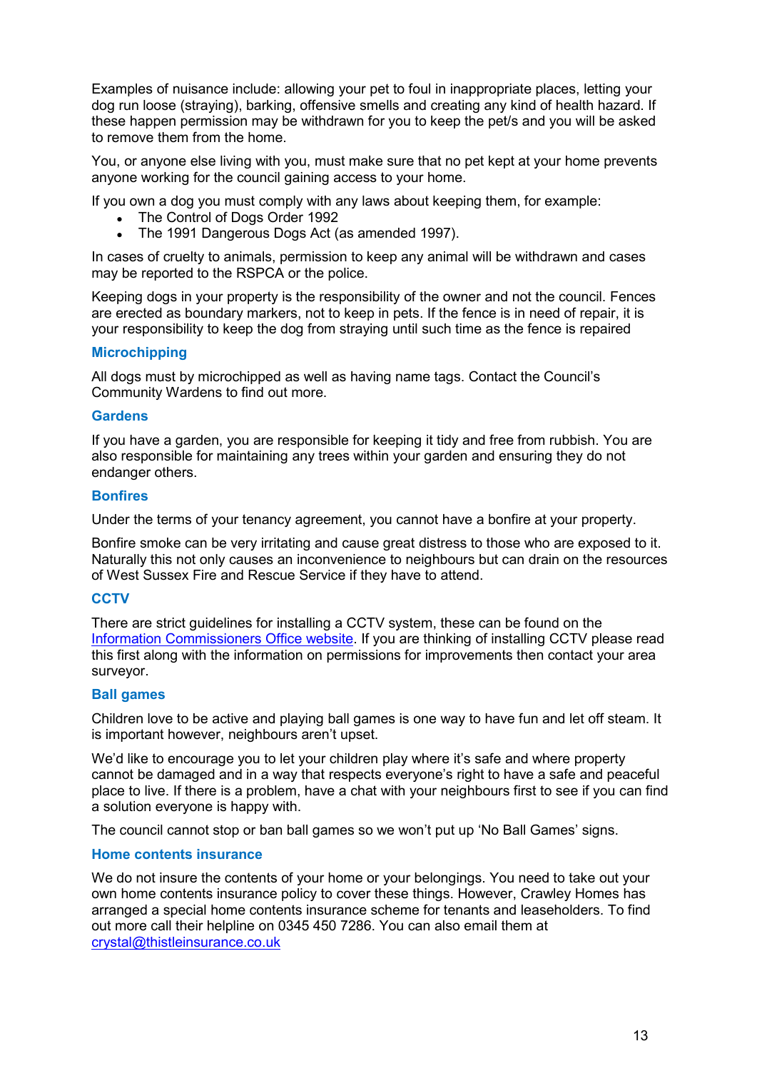Examples of nuisance include: allowing your pet to foul in inappropriate places, letting your dog run loose (straying), barking, offensive smells and creating any kind of health hazard. If these happen permission may be withdrawn for you to keep the pet/s and you will be asked to remove them from the home.

You, or anyone else living with you, must make sure that no pet kept at your home prevents anyone working for the council gaining access to your home.

If you own a dog you must comply with any laws about keeping them, for example:

- The Control of Dogs Order 1992
- The 1991 Dangerous Dogs Act (as amended 1997).

In cases of cruelty to animals, permission to keep any animal will be withdrawn and cases may be reported to the RSPCA or the police.

Keeping dogs in your property is the responsibility of the owner and not the council. Fences are erected as boundary markers, not to keep in pets. If the fence is in need of repair, it is your responsibility to keep the dog from straying until such time as the fence is repaired

### Microchipping

All dogs must by microchipped as well as having name tags. Contact the Council's Community Wardens to find out more.

### Gardens

If you have a garden, you are responsible for keeping it tidy and free from rubbish. You are also responsible for maintaining any trees within your garden and ensuring they do not endanger others.

### Bonfires

Under the terms of your tenancy agreement, you cannot have a bonfire at your property.

Bonfire smoke can be very irritating and cause great distress to those who are exposed to it. Naturally this not only causes an inconvenience to neighbours but can drain on the resources of West Sussex Fire and Rescue Service if they have to attend.

### CCTV

There are strict guidelines for installing a CCTV system, these can be found on the Information Commissioners Office website. If you are thinking of installing CCTV please read this first along with the information on permissions for improvements then contact your area surveyor.

### Ball games

Children love to be active and playing ball games is one way to have fun and let off steam. It is important however, neighbours aren't upset.

We'd like to encourage you to let your children play where it's safe and where property cannot be damaged and in a way that respects everyone's right to have a safe and peaceful place to live. If there is a problem, have a chat with your neighbours first to see if you can find a solution everyone is happy with.

The council cannot stop or ban ball games so we won't put up 'No Ball Games' signs.

### Home contents insurance

We do not insure the contents of your home or your belongings. You need to take out your own home contents insurance policy to cover these things. However, Crawley Homes has arranged a special home contents insurance scheme for tenants and leaseholders. To find out more call their helpline on 0345 450 7286. You can also email them at crystal@thistleinsurance.co.uk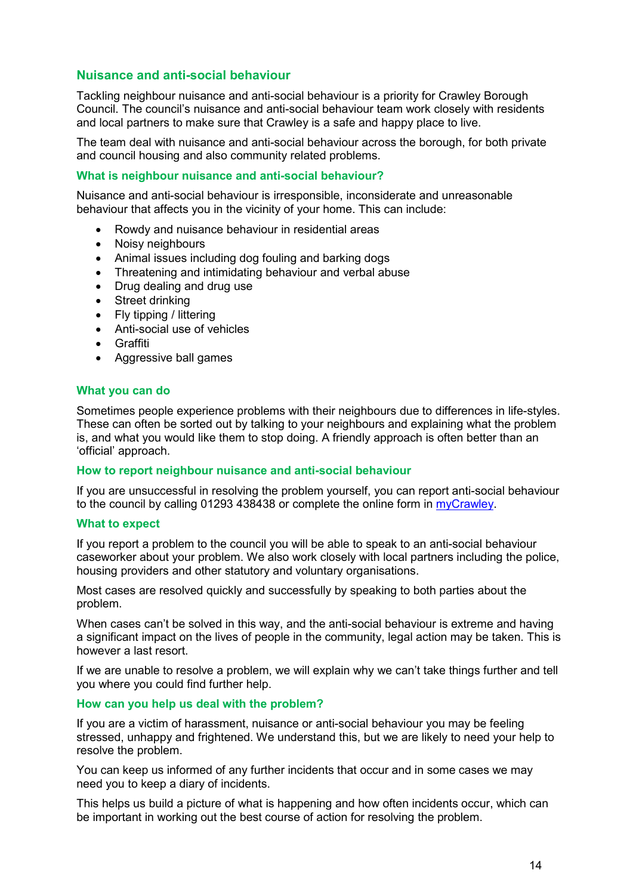## Nuisance and anti-social behaviour

Tackling neighbour nuisance and anti-social behaviour is a priority for Crawley Borough Council. The council's nuisance and anti-social behaviour team work closely with residents and local partners to make sure that Crawley is a safe and happy place to live.

The team deal with nuisance and anti-social behaviour across the borough, for both private and council housing and also community related problems.

### What is neighbour nuisance and anti-social behaviour?

Nuisance and anti-social behaviour is irresponsible, inconsiderate and unreasonable behaviour that affects you in the vicinity of your home. This can include:

- Rowdy and nuisance behaviour in residential areas
- Noisy neighbours
- Animal issues including dog fouling and barking dogs
- Threatening and intimidating behaviour and verbal abuse
- Drug dealing and drug use
- Street drinking
- Fly tipping / littering
- Anti-social use of vehicles
- Graffiti
- Aggressive ball games

### What you can do

Sometimes people experience problems with their neighbours due to differences in life-styles. These can often be sorted out by talking to your neighbours and explaining what the problem is, and what you would like them to stop doing. A friendly approach is often better than an 'official' approach.

### How to report neighbour nuisance and anti-social behaviour

If you are unsuccessful in resolving the problem yourself, you can report anti-social behaviour to the council by calling 01293 438438 or complete the online form in myCrawley.

### What to expect

If you report a problem to the council you will be able to speak to an anti-social behaviour caseworker about your problem. We also work closely with local partners including the police, housing providers and other statutory and voluntary organisations.

Most cases are resolved quickly and successfully by speaking to both parties about the problem.

When cases can't be solved in this way, and the anti-social behaviour is extreme and having a significant impact on the lives of people in the community, legal action may be taken. This is however a last resort.

If we are unable to resolve a problem, we will explain why we can't take things further and tell you where you could find further help.

### How can you help us deal with the problem?

If you are a victim of harassment, nuisance or anti-social behaviour you may be feeling stressed, unhappy and frightened. We understand this, but we are likely to need your help to resolve the problem.

You can keep us informed of any further incidents that occur and in some cases we may need you to keep a diary of incidents.

This helps us build a picture of what is happening and how often incidents occur, which can be important in working out the best course of action for resolving the problem.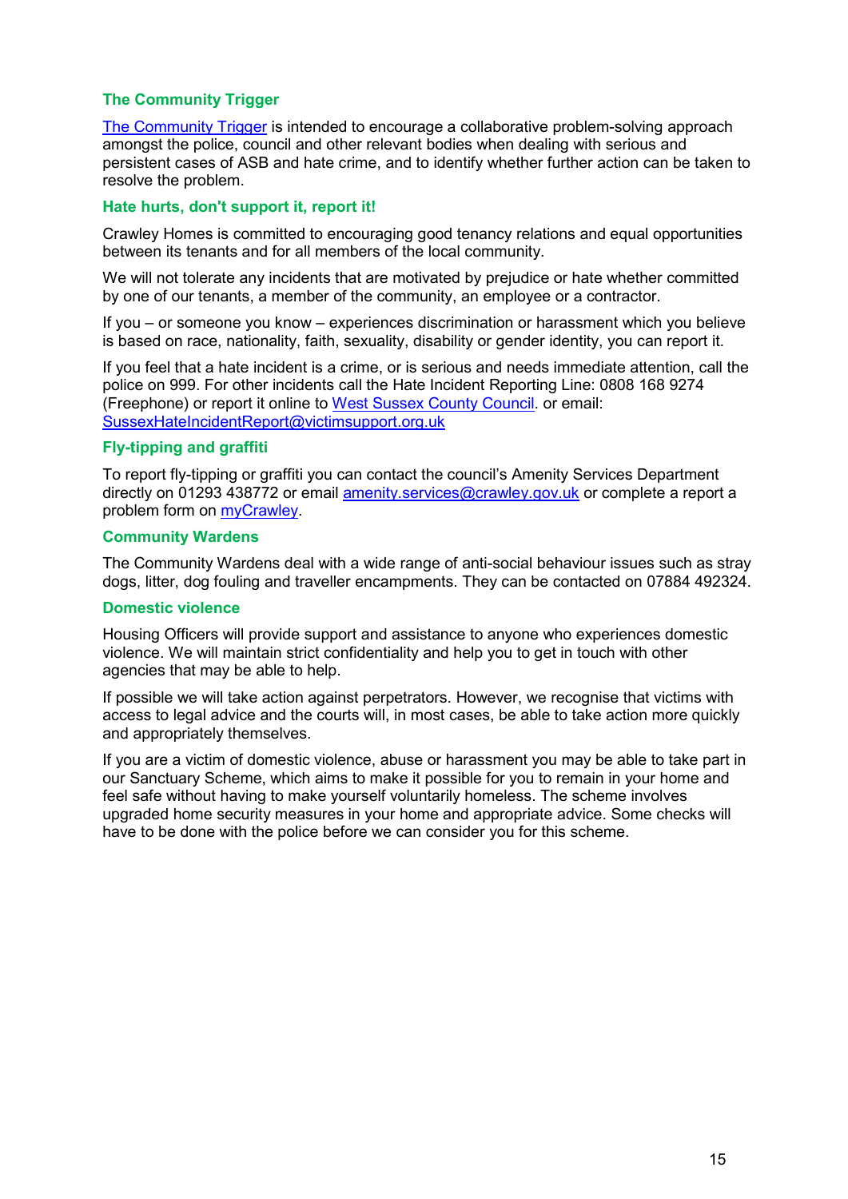### The Community Trigger

The Community Trigger is intended to encourage a collaborative problem-solving approach amongst the police, council and other relevant bodies when dealing with serious and persistent cases of ASB and hate crime, and to identify whether further action can be taken to resolve the problem.

### Hate hurts, don't support it, report it!

Crawley Homes is committed to encouraging good tenancy relations and equal opportunities between its tenants and for all members of the local community.

We will not tolerate any incidents that are motivated by prejudice or hate whether committed by one of our tenants, a member of the community, an employee or a contractor.

If you – or someone you know – experiences discrimination or harassment which you believe is based on race, nationality, faith, sexuality, disability or gender identity, you can report it.

If you feel that a hate incident is a crime, or is serious and needs immediate attention, call the police on 999. For other incidents call the Hate Incident Reporting Line: 0808 168 9274 (Freephone) or report it online to West Sussex County Council. or email: SussexHateIncidentReport@victimsupport.org.uk

### Fly-tipping and graffiti

To report fly-tipping or graffiti you can contact the council's Amenity Services Department directly on 01293 438772 or email amenity.services@crawley.gov.uk or complete a report a problem form on myCrawley.

### Community Wardens

The Community Wardens deal with a wide range of anti-social behaviour issues such as stray dogs, litter, dog fouling and traveller encampments. They can be contacted on 07884 492324.

### Domestic violence

Housing Officers will provide support and assistance to anyone who experiences domestic violence. We will maintain strict confidentiality and help you to get in touch with other agencies that may be able to help.

If possible we will take action against perpetrators. However, we recognise that victims with access to legal advice and the courts will, in most cases, be able to take action more quickly and appropriately themselves.

If you are a victim of domestic violence, abuse or harassment you may be able to take part in our Sanctuary Scheme, which aims to make it possible for you to remain in your home and feel safe without having to make yourself voluntarily homeless. The scheme involves upgraded home security measures in your home and appropriate advice. Some checks will have to be done with the police before we can consider you for this scheme.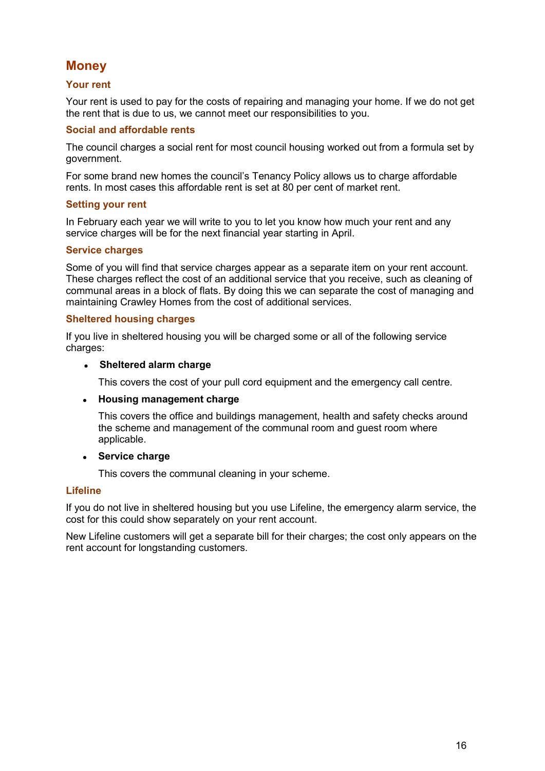# Money

## Your rent

Your rent is used to pay for the costs of repairing and managing your home. If we do not get the rent that is due to us, we cannot meet our responsibilities to you.

## Social and affordable rents

The council charges a social rent for most council housing worked out from a formula set by government.

For some brand new homes the council's Tenancy Policy allows us to charge affordable rents. In most cases this affordable rent is set at 80 per cent of market rent.

## Setting your rent

In February each year we will write to you to let you know how much your rent and any service charges will be for the next financial year starting in April.

## Service charges

Some of you will find that service charges appear as a separate item on your rent account. These charges reflect the cost of an additional service that you receive, such as cleaning of communal areas in a block of flats. By doing this we can separate the cost of managing and maintaining Crawley Homes from the cost of additional services.

## Sheltered housing charges

If you live in sheltered housing you will be charged some or all of the following service charges:

- **Sheltered alarm charge**

  This covers the cost of your pull cord equipment and the emergency call centre.

- **Housing management charge**

  This covers the office and buildings management, health and safety checks around the scheme and management of the communal room and guest room where applicable.

- **Service charge**

  This covers the communal cleaning in your scheme.

## Lifeline

If you do not live in sheltered housing but you use Lifeline, the emergency alarm service, the cost for this could show separately on your rent account.

New Lifeline customers will get a separate bill for their charges; the cost only appears on the rent account for longstanding customers.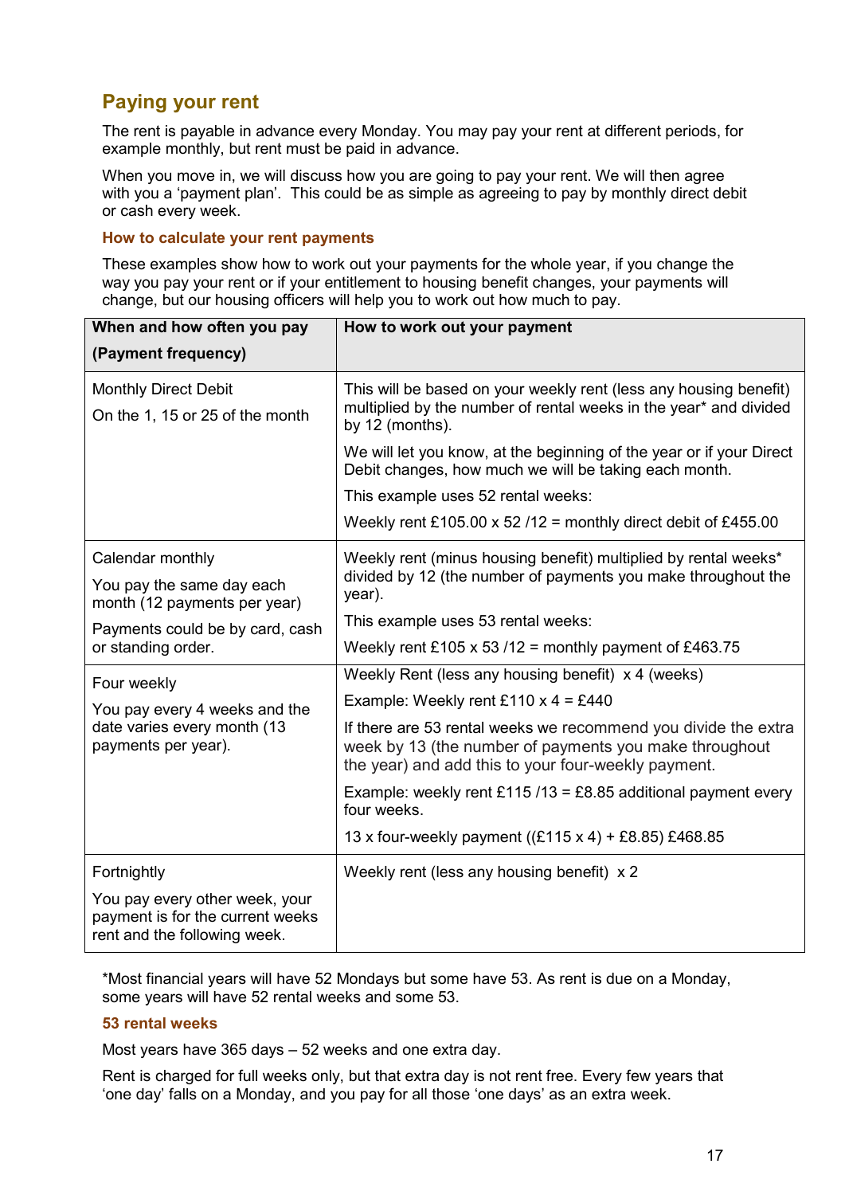## Paying your rent

The rent is payable in advance every Monday. You may pay your rent at different periods, for example monthly, but rent must be paid in advance.

When you move in, we will discuss how you are going to pay your rent. We will then agree with you a 'payment plan'. This could be as simple as agreeing to pay by monthly direct debit or cash every week.

### How to calculate your rent payments

These examples show how to work out your payments for the whole year, if you change the way you pay your rent or if your entitlement to housing benefit changes, your payments will change, but our housing officers will help you to work out how much to pay.

| When and how often you pay (Payment frequency) | How to work out your payment |
|---|---|
| Monthly Direct Debit<br><br>On the 1, 15 or 25 of the month | This will be based on your weekly rent (less any housing benefit) multiplied by the number of rental weeks in the year* and divided by 12 (months).<br><br>We will let you know, at the beginning of the year or if your Direct Debit changes, how much we will be taking each month.<br><br>This example uses 52 rental weeks:<br><br>Weekly rent £105.00 x 52 /12 = monthly direct debit of £455.00 |
| Calendar monthly<br><br>You pay the same day each month (12 payments per year)<br><br>Payments could be by card, cash or standing order. | Weekly rent (minus housing benefit) multiplied by rental weeks* divided by 12 (the number of payments you make throughout the year).<br><br>This example uses 53 rental weeks:<br><br>Weekly rent £105 x 53 /12 = monthly payment of £463.75 |
| Four weekly<br><br>You pay every 4 weeks and the date varies every month (13 payments per year). | Weekly Rent (less any housing benefit) x 4 (weeks)<br><br>Example: Weekly rent £110 x 4 = £440<br><br>If there are 53 rental weeks we recommend you divide the extra week by 13 (the number of payments you make throughout the year) and add this to your four-weekly payment.<br><br>Example: weekly rent £115 /13 = £8.85 additional payment every four weeks.<br><br>13 x four-weekly payment ((£115 x 4) + £8.85) £468.85 |
| Fortnightly<br><br>You pay every other week, your payment is for the current weeks rent and the following week. | Weekly rent (less any housing benefit) x 2 |

*Most financial years will have 52 Mondays but some have 53. As rent is due on a Monday, some years will have 52 rental weeks and some 53.

### 53 rental weeks

Most years have 365 days – 52 weeks and one extra day.

Rent is charged for full weeks only, but that extra day is not rent free. Every few years that 'one day' falls on a Monday, and you pay for all those 'one days' as an extra week.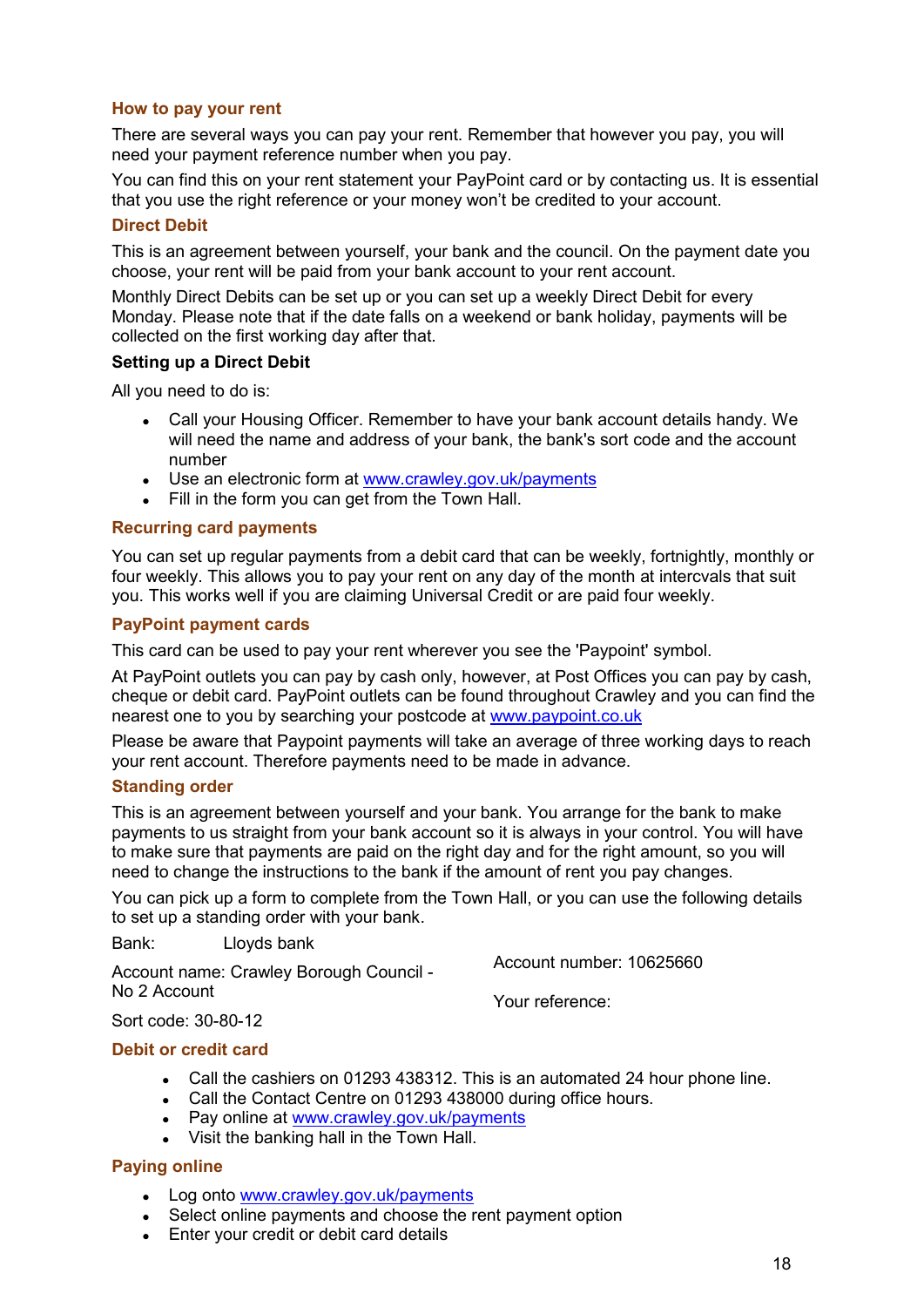## How to pay your rent

There are several ways you can pay your rent. Remember that however you pay, you will need your payment reference number when you pay.

You can find this on your rent statement your PayPoint card or by contacting us. It is essential that you use the right reference or your money won't be credited to your account.

## Direct Debit

This is an agreement between yourself, your bank and the council. On the payment date you choose, your rent will be paid from your bank account to your rent account.

Monthly Direct Debits can be set up or you can set up a weekly Direct Debit for every Monday. Please note that if the date falls on a weekend or bank holiday, payments will be collected on the first working day after that.

### Setting up a Direct Debit

All you need to do is:

- Call your Housing Officer. Remember to have your bank account details handy. We will need the name and address of your bank, the bank's sort code and the account number
- Use an electronic form at www.crawley.gov.uk/payments
- Fill in the form you can get from the Town Hall.

## Recurring card payments

You can set up regular payments from a debit card that can be weekly, fortnightly, monthly or four weekly. This allows you to pay your rent on any day of the month at intercvals that suit you. This works well if you are claiming Universal Credit or are paid four weekly.

## PayPoint payment cards

This card can be used to pay your rent wherever you see the 'Paypoint' symbol.

At PayPoint outlets you can pay by cash only, however, at Post Offices you can pay by cash, cheque or debit card. PayPoint outlets can be found throughout Crawley and you can find the nearest one to you by searching your postcode at www.paypoint.co.uk

Please be aware that Paypoint payments will take an average of three working days to reach your rent account. Therefore payments need to be made in advance.

## Standing order

This is an agreement between yourself and your bank. You arrange for the bank to make payments to us straight from your bank account so it is always in your control. You will have to make sure that payments are paid on the right day and for the right amount, so you will need to change the instructions to the bank if the amount of rent you pay changes.

You can pick up a form to complete from the Town Hall, or you can use the following details to set up a standing order with your bank.

Bank: Lloyds bank

Account name: Crawley Borough Council - No 2 Account

Sort code: 30-80-12

Account number: 10625660

Your reference:

## Debit or credit card

- Call the cashiers on 01293 438312. This is an automated 24 hour phone line.
- Call the Contact Centre on 01293 438000 during office hours.
- Pay online at www.crawley.gov.uk/payments
- Visit the banking hall in the Town Hall.

## Paying online

- Log onto www.crawley.gov.uk/payments
- Select online payments and choose the rent payment option
- Enter your credit or debit card details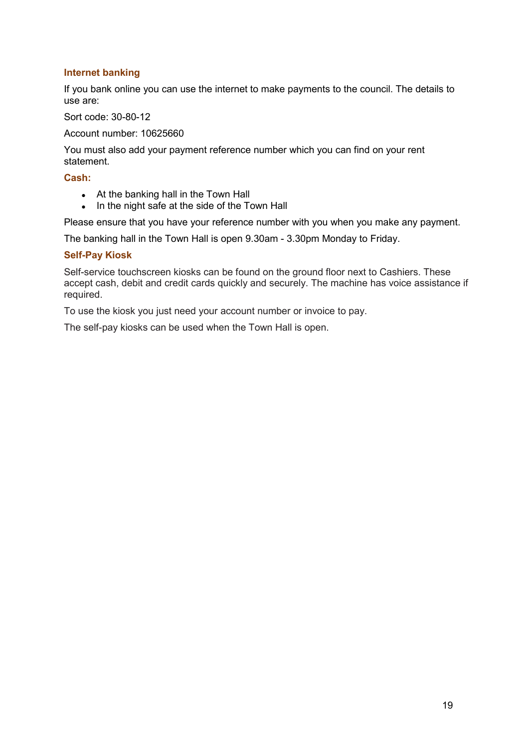### Internet banking

If you bank online you can use the internet to make payments to the council. The details to use are:

Sort code: 30-80-12

Account number: 10625660

You must also add your payment reference number which you can find on your rent statement.

### Cash:

- At the banking hall in the Town Hall
- In the night safe at the side of the Town Hall

Please ensure that you have your reference number with you when you make any payment.

The banking hall in the Town Hall is open 9.30am - 3.30pm Monday to Friday.

### Self-Pay Kiosk

Self-service touchscreen kiosks can be found on the ground floor next to Cashiers. These accept cash, debit and credit cards quickly and securely. The machine has voice assistance if required.

To use the kiosk you just need your account number or invoice to pay.

The self-pay kiosks can be used when the Town Hall is open.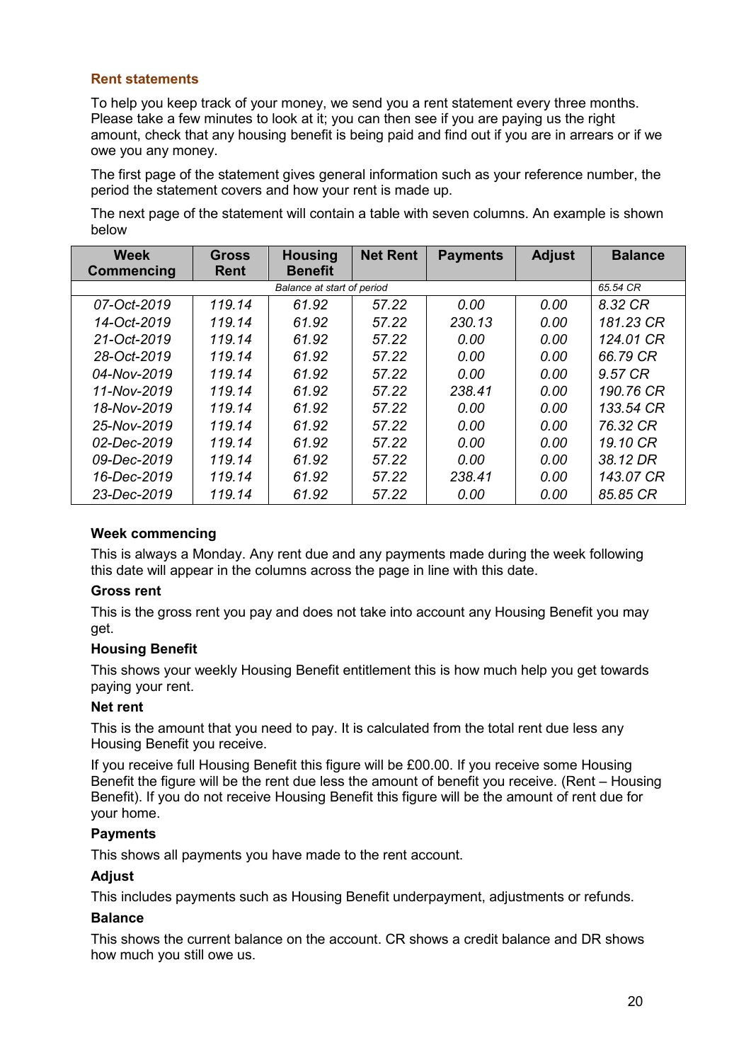## Rent statements

To help you keep track of your money, we send you a rent statement every three months. Please take a few minutes to look at it; you can then see if you are paying us the right amount, check that any housing benefit is being paid and find out if you are in arrears or if we owe you any money.

The first page of the statement gives general information such as your reference number, the period the statement covers and how your rent is made up.

The next page of the statement will contain a table with seven columns. An example is shown below

| Week Commencing | Gross Rent | Housing Benefit | Net Rent | Payments | Adjust | Balance |
|---|---|---|---|---|---|---|
| *Balance at start of period* | | | | | | *65.54 CR* |
| *07-Oct-2019* | *119.14* | *61.92* | *57.22* | *0.00* | *0.00* | *8.32 CR* |
| *14-Oct-2019* | *119.14* | *61.92* | *57.22* | *230.13* | *0.00* | *181.23 CR* |
| *21-Oct-2019* | *119.14* | *61.92* | *57.22* | *0.00* | *0.00* | *124.01 CR* |
| *28-Oct-2019* | *119.14* | *61.92* | *57.22* | *0.00* | *0.00* | *66.79 CR* |
| *04-Nov-2019* | *119.14* | *61.92* | *57.22* | *0.00* | *0.00* | *9.57 CR* |
| *11-Nov-2019* | *119.14* | *61.92* | *57.22* | *238.41* | *0.00* | *190.76 CR* |
| *18-Nov-2019* | *119.14* | *61.92* | *57.22* | *0.00* | *0.00* | *133.54 CR* |
| *25-Nov-2019* | *119.14* | *61.92* | *57.22* | *0.00* | *0.00* | *76.32 CR* |
| *02-Dec-2019* | *119.14* | *61.92* | *57.22* | *0.00* | *0.00* | *19.10 CR* |
| *09-Dec-2019* | *119.14* | *61.92* | *57.22* | *0.00* | *0.00* | *38.12 DR* |
| *16-Dec-2019* | *119.14* | *61.92* | *57.22* | *238.41* | *0.00* | *143.07 CR* |
| *23-Dec-2019* | *119.14* | *61.92* | *57.22* | *0.00* | *0.00* | *85.85 CR* |

**Week commencing**

This is always a Monday. Any rent due and any payments made during the week following this date will appear in the columns across the page in line with this date.

**Gross rent**

This is the gross rent you pay and does not take into account any Housing Benefit you may get.

**Housing Benefit**

This shows your weekly Housing Benefit entitlement this is how much help you get towards paying your rent.

**Net rent**

This is the amount that you need to pay. It is calculated from the total rent due less any Housing Benefit you receive.

If you receive full Housing Benefit this figure will be £00.00. If you receive some Housing Benefit the figure will be the rent due less the amount of benefit you receive. (Rent – Housing Benefit). If you do not receive Housing Benefit this figure will be the amount of rent due for your home.

**Payments**

This shows all payments you have made to the rent account.

**Adjust**

This includes payments such as Housing Benefit underpayment, adjustments or refunds.

**Balance**

This shows the current balance on the account. CR shows a credit balance and DR shows how much you still owe us.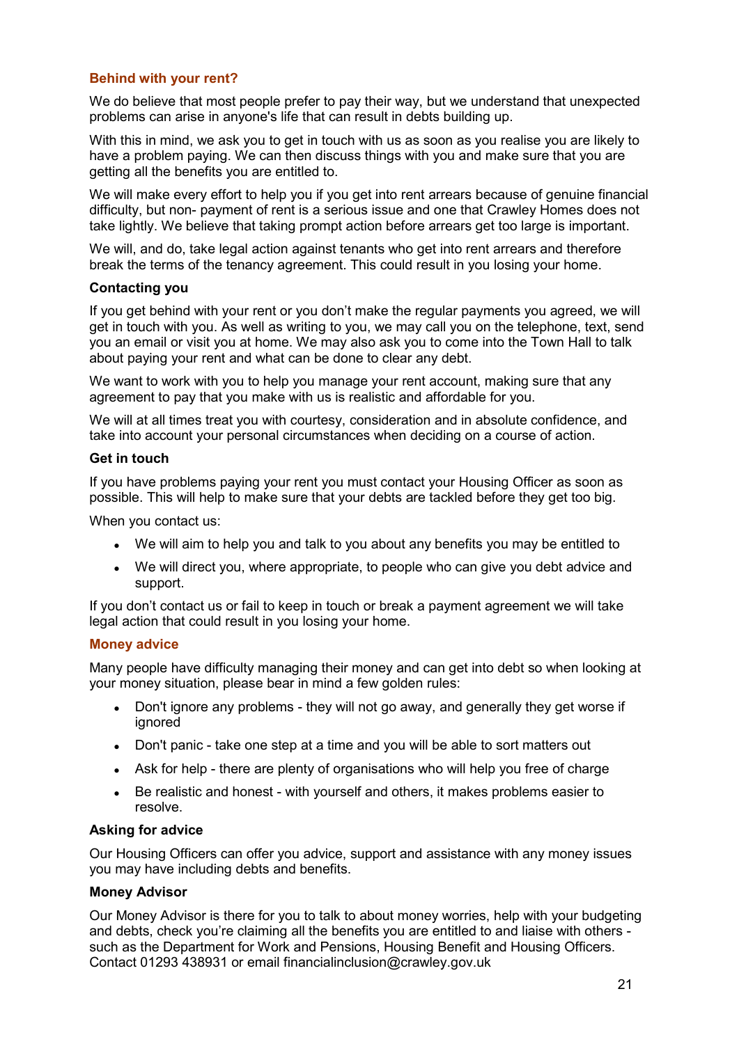## Behind with your rent?

We do believe that most people prefer to pay their way, but we understand that unexpected problems can arise in anyone's life that can result in debts building up.

With this in mind, we ask you to get in touch with us as soon as you realise you are likely to have a problem paying. We can then discuss things with you and make sure that you are getting all the benefits you are entitled to.

We will make every effort to help you if you get into rent arrears because of genuine financial difficulty, but non- payment of rent is a serious issue and one that Crawley Homes does not take lightly. We believe that taking prompt action before arrears get too large is important.

We will, and do, take legal action against tenants who get into rent arrears and therefore break the terms of the tenancy agreement. This could result in you losing your home.

### Contacting you

If you get behind with your rent or you don't make the regular payments you agreed, we will get in touch with you. As well as writing to you, we may call you on the telephone, text, send you an email or visit you at home. We may also ask you to come into the Town Hall to talk about paying your rent and what can be done to clear any debt.

We want to work with you to help you manage your rent account, making sure that any agreement to pay that you make with us is realistic and affordable for you.

We will at all times treat you with courtesy, consideration and in absolute confidence, and take into account your personal circumstances when deciding on a course of action.

### Get in touch

If you have problems paying your rent you must contact your Housing Officer as soon as possible. This will help to make sure that your debts are tackled before they get too big.

When you contact us:

- We will aim to help you and talk to you about any benefits you may be entitled to
- We will direct you, where appropriate, to people who can give you debt advice and support.

If you don't contact us or fail to keep in touch or break a payment agreement we will take legal action that could result in you losing your home.

## Money advice

Many people have difficulty managing their money and can get into debt so when looking at your money situation, please bear in mind a few golden rules:

- Don't ignore any problems - they will not go away, and generally they get worse if ignored
- Don't panic - take one step at a time and you will be able to sort matters out
- Ask for help - there are plenty of organisations who will help you free of charge
- Be realistic and honest - with yourself and others, it makes problems easier to resolve.

### Asking for advice

Our Housing Officers can offer you advice, support and assistance with any money issues you may have including debts and benefits.

### Money Advisor

Our Money Advisor is there for you to talk to about money worries, help with your budgeting and debts, check you're claiming all the benefits you are entitled to and liaise with others - such as the Department for Work and Pensions, Housing Benefit and Housing Officers. Contact 01293 438931 or email financialinclusion@crawley.gov.uk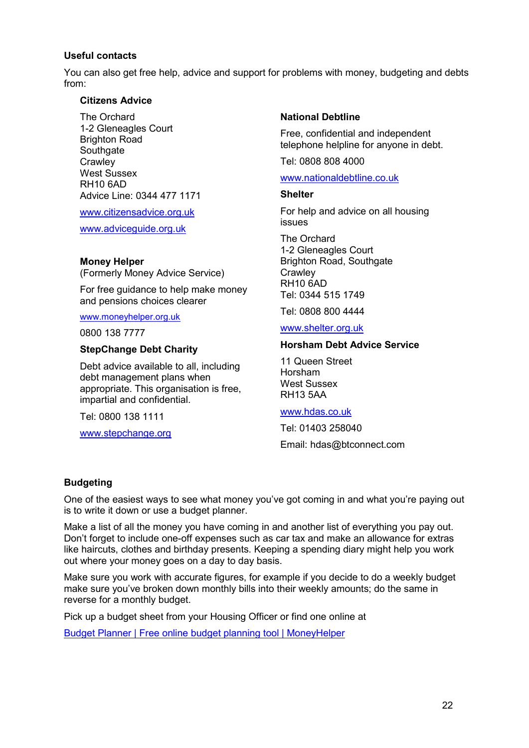## Useful contacts

You can also get free help, advice and support for problems with money, budgeting and debts from:

### Citizens Advice

The Orchard
1-2 Gleneagles Court
Brighton Road
Southgate
Crawley
West Sussex
RH10 6AD
Advice Line: 0344 477 1171

www.citizensadvice.org.uk

www.adviceguide.org.uk

### Money Helper

(Formerly Money Advice Service)

For free guidance to help make money and pensions choices clearer

www.moneyhelper.org.uk

0800 138 7777

### StepChange Debt Charity

Debt advice available to all, including debt management plans when appropriate. This organisation is free, impartial and confidential.

Tel: 0800 138 1111

www.stepchange.org

### National Debtline

Free, confidential and independent telephone helpline for anyone in debt.

Tel: 0808 808 4000

www.nationaldebtline.co.uk

### Shelter

For help and advice on all housing issues

The Orchard
1-2 Gleneagles Court
Brighton Road, Southgate
Crawley
RH10 6AD
Tel: 0344 515 1749

Tel: 0808 800 4444

www.shelter.org.uk

### Horsham Debt Advice Service

11 Queen Street
Horsham
West Sussex
RH13 5AA

www.hdas.co.uk

Tel: 01403 258040

Email: hdas@btconnect.com

## Budgeting

One of the easiest ways to see what money you've got coming in and what you're paying out is to write it down or use a budget planner.

Make a list of all the money you have coming in and another list of everything you pay out. Don't forget to include one-off expenses such as car tax and make an allowance for extras like haircuts, clothes and birthday presents. Keeping a spending diary might help you work out where your money goes on a day to day basis.

Make sure you work with accurate figures, for example if you decide to do a weekly budget make sure you've broken down monthly bills into their weekly amounts; do the same in reverse for a monthly budget.

Pick up a budget sheet from your Housing Officer or find one online at

Budget Planner | Free online budget planning tool | MoneyHelper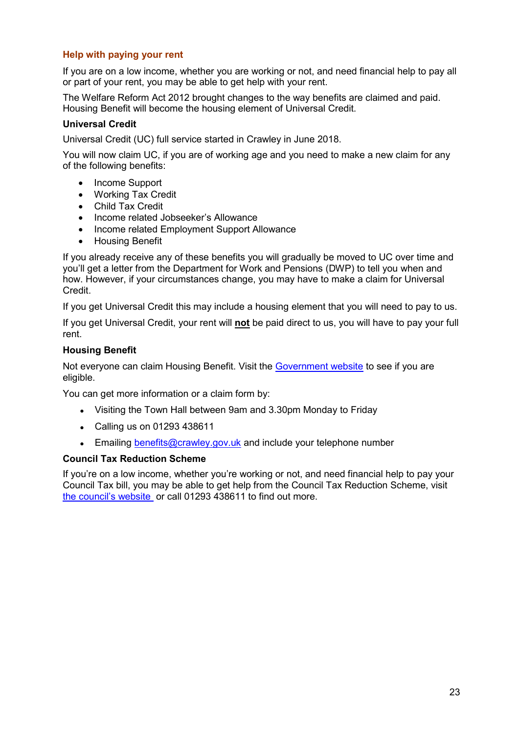## Help with paying your rent

If you are on a low income, whether you are working or not, and need financial help to pay all or part of your rent, you may be able to get help with your rent.

The Welfare Reform Act 2012 brought changes to the way benefits are claimed and paid. Housing Benefit will become the housing element of Universal Credit.

### Universal Credit

Universal Credit (UC) full service started in Crawley in June 2018.

You will now claim UC, if you are of working age and you need to make a new claim for any of the following benefits:

- Income Support
- Working Tax Credit
- Child Tax Credit
- Income related Jobseeker's Allowance
- Income related Employment Support Allowance
- Housing Benefit

If you already receive any of these benefits you will gradually be moved to UC over time and you'll get a letter from the Department for Work and Pensions (DWP) to tell you when and how. However, if your circumstances change, you may have to make a claim for Universal Credit.

If you get Universal Credit this may include a housing element that you will need to pay to us.

If you get Universal Credit, your rent will **not** be paid direct to us, you will have to pay your full rent.

### Housing Benefit

Not everyone can claim Housing Benefit. Visit the Government website to see if you are eligible.

You can get more information or a claim form by:

- Visiting the Town Hall between 9am and 3.30pm Monday to Friday
- Calling us on 01293 438611
- Emailing benefits@crawley.gov.uk and include your telephone number

### Council Tax Reduction Scheme

If you're on a low income, whether you're working or not, and need financial help to pay your Council Tax bill, you may be able to get help from the Council Tax Reduction Scheme, visit the council's website or call 01293 438611 to find out more.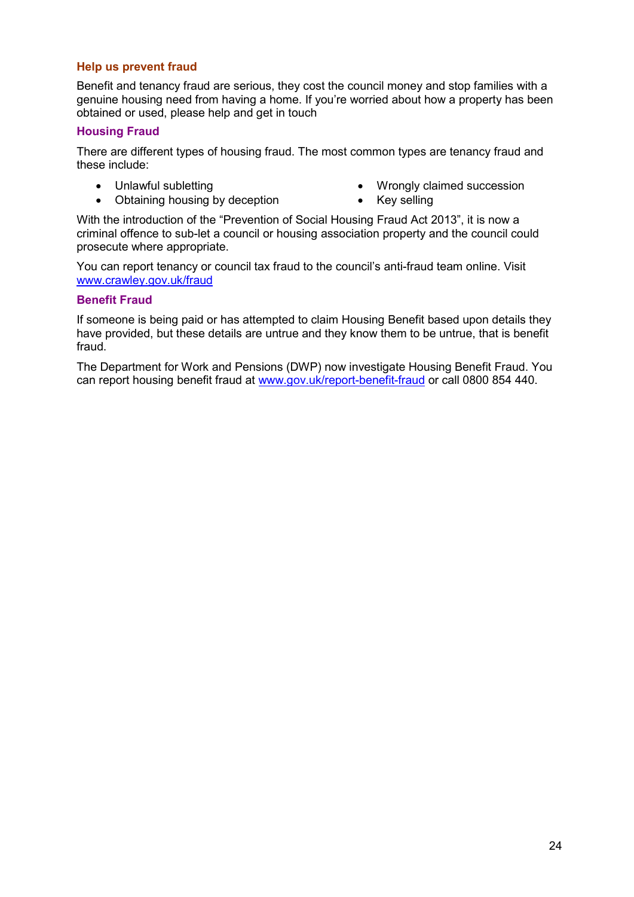## Help us prevent fraud

Benefit and tenancy fraud are serious, they cost the council money and stop families with a genuine housing need from having a home. If you're worried about how a property has been obtained or used, please help and get in touch

### Housing Fraud

There are different types of housing fraud. The most common types are tenancy fraud and these include:

- Unlawful subletting
- Obtaining housing by deception
- Wrongly claimed succession
- Key selling

With the introduction of the "Prevention of Social Housing Fraud Act 2013", it is now a criminal offence to sub-let a council or housing association property and the council could prosecute where appropriate.

You can report tenancy or council tax fraud to the council's anti-fraud team online. Visit www.crawley.gov.uk/fraud

### Benefit Fraud

If someone is being paid or has attempted to claim Housing Benefit based upon details they have provided, but these details are untrue and they know them to be untrue, that is benefit fraud.

The Department for Work and Pensions (DWP) now investigate Housing Benefit Fraud. You can report housing benefit fraud at www.gov.uk/report-benefit-fraud or call 0800 854 440.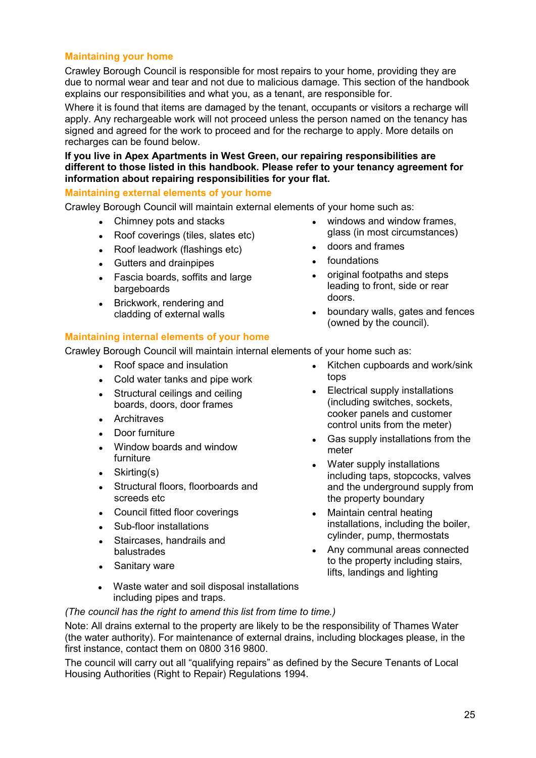## Maintaining your home

Crawley Borough Council is responsible for most repairs to your home, providing they are due to normal wear and tear and not due to malicious damage. This section of the handbook explains our responsibilities and what you, as a tenant, are responsible for.

Where it is found that items are damaged by the tenant, occupants or visitors a recharge will apply. Any rechargeable work will not proceed unless the person named on the tenancy has signed and agreed for the work to proceed and for the recharge to apply. More details on recharges can be found below.

**If you live in Apex Apartments in West Green, our repairing responsibilities are different to those listed in this handbook. Please refer to your tenancy agreement for information about repairing responsibilities for your flat.**

### Maintaining external elements of your home

Crawley Borough Council will maintain external elements of your home such as:

- Chimney pots and stacks
- Roof coverings (tiles, slates etc)
- Roof leadwork (flashings etc)
- Gutters and drainpipes
- Fascia boards, soffits and large bargeboards
- Brickwork, rendering and cladding of external walls
- windows and window frames, glass (in most circumstances)
- doors and frames
- foundations
- original footpaths and steps leading to front, side or rear doors.
- boundary walls, gates and fences (owned by the council).

### Maintaining internal elements of your home

Crawley Borough Council will maintain internal elements of your home such as:

- Roof space and insulation
- Cold water tanks and pipe work
- Structural ceilings and ceiling boards, doors, door frames
- Architraves
- Door furniture
- Window boards and window furniture
- Skirting(s)
- Structural floors, floorboards and screeds etc
- Council fitted floor coverings
- Sub-floor installations
- Staircases, handrails and balustrades
- Sanitary ware
- Waste water and soil disposal installations including pipes and traps.
- Kitchen cupboards and work/sink tops
- Electrical supply installations (including switches, sockets, cooker panels and customer control units from the meter)
- Gas supply installations from the meter
- Water supply installations including taps, stopcocks, valves and the underground supply from the property boundary
- Maintain central heating installations, including the boiler, cylinder, pump, thermostats
- Any communal areas connected to the property including stairs, lifts, landings and lighting

*(The council has the right to amend this list from time to time.)*

Note: All drains external to the property are likely to be the responsibility of Thames Water (the water authority). For maintenance of external drains, including blockages please, in the first instance, contact them on 0800 316 9800.

The council will carry out all "qualifying repairs" as defined by the Secure Tenants of Local Housing Authorities (Right to Repair) Regulations 1994.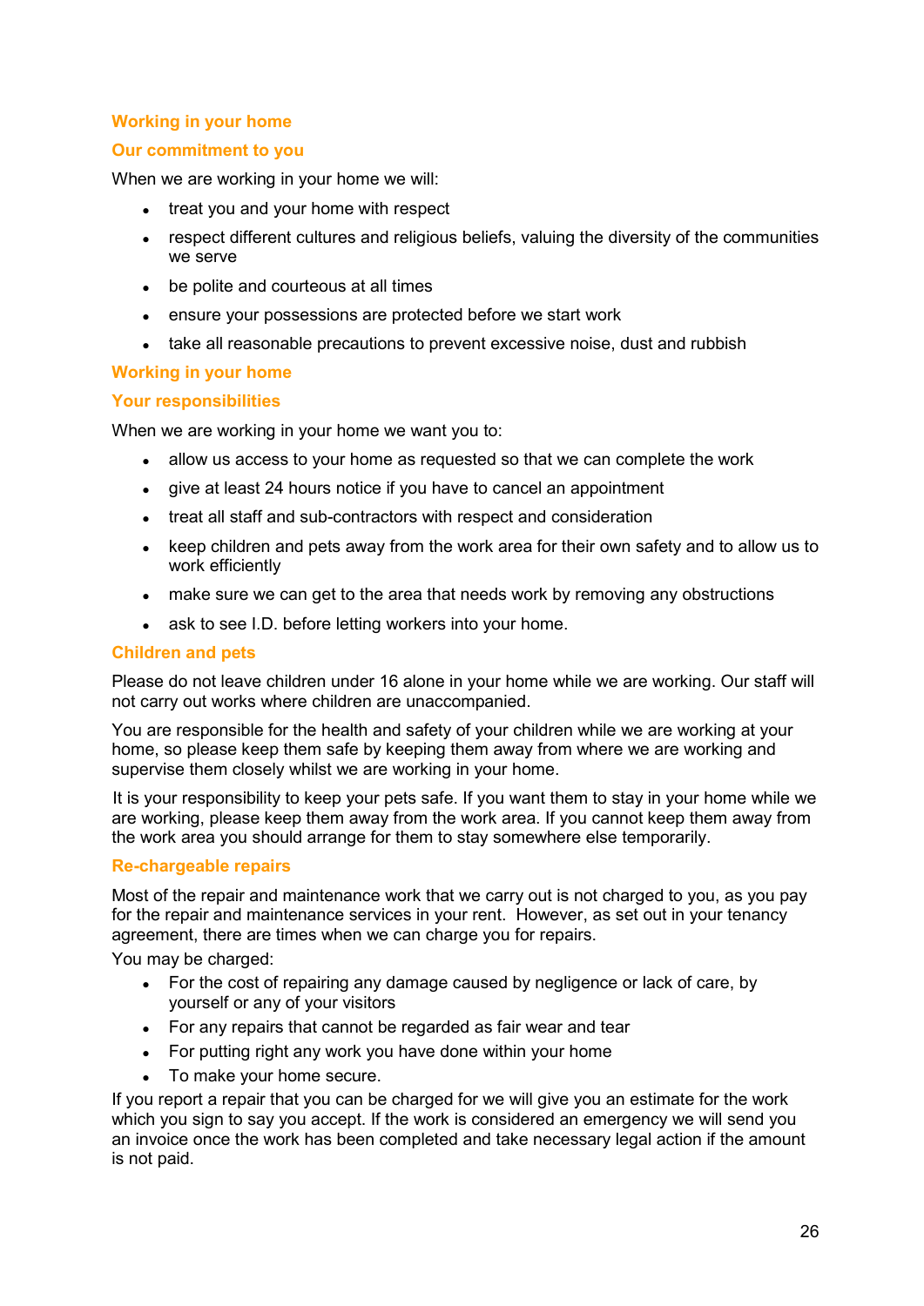## Working in your home

### Our commitment to you

When we are working in your home we will:

- treat you and your home with respect
- respect different cultures and religious beliefs, valuing the diversity of the communities we serve
- be polite and courteous at all times
- ensure your possessions are protected before we start work
- take all reasonable precautions to prevent excessive noise, dust and rubbish

## Working in your home

### Your responsibilities

When we are working in your home we want you to:

- allow us access to your home as requested so that we can complete the work
- give at least 24 hours notice if you have to cancel an appointment
- treat all staff and sub-contractors with respect and consideration
- keep children and pets away from the work area for their own safety and to allow us to work efficiently
- make sure we can get to the area that needs work by removing any obstructions
- ask to see I.D. before letting workers into your home.

### Children and pets

Please do not leave children under 16 alone in your home while we are working. Our staff will not carry out works where children are unaccompanied.

You are responsible for the health and safety of your children while we are working at your home, so please keep them safe by keeping them away from where we are working and supervise them closely whilst we are working in your home.

It is your responsibility to keep your pets safe. If you want them to stay in your home while we are working, please keep them away from the work area. If you cannot keep them away from the work area you should arrange for them to stay somewhere else temporarily.

### Re-chargeable repairs

Most of the repair and maintenance work that we carry out is not charged to you, as you pay for the repair and maintenance services in your rent. However, as set out in your tenancy agreement, there are times when we can charge you for repairs.

You may be charged:

- For the cost of repairing any damage caused by negligence or lack of care, by yourself or any of your visitors
- For any repairs that cannot be regarded as fair wear and tear
- For putting right any work you have done within your home
- To make your home secure.

If you report a repair that you can be charged for we will give you an estimate for the work which you sign to say you accept. If the work is considered an emergency we will send you an invoice once the work has been completed and take necessary legal action if the amount is not paid.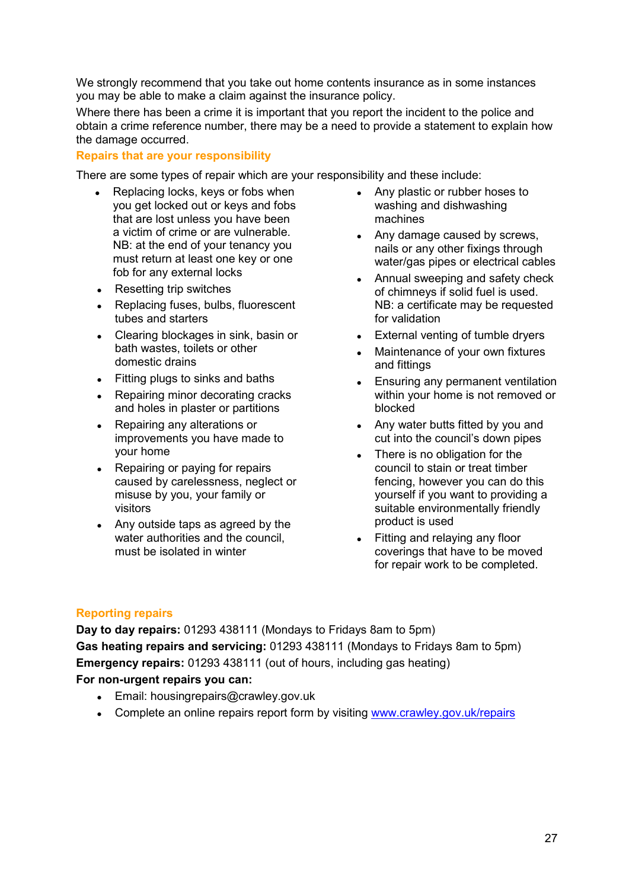We strongly recommend that you take out home contents insurance as in some instances you may be able to make a claim against the insurance policy.

Where there has been a crime it is important that you report the incident to the police and obtain a crime reference number, there may be a need to provide a statement to explain how the damage occurred.

## Repairs that are your responsibility

There are some types of repair which are your responsibility and these include:

- Replacing locks, keys or fobs when you get locked out or keys and fobs that are lost unless you have been a victim of crime or are vulnerable. NB: at the end of your tenancy you must return at least one key or one fob for any external locks
- Resetting trip switches
- Replacing fuses, bulbs, fluorescent tubes and starters
- Clearing blockages in sink, basin or bath wastes, toilets or other domestic drains
- Fitting plugs to sinks and baths
- Repairing minor decorating cracks and holes in plaster or partitions
- Repairing any alterations or improvements you have made to your home
- Repairing or paying for repairs caused by carelessness, neglect or misuse by you, your family or visitors
- Any outside taps as agreed by the water authorities and the council, must be isolated in winter
- Any plastic or rubber hoses to washing and dishwashing machines
- Any damage caused by screws, nails or any other fixings through water/gas pipes or electrical cables
- Annual sweeping and safety check of chimneys if solid fuel is used. NB: a certificate may be requested for validation
- External venting of tumble dryers
- Maintenance of your own fixtures and fittings
- Ensuring any permanent ventilation within your home is not removed or blocked
- Any water butts fitted by you and cut into the council's down pipes
- There is no obligation for the council to stain or treat timber fencing, however you can do this yourself if you want to providing a suitable environmentally friendly product is used
- Fitting and relaying any floor coverings that have to be moved for repair work to be completed.

## Reporting repairs

**Day to day repairs:** 01293 438111 (Mondays to Fridays 8am to 5pm)

**Gas heating repairs and servicing:** 01293 438111 (Mondays to Fridays 8am to 5pm)

**Emergency repairs:** 01293 438111 (out of hours, including gas heating)

**For non-urgent repairs you can:**

- Email: housingrepairs@crawley.gov.uk
- Complete an online repairs report form by visiting [www.crawley.gov.uk/repairs](www.crawley.gov.uk/repairs)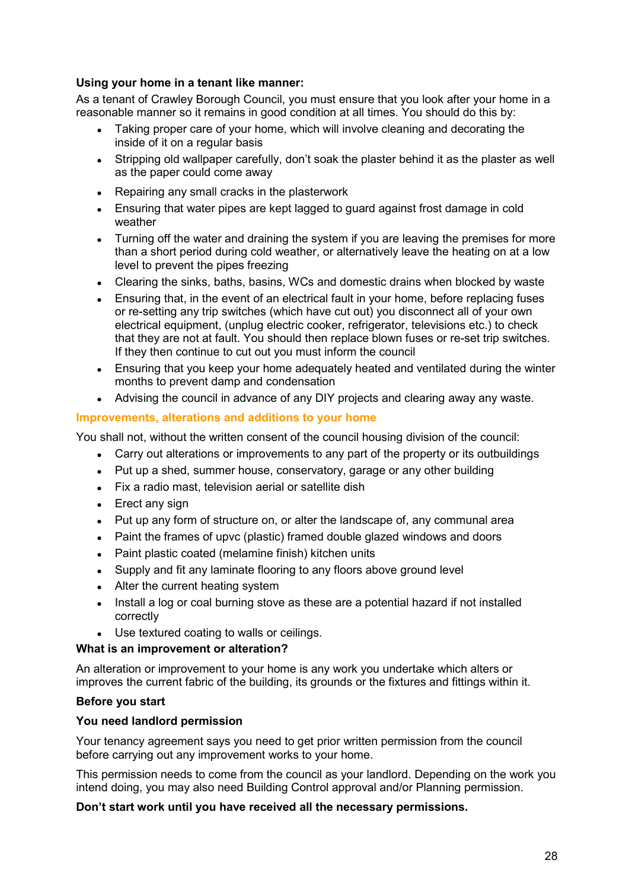**Using your home in a tenant like manner:**

As a tenant of Crawley Borough Council, you must ensure that you look after your home in a reasonable manner so it remains in good condition at all times. You should do this by:

- Taking proper care of your home, which will involve cleaning and decorating the inside of it on a regular basis
- Stripping old wallpaper carefully, don't soak the plaster behind it as the plaster as well as the paper could come away
- Repairing any small cracks in the plasterwork
- Ensuring that water pipes are kept lagged to guard against frost damage in cold weather
- Turning off the water and draining the system if you are leaving the premises for more than a short period during cold weather, or alternatively leave the heating on at a low level to prevent the pipes freezing
- Clearing the sinks, baths, basins, WCs and domestic drains when blocked by waste
- Ensuring that, in the event of an electrical fault in your home, before replacing fuses or re-setting any trip switches (which have cut out) you disconnect all of your own electrical equipment, (unplug electric cooker, refrigerator, televisions etc.) to check that they are not at fault. You should then replace blown fuses or re-set trip switches. If they then continue to cut out you must inform the council
- Ensuring that you keep your home adequately heated and ventilated during the winter months to prevent damp and condensation
- Advising the council in advance of any DIY projects and clearing away any waste.

## Improvements, alterations and additions to your home

You shall not, without the written consent of the council housing division of the council:

- Carry out alterations or improvements to any part of the property or its outbuildings
- Put up a shed, summer house, conservatory, garage or any other building
- Fix a radio mast, television aerial or satellite dish
- Erect any sign
- Put up any form of structure on, or alter the landscape of, any communal area
- Paint the frames of upvc (plastic) framed double glazed windows and doors
- Paint plastic coated (melamine finish) kitchen units
- Supply and fit any laminate flooring to any floors above ground level
- Alter the current heating system
- Install a log or coal burning stove as these are a potential hazard if not installed correctly
- Use textured coating to walls or ceilings.

**What is an improvement or alteration?**

An alteration or improvement to your home is any work you undertake which alters or improves the current fabric of the building, its grounds or the fixtures and fittings within it.

**Before you start**

**You need landlord permission**

Your tenancy agreement says you need to get prior written permission from the council before carrying out any improvement works to your home.

This permission needs to come from the council as your landlord. Depending on the work you intend doing, you may also need Building Control approval and/or Planning permission.

**Don't start work until you have received all the necessary permissions.**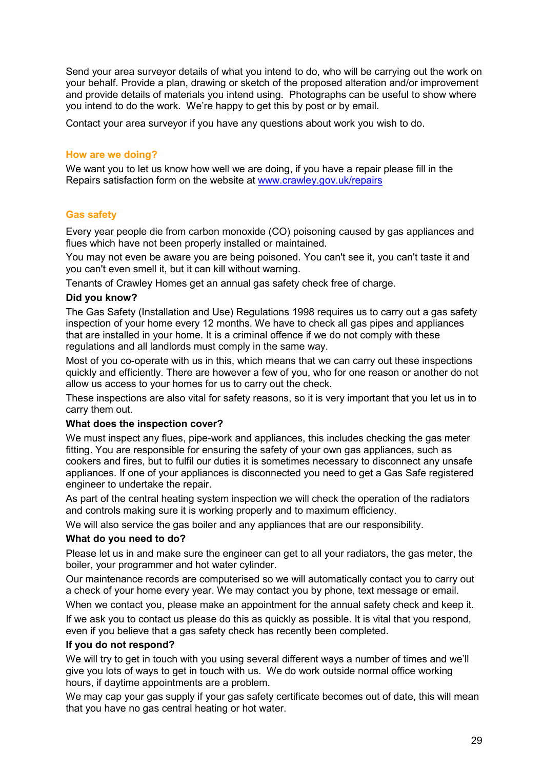Send your area surveyor details of what you intend to do, who will be carrying out the work on your behalf. Provide a plan, drawing or sketch of the proposed alteration and/or improvement and provide details of materials you intend using. Photographs can be useful to show where you intend to do the work. We're happy to get this by post or by email.

Contact your area surveyor if you have any questions about work you wish to do.

## How are we doing?

We want you to let us know how well we are doing, if you have a repair please fill in the Repairs satisfaction form on the website at [www.crawley.gov.uk/repairs](www.crawley.gov.uk/repairs)

## Gas safety

Every year people die from carbon monoxide (CO) poisoning caused by gas appliances and flues which have not been properly installed or maintained.

You may not even be aware you are being poisoned. You can't see it, you can't taste it and you can't even smell it, but it can kill without warning.

Tenants of Crawley Homes get an annual gas safety check free of charge.

### Did you know?

The Gas Safety (Installation and Use) Regulations 1998 requires us to carry out a gas safety inspection of your home every 12 months. We have to check all gas pipes and appliances that are installed in your home. It is a criminal offence if we do not comply with these regulations and all landlords must comply in the same way.

Most of you co-operate with us in this, which means that we can carry out these inspections quickly and efficiently. There are however a few of you, who for one reason or another do not allow us access to your homes for us to carry out the check.

These inspections are also vital for safety reasons, so it is very important that you let us in to carry them out.

### What does the inspection cover?

We must inspect any flues, pipe-work and appliances, this includes checking the gas meter fitting. You are responsible for ensuring the safety of your own gas appliances, such as cookers and fires, but to fulfil our duties it is sometimes necessary to disconnect any unsafe appliances. If one of your appliances is disconnected you need to get a Gas Safe registered engineer to undertake the repair.

As part of the central heating system inspection we will check the operation of the radiators and controls making sure it is working properly and to maximum efficiency.

We will also service the gas boiler and any appliances that are our responsibility.

### What do you need to do?

Please let us in and make sure the engineer can get to all your radiators, the gas meter, the boiler, your programmer and hot water cylinder.

Our maintenance records are computerised so we will automatically contact you to carry out a check of your home every year. We may contact you by phone, text message or email.

When we contact you, please make an appointment for the annual safety check and keep it.

If we ask you to contact us please do this as quickly as possible. It is vital that you respond, even if you believe that a gas safety check has recently been completed.

### If you do not respond?

We will try to get in touch with you using several different ways a number of times and we'll give you lots of ways to get in touch with us. We do work outside normal office working hours, if daytime appointments are a problem.

We may cap your gas supply if your gas safety certificate becomes out of date, this will mean that you have no gas central heating or hot water.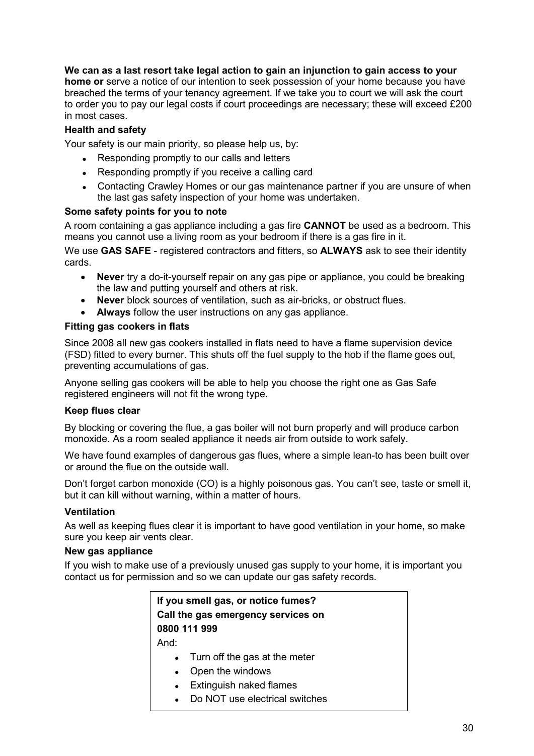**We can as a last resort take legal action to gain an injunction to gain access to your home or** serve a notice of our intention to seek possession of your home because you have breached the terms of your tenancy agreement. If we take you to court we will ask the court to order you to pay our legal costs if court proceedings are necessary; these will exceed £200 in most cases.

### Health and safety

Your safety is our main priority, so please help us, by:

- Responding promptly to our calls and letters
- Responding promptly if you receive a calling card
- Contacting Crawley Homes or our gas maintenance partner if you are unsure of when the last gas safety inspection of your home was undertaken.

### Some safety points for you to note

A room containing a gas appliance including a gas fire **CANNOT** be used as a bedroom. This means you cannot use a living room as your bedroom if there is a gas fire in it.

We use **GAS SAFE** - registered contractors and fitters, so **ALWAYS** ask to see their identity cards.

- **Never** try a do-it-yourself repair on any gas pipe or appliance, you could be breaking the law and putting yourself and others at risk.
- **Never** block sources of ventilation, such as air-bricks, or obstruct flues.
- **Always** follow the user instructions on any gas appliance.

### Fitting gas cookers in flats

Since 2008 all new gas cookers installed in flats need to have a flame supervision device (FSD) fitted to every burner. This shuts off the fuel supply to the hob if the flame goes out, preventing accumulations of gas.

Anyone selling gas cookers will be able to help you choose the right one as Gas Safe registered engineers will not fit the wrong type.

### Keep flues clear

By blocking or covering the flue, a gas boiler will not burn properly and will produce carbon monoxide. As a room sealed appliance it needs air from outside to work safely.

We have found examples of dangerous gas flues, where a simple lean-to has been built over or around the flue on the outside wall.

Don't forget carbon monoxide (CO) is a highly poisonous gas. You can't see, taste or smell it, but it can kill without warning, within a matter of hours.

### Ventilation

As well as keeping flues clear it is important to have good ventilation in your home, so make sure you keep air vents clear.

### New gas appliance

If you wish to make use of a previously unused gas supply to your home, it is important you contact us for permission and so we can update our gas safety records.

**If you smell gas, or notice fumes?**
**Call the gas emergency services on**
**0800 111 999**

And:

- Turn off the gas at the meter
- Open the windows
- Extinguish naked flames
- Do NOT use electrical switches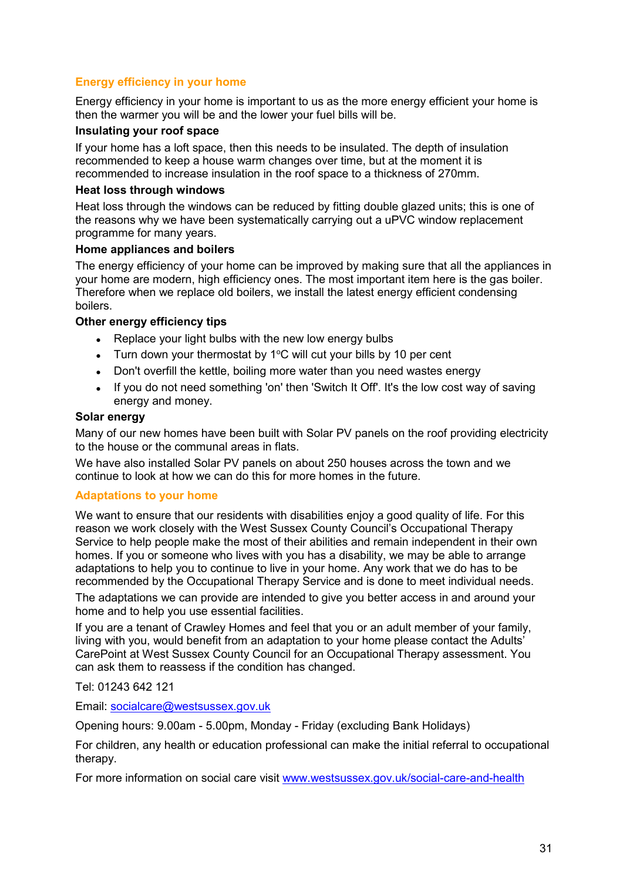## Energy efficiency in your home

Energy efficiency in your home is important to us as the more energy efficient your home is then the warmer you will be and the lower your fuel bills will be.

### Insulating your roof space

If your home has a loft space, then this needs to be insulated. The depth of insulation recommended to keep a house warm changes over time, but at the moment it is recommended to increase insulation in the roof space to a thickness of 270mm.

### Heat loss through windows

Heat loss through the windows can be reduced by fitting double glazed units; this is one of the reasons why we have been systematically carrying out a uPVC window replacement programme for many years.

### Home appliances and boilers

The energy efficiency of your home can be improved by making sure that all the appliances in your home are modern, high efficiency ones. The most important item here is the gas boiler. Therefore when we replace old boilers, we install the latest energy efficient condensing boilers.

### Other energy efficiency tips

- Replace your light bulbs with the new low energy bulbs
- Turn down your thermostat by 1ºC will cut your bills by 10 per cent
- Don't overfill the kettle, boiling more water than you need wastes energy
- If you do not need something 'on' then 'Switch It Off'. It's the low cost way of saving energy and money.

### Solar energy

Many of our new homes have been built with Solar PV panels on the roof providing electricity to the house or the communal areas in flats.

We have also installed Solar PV panels on about 250 houses across the town and we continue to look at how we can do this for more homes in the future.

## Adaptations to your home

We want to ensure that our residents with disabilities enjoy a good quality of life. For this reason we work closely with the West Sussex County Council's Occupational Therapy Service to help people make the most of their abilities and remain independent in their own homes. If you or someone who lives with you has a disability, we may be able to arrange adaptations to help you to continue to live in your home. Any work that we do has to be recommended by the Occupational Therapy Service and is done to meet individual needs.

The adaptations we can provide are intended to give you better access in and around your home and to help you use essential facilities.

If you are a tenant of Crawley Homes and feel that you or an adult member of your family, living with you, would benefit from an adaptation to your home please contact the Adults' CarePoint at West Sussex County Council for an Occupational Therapy assessment. You can ask them to reassess if the condition has changed.

Tel: 01243 642 121

Email: socialcare@westsussex.gov.uk

Opening hours: 9.00am - 5.00pm, Monday - Friday (excluding Bank Holidays)

For children, any health or education professional can make the initial referral to occupational therapy.

For more information on social care visit www.westsussex.gov.uk/social-care-and-health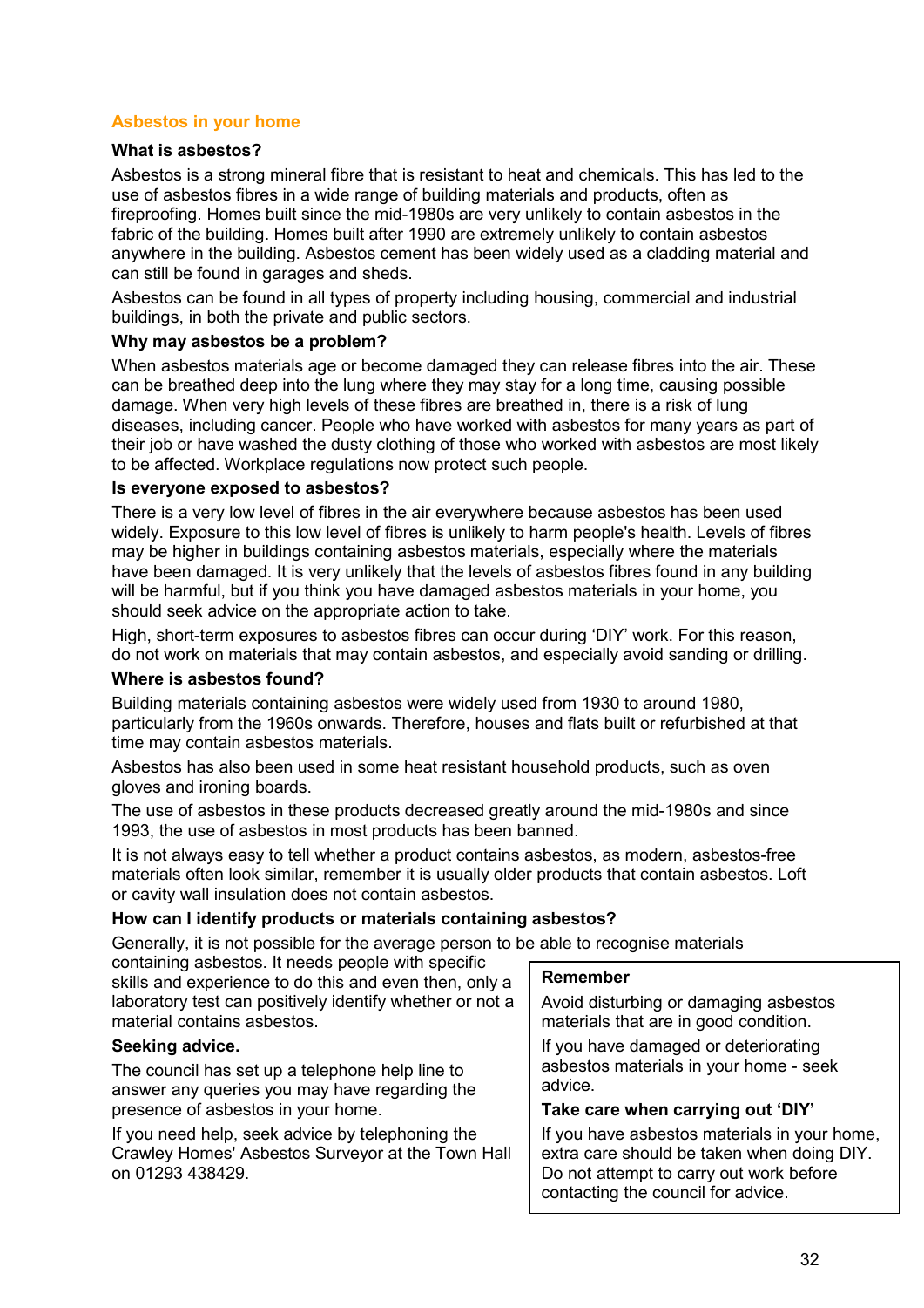## Asbestos in your home

### What is asbestos?

Asbestos is a strong mineral fibre that is resistant to heat and chemicals. This has led to the use of asbestos fibres in a wide range of building materials and products, often as fireproofing. Homes built since the mid-1980s are very unlikely to contain asbestos in the fabric of the building. Homes built after 1990 are extremely unlikely to contain asbestos anywhere in the building. Asbestos cement has been widely used as a cladding material and can still be found in garages and sheds.

Asbestos can be found in all types of property including housing, commercial and industrial buildings, in both the private and public sectors.

### Why may asbestos be a problem?

When asbestos materials age or become damaged they can release fibres into the air. These can be breathed deep into the lung where they may stay for a long time, causing possible damage. When very high levels of these fibres are breathed in, there is a risk of lung diseases, including cancer. People who have worked with asbestos for many years as part of their job or have washed the dusty clothing of those who worked with asbestos are most likely to be affected. Workplace regulations now protect such people.

### Is everyone exposed to asbestos?

There is a very low level of fibres in the air everywhere because asbestos has been used widely. Exposure to this low level of fibres is unlikely to harm people's health. Levels of fibres may be higher in buildings containing asbestos materials, especially where the materials have been damaged. It is very unlikely that the levels of asbestos fibres found in any building will be harmful, but if you think you have damaged asbestos materials in your home, you should seek advice on the appropriate action to take.

High, short-term exposures to asbestos fibres can occur during 'DIY' work. For this reason, do not work on materials that may contain asbestos, and especially avoid sanding or drilling.

### Where is asbestos found?

Building materials containing asbestos were widely used from 1930 to around 1980, particularly from the 1960s onwards. Therefore, houses and flats built or refurbished at that time may contain asbestos materials.

Asbestos has also been used in some heat resistant household products, such as oven gloves and ironing boards.

The use of asbestos in these products decreased greatly around the mid-1980s and since 1993, the use of asbestos in most products has been banned.

It is not always easy to tell whether a product contains asbestos, as modern, asbestos-free materials often look similar, remember it is usually older products that contain asbestos. Loft or cavity wall insulation does not contain asbestos.

### How can I identify products or materials containing asbestos?

Generally, it is not possible for the average person to be able to recognise materials containing asbestos. It needs people with specific skills and experience to do this and even then, only a laboratory test can positively identify whether or not a material contains asbestos.

### Seeking advice.

The council has set up a telephone help line to answer any queries you may have regarding the presence of asbestos in your home.

If you need help, seek advice by telephoning the Crawley Homes' Asbestos Surveyor at the Town Hall on 01293 438429.

> **Remember**
>
> Avoid disturbing or damaging asbestos materials that are in good condition.
>
> If you have damaged or deteriorating asbestos materials in your home - seek advice.
>
> **Take care when carrying out 'DIY'**
>
> If you have asbestos materials in your home, extra care should be taken when doing DIY. Do not attempt to carry out work before contacting the council for advice.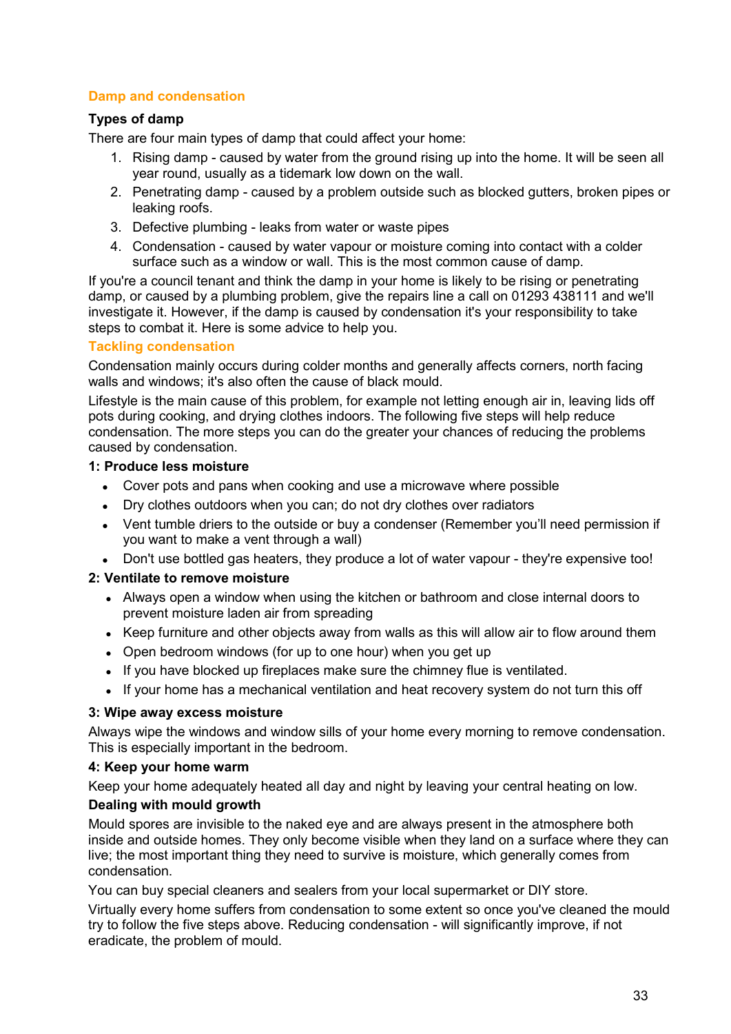## Damp and condensation

### Types of damp

There are four main types of damp that could affect your home:

1. Rising damp - caused by water from the ground rising up into the home. It will be seen all year round, usually as a tidemark low down on the wall.
2. Penetrating damp - caused by a problem outside such as blocked gutters, broken pipes or leaking roofs.
3. Defective plumbing - leaks from water or waste pipes
4. Condensation - caused by water vapour or moisture coming into contact with a colder surface such as a window or wall. This is the most common cause of damp.

If you're a council tenant and think the damp in your home is likely to be rising or penetrating damp, or caused by a plumbing problem, give the repairs line a call on 01293 438111 and we'll investigate it. However, if the damp is caused by condensation it's your responsibility to take steps to combat it. Here is some advice to help you.

## Tackling condensation

Condensation mainly occurs during colder months and generally affects corners, north facing walls and windows; it's also often the cause of black mould.

Lifestyle is the main cause of this problem, for example not letting enough air in, leaving lids off pots during cooking, and drying clothes indoors. The following five steps will help reduce condensation. The more steps you can do the greater your chances of reducing the problems caused by condensation.

### 1: Produce less moisture

- Cover pots and pans when cooking and use a microwave where possible
- Dry clothes outdoors when you can; do not dry clothes over radiators
- Vent tumble driers to the outside or buy a condenser (Remember you'll need permission if you want to make a vent through a wall)
- Don't use bottled gas heaters, they produce a lot of water vapour - they're expensive too!

### 2: Ventilate to remove moisture

- Always open a window when using the kitchen or bathroom and close internal doors to prevent moisture laden air from spreading
- Keep furniture and other objects away from walls as this will allow air to flow around them
- Open bedroom windows (for up to one hour) when you get up
- If you have blocked up fireplaces make sure the chimney flue is ventilated.
- If your home has a mechanical ventilation and heat recovery system do not turn this off

### 3: Wipe away excess moisture

Always wipe the windows and window sills of your home every morning to remove condensation. This is especially important in the bedroom.

### 4: Keep your home warm

Keep your home adequately heated all day and night by leaving your central heating on low.

### Dealing with mould growth

Mould spores are invisible to the naked eye and are always present in the atmosphere both inside and outside homes. They only become visible when they land on a surface where they can live; the most important thing they need to survive is moisture, which generally comes from condensation.

You can buy special cleaners and sealers from your local supermarket or DIY store.

Virtually every home suffers from condensation to some extent so once you've cleaned the mould try to follow the five steps above. Reducing condensation - will significantly improve, if not eradicate, the problem of mould.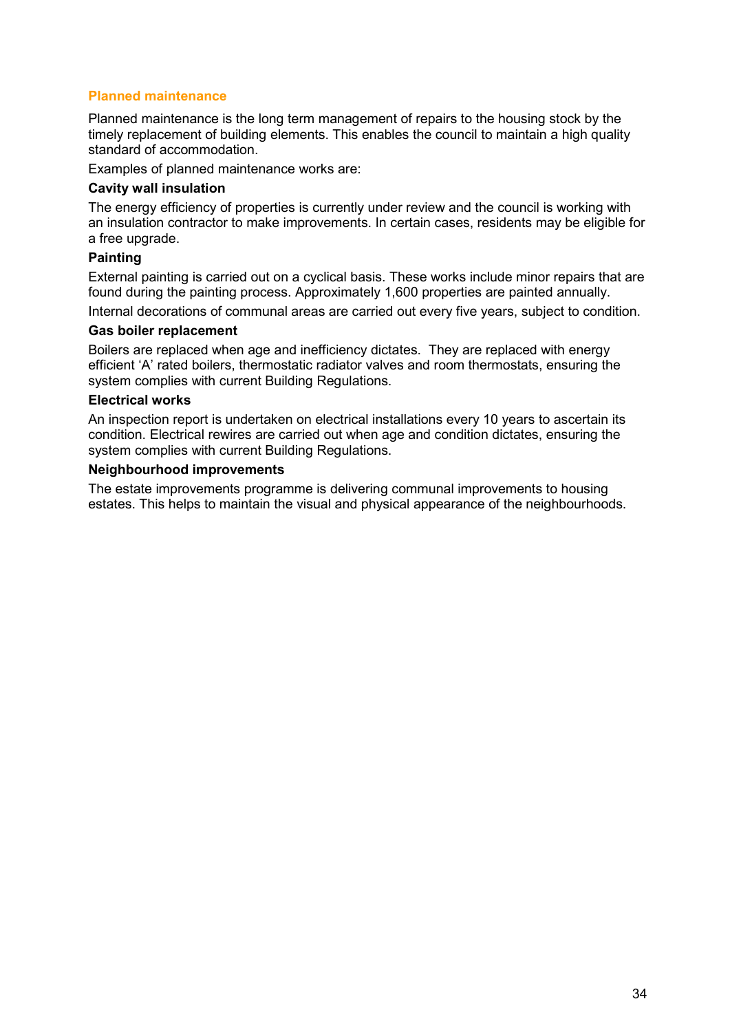## Planned maintenance

Planned maintenance is the long term management of repairs to the housing stock by the timely replacement of building elements. This enables the council to maintain a high quality standard of accommodation.

Examples of planned maintenance works are:

### Cavity wall insulation

The energy efficiency of properties is currently under review and the council is working with an insulation contractor to make improvements. In certain cases, residents may be eligible for a free upgrade.

### Painting

External painting is carried out on a cyclical basis. These works include minor repairs that are found during the painting process. Approximately 1,600 properties are painted annually.

Internal decorations of communal areas are carried out every five years, subject to condition.

### Gas boiler replacement

Boilers are replaced when age and inefficiency dictates. They are replaced with energy efficient 'A' rated boilers, thermostatic radiator valves and room thermostats, ensuring the system complies with current Building Regulations.

### Electrical works

An inspection report is undertaken on electrical installations every 10 years to ascertain its condition. Electrical rewires are carried out when age and condition dictates, ensuring the system complies with current Building Regulations.

### Neighbourhood improvements

The estate improvements programme is delivering communal improvements to housing estates. This helps to maintain the visual and physical appearance of the neighbourhoods.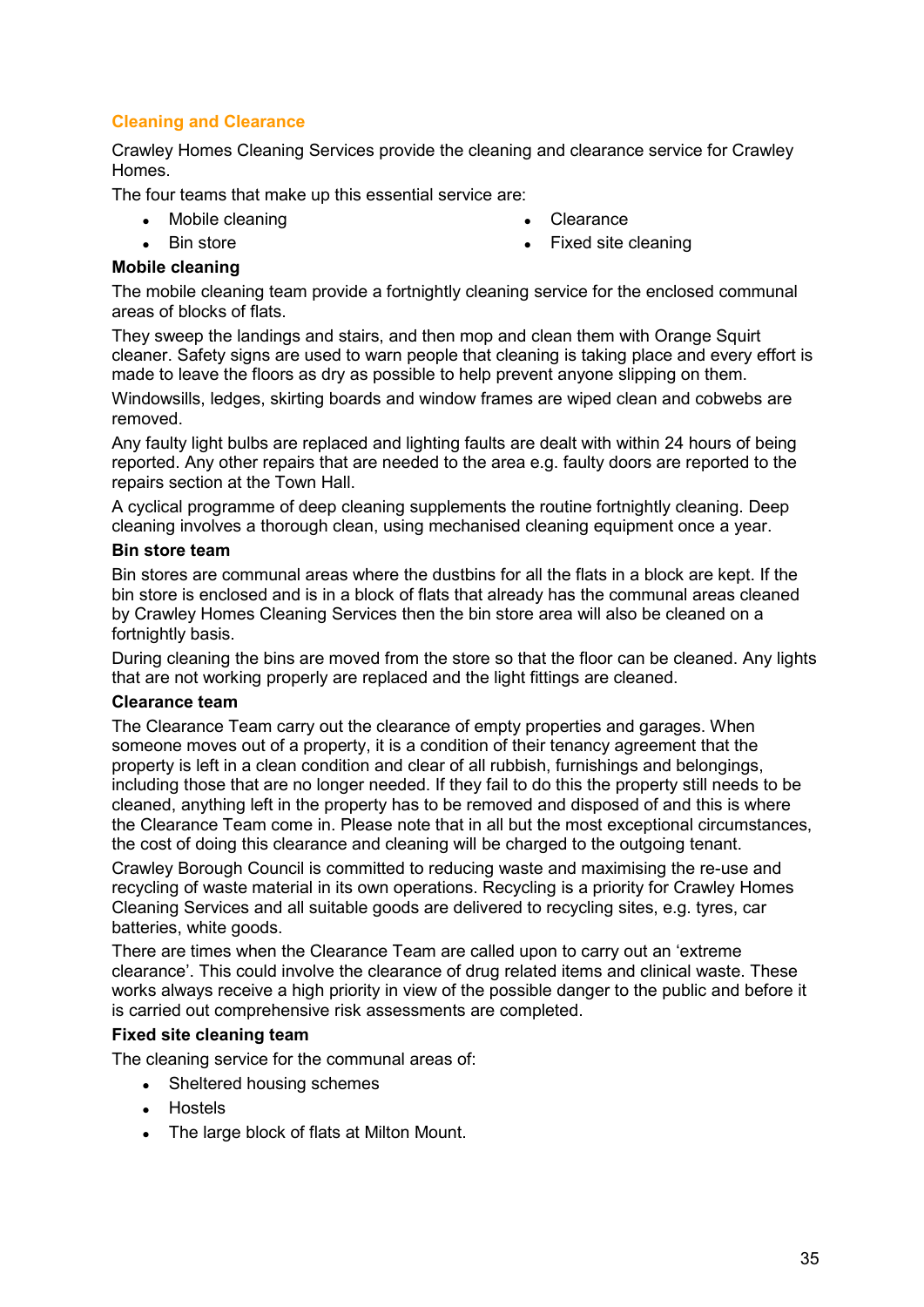## Cleaning and Clearance

Crawley Homes Cleaning Services provide the cleaning and clearance service for Crawley Homes.

The four teams that make up this essential service are:

- Mobile cleaning
- Bin store
- Clearance
- Fixed site cleaning

### Mobile cleaning

The mobile cleaning team provide a fortnightly cleaning service for the enclosed communal areas of blocks of flats.

They sweep the landings and stairs, and then mop and clean them with Orange Squirt cleaner. Safety signs are used to warn people that cleaning is taking place and every effort is made to leave the floors as dry as possible to help prevent anyone slipping on them.

Windowsills, ledges, skirting boards and window frames are wiped clean and cobwebs are removed.

Any faulty light bulbs are replaced and lighting faults are dealt with within 24 hours of being reported. Any other repairs that are needed to the area e.g. faulty doors are reported to the repairs section at the Town Hall.

A cyclical programme of deep cleaning supplements the routine fortnightly cleaning. Deep cleaning involves a thorough clean, using mechanised cleaning equipment once a year.

### Bin store team

Bin stores are communal areas where the dustbins for all the flats in a block are kept. If the bin store is enclosed and is in a block of flats that already has the communal areas cleaned by Crawley Homes Cleaning Services then the bin store area will also be cleaned on a fortnightly basis.

During cleaning the bins are moved from the store so that the floor can be cleaned. Any lights that are not working properly are replaced and the light fittings are cleaned.

### Clearance team

The Clearance Team carry out the clearance of empty properties and garages. When someone moves out of a property, it is a condition of their tenancy agreement that the property is left in a clean condition and clear of all rubbish, furnishings and belongings, including those that are no longer needed. If they fail to do this the property still needs to be cleaned, anything left in the property has to be removed and disposed of and this is where the Clearance Team come in. Please note that in all but the most exceptional circumstances, the cost of doing this clearance and cleaning will be charged to the outgoing tenant.

Crawley Borough Council is committed to reducing waste and maximising the re-use and recycling of waste material in its own operations. Recycling is a priority for Crawley Homes Cleaning Services and all suitable goods are delivered to recycling sites, e.g. tyres, car batteries, white goods.

There are times when the Clearance Team are called upon to carry out an 'extreme clearance'. This could involve the clearance of drug related items and clinical waste. These works always receive a high priority in view of the possible danger to the public and before it is carried out comprehensive risk assessments are completed.

### Fixed site cleaning team

The cleaning service for the communal areas of:

- Sheltered housing schemes
- Hostels
- The large block of flats at Milton Mount.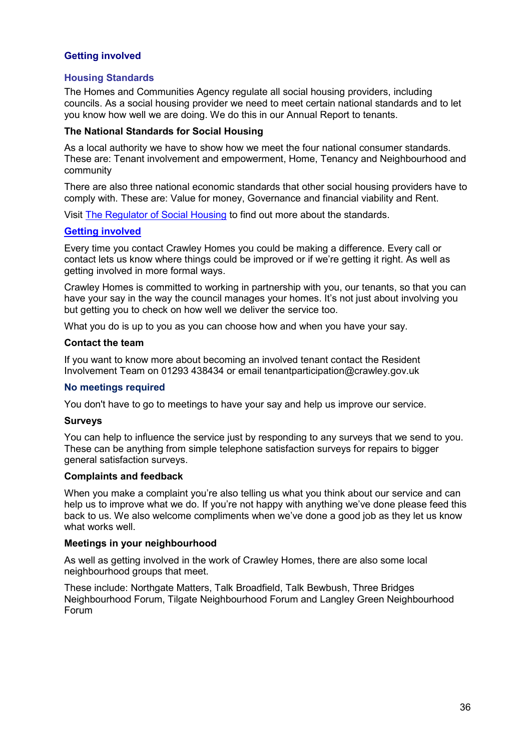## Getting involved

### Housing Standards

The Homes and Communities Agency regulate all social housing providers, including councils. As a social housing provider we need to meet certain national standards and to let you know how well we are doing. We do this in our Annual Report to tenants.

#### The National Standards for Social Housing

As a local authority we have to show how we meet the four national consumer standards. These are: Tenant involvement and empowerment, Home, Tenancy and Neighbourhood and community

There are also three national economic standards that other social housing providers have to comply with. These are: Value for money, Governance and financial viability and Rent.

Visit [The Regulator of Social Housing]() to find out more about the standards.

### [Getting involved]()

Every time you contact Crawley Homes you could be making a difference. Every call or contact lets us know where things could be improved or if we're getting it right. As well as getting involved in more formal ways.

Crawley Homes is committed to working in partnership with you, our tenants, so that you can have your say in the way the council manages your homes. It's not just about involving you but getting you to check on how well we deliver the service too.

What you do is up to you as you can choose how and when you have your say.

#### Contact the team

If you want to know more about becoming an involved tenant contact the Resident Involvement Team on 01293 438434 or email tenantparticipation@crawley.gov.uk

### No meetings required

You don't have to go to meetings to have your say and help us improve our service.

#### Surveys

You can help to influence the service just by responding to any surveys that we send to you. These can be anything from simple telephone satisfaction surveys for repairs to bigger general satisfaction surveys.

#### Complaints and feedback

When you make a complaint you're also telling us what you think about our service and can help us to improve what we do. If you're not happy with anything we've done please feed this back to us. We also welcome compliments when we've done a good job as they let us know what works well.

#### Meetings in your neighbourhood

As well as getting involved in the work of Crawley Homes, there are also some local neighbourhood groups that meet.

These include: Northgate Matters, Talk Broadfield, Talk Bewbush, Three Bridges Neighbourhood Forum, Tilgate Neighbourhood Forum and Langley Green Neighbourhood Forum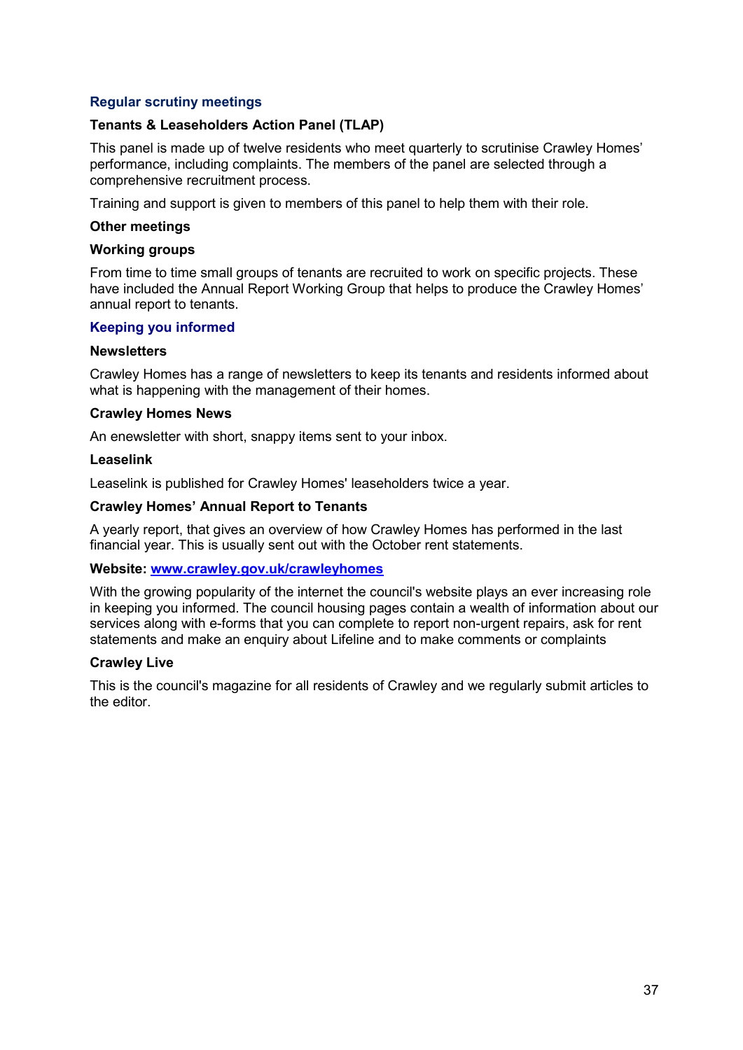## Regular scrutiny meetings

### Tenants & Leaseholders Action Panel (TLAP)

This panel is made up of twelve residents who meet quarterly to scrutinise Crawley Homes' performance, including complaints. The members of the panel are selected through a comprehensive recruitment process.

Training and support is given to members of this panel to help them with their role.

### Other meetings

### Working groups

From time to time small groups of tenants are recruited to work on specific projects. These have included the Annual Report Working Group that helps to produce the Crawley Homes' annual report to tenants.

## Keeping you informed

### Newsletters

Crawley Homes has a range of newsletters to keep its tenants and residents informed about what is happening with the management of their homes.

### Crawley Homes News

An enewsletter with short, snappy items sent to your inbox.

### Leaselink

Leaselink is published for Crawley Homes' leaseholders twice a year.

### Crawley Homes' Annual Report to Tenants

A yearly report, that gives an overview of how Crawley Homes has performed in the last financial year. This is usually sent out with the October rent statements.

### Website: [www.crawley.gov.uk/crawleyhomes](http://www.crawley.gov.uk/crawleyhomes)

With the growing popularity of the internet the council's website plays an ever increasing role in keeping you informed. The council housing pages contain a wealth of information about our services along with e-forms that you can complete to report non-urgent repairs, ask for rent statements and make an enquiry about Lifeline and to make comments or complaints

### Crawley Live

This is the council's magazine for all residents of Crawley and we regularly submit articles to the editor.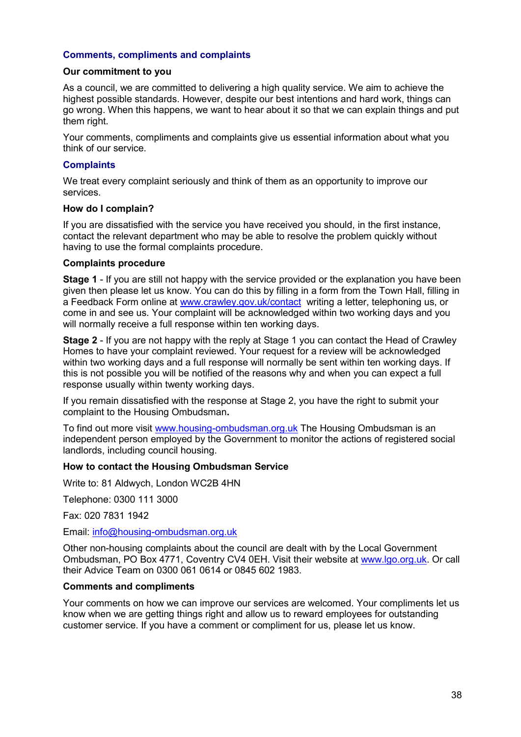## Comments, compliments and complaints

### Our commitment to you

As a council, we are committed to delivering a high quality service. We aim to achieve the highest possible standards. However, despite our best intentions and hard work, things can go wrong. When this happens, we want to hear about it so that we can explain things and put them right.

Your comments, compliments and complaints give us essential information about what you think of our service.

## Complaints

We treat every complaint seriously and think of them as an opportunity to improve our services.

### How do I complain?

If you are dissatisfied with the service you have received you should, in the first instance, contact the relevant department who may be able to resolve the problem quickly without having to use the formal complaints procedure.

### Complaints procedure

**Stage 1** - If you are still not happy with the service provided or the explanation you have been given then please let us know. You can do this by filling in a form from the Town Hall, filling in a Feedback Form online at www.crawley.gov.uk/contact writing a letter, telephoning us, or come in and see us. Your complaint will be acknowledged within two working days and you will normally receive a full response within ten working days.

**Stage 2** - If you are not happy with the reply at Stage 1 you can contact the Head of Crawley Homes to have your complaint reviewed. Your request for a review will be acknowledged within two working days and a full response will normally be sent within ten working days. If this is not possible you will be notified of the reasons why and when you can expect a full response usually within twenty working days.

If you remain dissatisfied with the response at Stage 2, you have the right to submit your complaint to the Housing Ombudsman**.**

To find out more visit www.housing-ombudsman.org.uk The Housing Ombudsman is an independent person employed by the Government to monitor the actions of registered social landlords, including council housing.

### How to contact the Housing Ombudsman Service

Write to: 81 Aldwych, London WC2B 4HN

Telephone: 0300 111 3000

Fax: 020 7831 1942

Email: info@housing-ombudsman.org.uk

Other non-housing complaints about the council are dealt with by the Local Government Ombudsman, PO Box 4771, Coventry CV4 0EH. Visit their website at www.lgo.org.uk. Or call their Advice Team on 0300 061 0614 or 0845 602 1983.

### Comments and compliments

Your comments on how we can improve our services are welcomed. Your compliments let us know when we are getting things right and allow us to reward employees for outstanding customer service. If you have a comment or compliment for us, please let us know.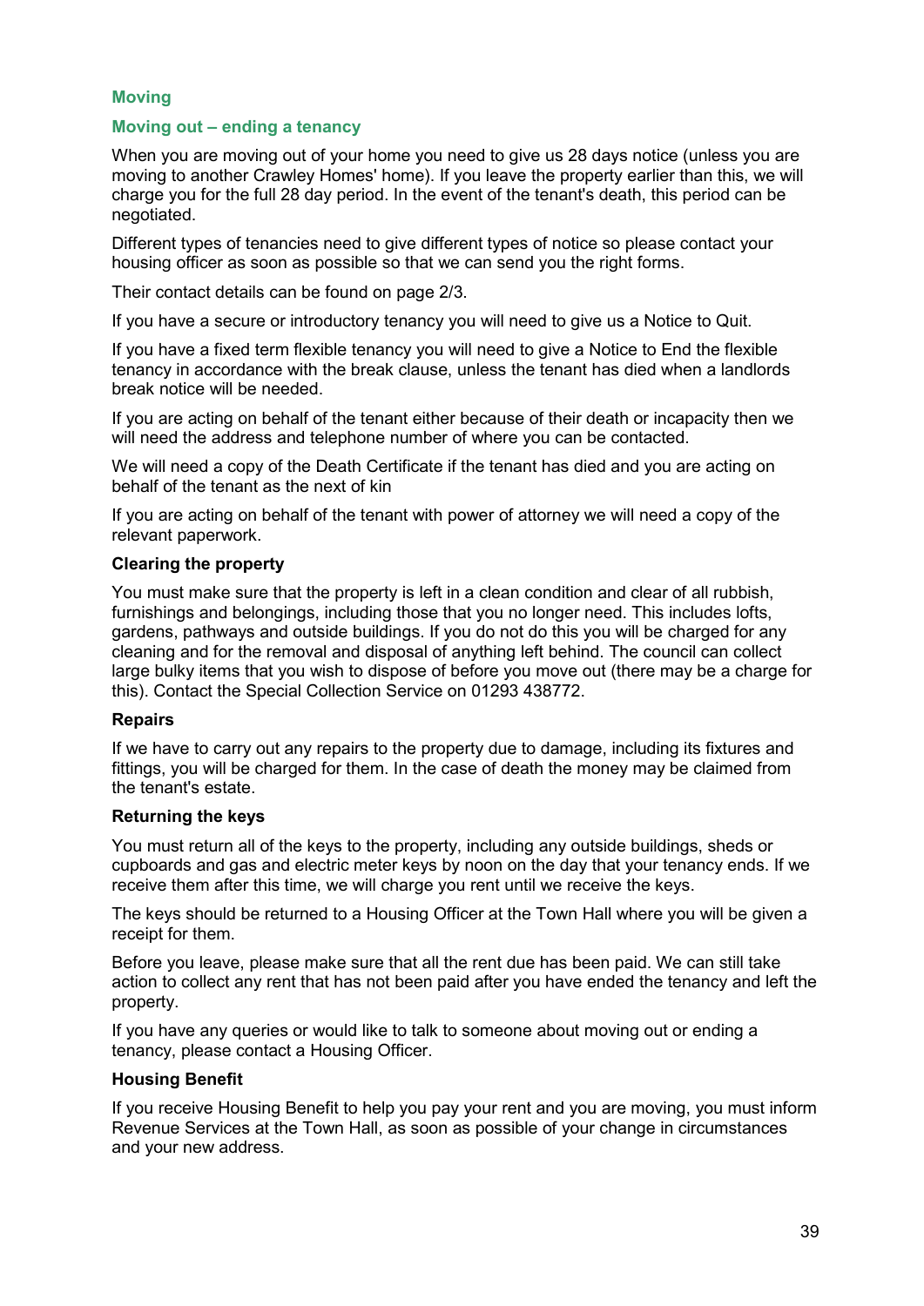## Moving

### Moving out – ending a tenancy

When you are moving out of your home you need to give us 28 days notice (unless you are moving to another Crawley Homes' home). If you leave the property earlier than this, we will charge you for the full 28 day period. In the event of the tenant's death, this period can be negotiated.

Different types of tenancies need to give different types of notice so please contact your housing officer as soon as possible so that we can send you the right forms.

Their contact details can be found on page 2/3.

If you have a secure or introductory tenancy you will need to give us a Notice to Quit.

If you have a fixed term flexible tenancy you will need to give a Notice to End the flexible tenancy in accordance with the break clause, unless the tenant has died when a landlords break notice will be needed.

If you are acting on behalf of the tenant either because of their death or incapacity then we will need the address and telephone number of where you can be contacted.

We will need a copy of the Death Certificate if the tenant has died and you are acting on behalf of the tenant as the next of kin

If you are acting on behalf of the tenant with power of attorney we will need a copy of the relevant paperwork.

**Clearing the property**

You must make sure that the property is left in a clean condition and clear of all rubbish, furnishings and belongings, including those that you no longer need. This includes lofts, gardens, pathways and outside buildings. If you do not do this you will be charged for any cleaning and for the removal and disposal of anything left behind. The council can collect large bulky items that you wish to dispose of before you move out (there may be a charge for this). Contact the Special Collection Service on 01293 438772.

**Repairs**

If we have to carry out any repairs to the property due to damage, including its fixtures and fittings, you will be charged for them. In the case of death the money may be claimed from the tenant's estate.

**Returning the keys**

You must return all of the keys to the property, including any outside buildings, sheds or cupboards and gas and electric meter keys by noon on the day that your tenancy ends. If we receive them after this time, we will charge you rent until we receive the keys.

The keys should be returned to a Housing Officer at the Town Hall where you will be given a receipt for them.

Before you leave, please make sure that all the rent due has been paid. We can still take action to collect any rent that has not been paid after you have ended the tenancy and left the property.

If you have any queries or would like to talk to someone about moving out or ending a tenancy, please contact a Housing Officer.

**Housing Benefit**

If you receive Housing Benefit to help you pay your rent and you are moving, you must inform Revenue Services at the Town Hall, as soon as possible of your change in circumstances and your new address.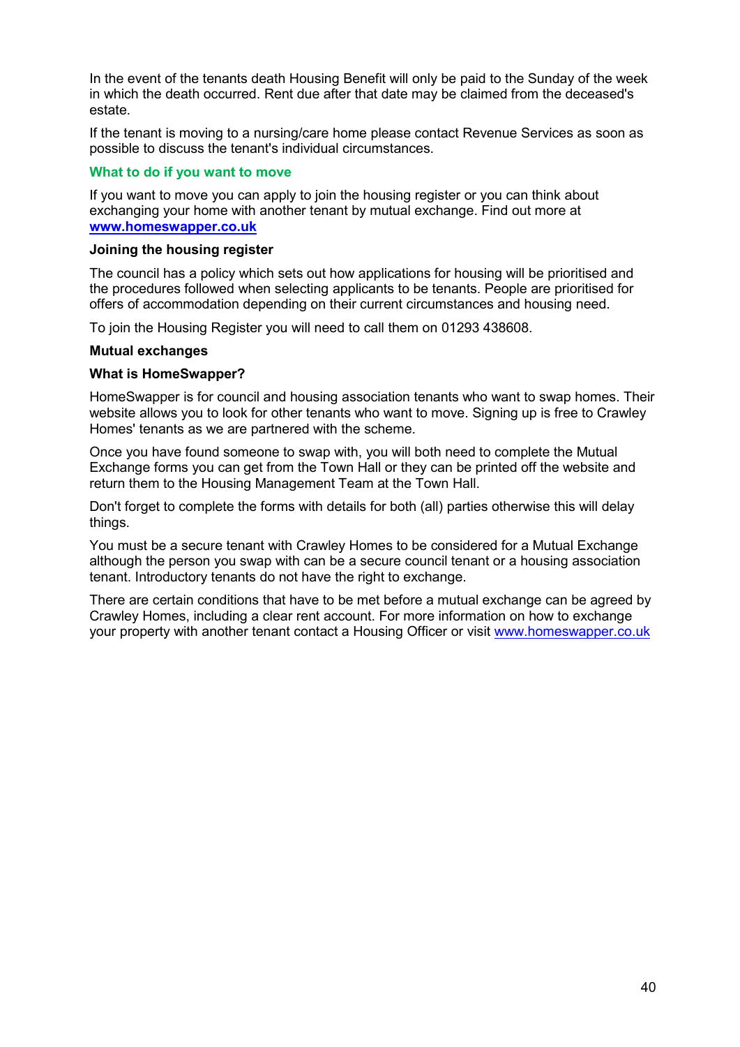In the event of the tenants death Housing Benefit will only be paid to the Sunday of the week in which the death occurred. Rent due after that date may be claimed from the deceased's estate.

If the tenant is moving to a nursing/care home please contact Revenue Services as soon as possible to discuss the tenant's individual circumstances.

## What to do if you want to move

If you want to move you can apply to join the housing register or you can think about exchanging your home with another tenant by mutual exchange. Find out more at **www.homeswapper.co.uk**

### Joining the housing register

The council has a policy which sets out how applications for housing will be prioritised and the procedures followed when selecting applicants to be tenants. People are prioritised for offers of accommodation depending on their current circumstances and housing need.

To join the Housing Register you will need to call them on 01293 438608.

### Mutual exchanges

### What is HomeSwapper?

HomeSwapper is for council and housing association tenants who want to swap homes. Their website allows you to look for other tenants who want to move. Signing up is free to Crawley Homes' tenants as we are partnered with the scheme.

Once you have found someone to swap with, you will both need to complete the Mutual Exchange forms you can get from the Town Hall or they can be printed off the website and return them to the Housing Management Team at the Town Hall.

Don't forget to complete the forms with details for both (all) parties otherwise this will delay things.

You must be a secure tenant with Crawley Homes to be considered for a Mutual Exchange although the person you swap with can be a secure council tenant or a housing association tenant. Introductory tenants do not have the right to exchange.

There are certain conditions that have to be met before a mutual exchange can be agreed by Crawley Homes, including a clear rent account. For more information on how to exchange your property with another tenant contact a Housing Officer or visit www.homeswapper.co.uk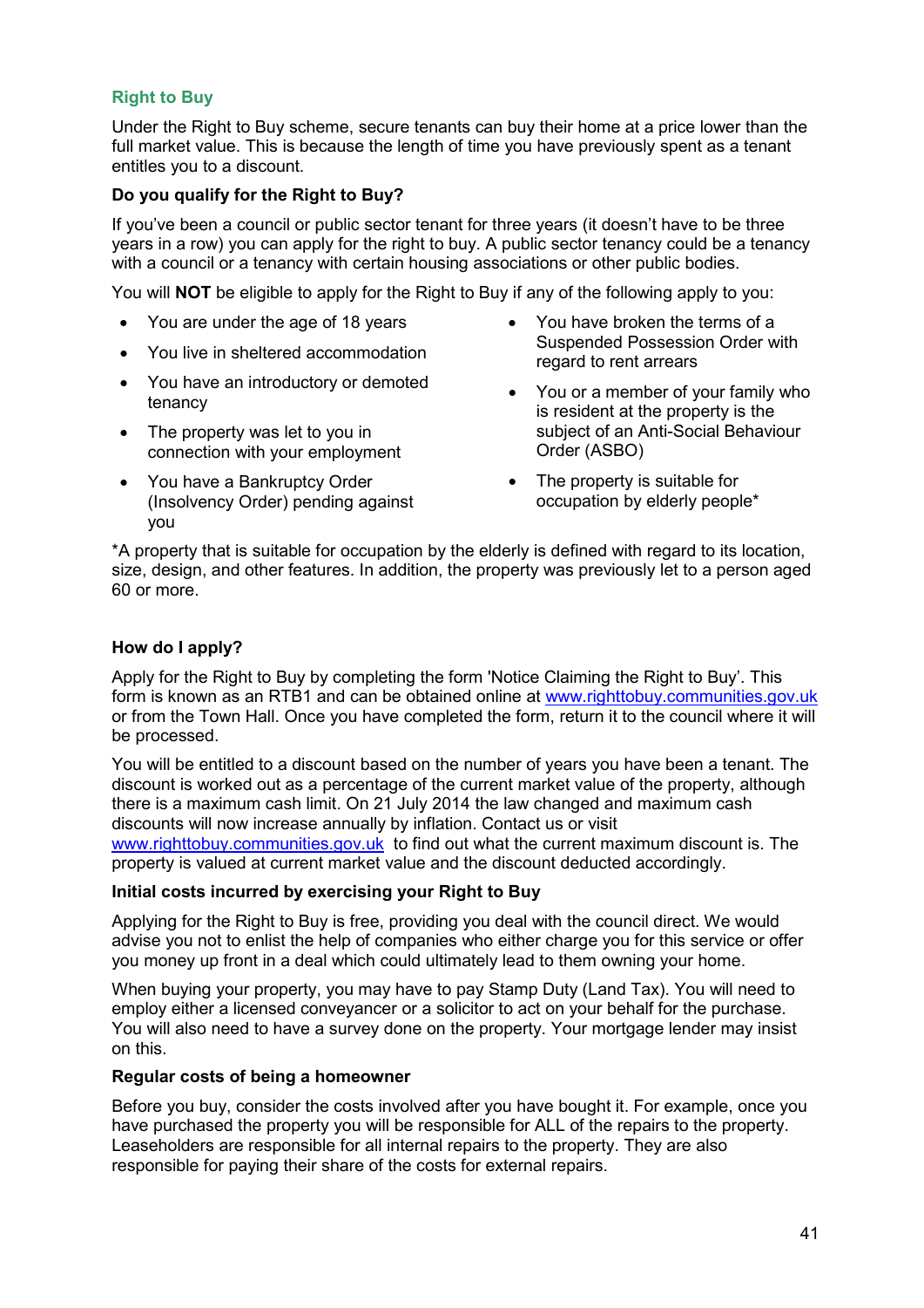## Right to Buy

Under the Right to Buy scheme, secure tenants can buy their home at a price lower than the full market value. This is because the length of time you have previously spent as a tenant entitles you to a discount.

### Do you qualify for the Right to Buy?

If you've been a council or public sector tenant for three years (it doesn't have to be three years in a row) you can apply for the right to buy. A public sector tenancy could be a tenancy with a council or a tenancy with certain housing associations or other public bodies.

You will **NOT** be eligible to apply for the Right to Buy if any of the following apply to you:

- You are under the age of 18 years
- You live in sheltered accommodation
- You have an introductory or demoted tenancy
- The property was let to you in connection with your employment
- You have a Bankruptcy Order (Insolvency Order) pending against you
- You have broken the terms of a Suspended Possession Order with regard to rent arrears
- You or a member of your family who is resident at the property is the subject of an Anti-Social Behaviour Order (ASBO)
- The property is suitable for occupation by elderly people*

*A property that is suitable for occupation by the elderly is defined with regard to its location, size, design, and other features. In addition, the property was previously let to a person aged 60 or more.

### How do I apply?

Apply for the Right to Buy by completing the form 'Notice Claiming the Right to Buy'. This form is known as an RTB1 and can be obtained online at [www.righttobuy.communities.gov.uk](www.righttobuy.communities.gov.uk) or from the Town Hall. Once you have completed the form, return it to the council where it will be processed.

You will be entitled to a discount based on the number of years you have been a tenant. The discount is worked out as a percentage of the current market value of the property, although there is a maximum cash limit. On 21 July 2014 the law changed and maximum cash discounts will now increase annually by inflation. Contact us or visit [www.righttobuy.communities.gov.uk](www.righttobuy.communities.gov.uk) to find out what the current maximum discount is. The property is valued at current market value and the discount deducted accordingly.

### Initial costs incurred by exercising your Right to Buy

Applying for the Right to Buy is free, providing you deal with the council direct. We would advise you not to enlist the help of companies who either charge you for this service or offer you money up front in a deal which could ultimately lead to them owning your home.

When buying your property, you may have to pay Stamp Duty (Land Tax). You will need to employ either a licensed conveyancer or a solicitor to act on your behalf for the purchase. You will also need to have a survey done on the property. Your mortgage lender may insist on this.

### Regular costs of being a homeowner

Before you buy, consider the costs involved after you have bought it. For example, once you have purchased the property you will be responsible for ALL of the repairs to the property. Leaseholders are responsible for all internal repairs to the property. They are also responsible for paying their share of the costs for external repairs.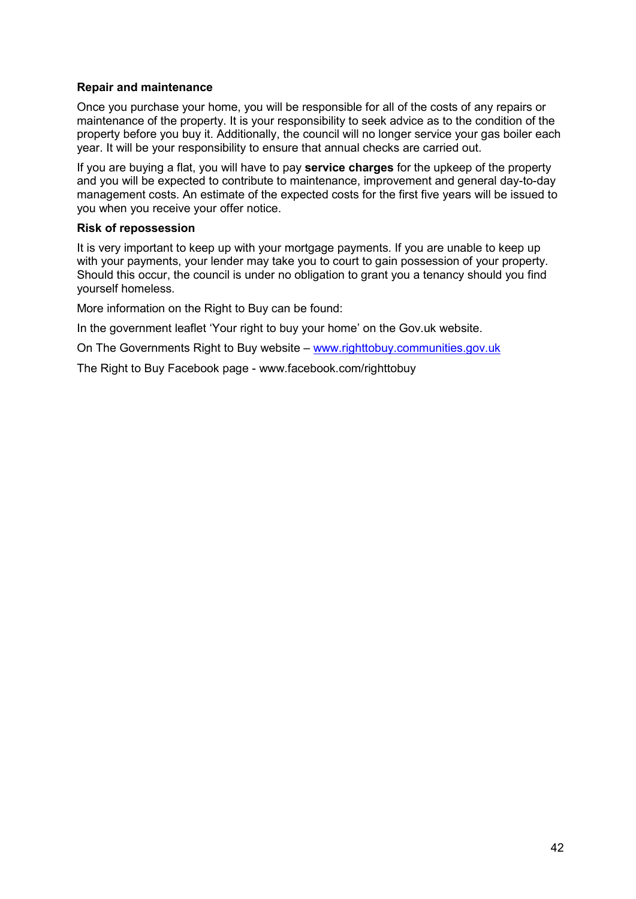**Repair and maintenance**

Once you purchase your home, you will be responsible for all of the costs of any repairs or maintenance of the property. It is your responsibility to seek advice as to the condition of the property before you buy it. Additionally, the council will no longer service your gas boiler each year. It will be your responsibility to ensure that annual checks are carried out.

If you are buying a flat, you will have to pay **service charges** for the upkeep of the property and you will be expected to contribute to maintenance, improvement and general day-to-day management costs. An estimate of the expected costs for the first five years will be issued to you when you receive your offer notice.

**Risk of repossession**

It is very important to keep up with your mortgage payments. If you are unable to keep up with your payments, your lender may take you to court to gain possession of your property. Should this occur, the council is under no obligation to grant you a tenancy should you find yourself homeless.

More information on the Right to Buy can be found:

In the government leaflet 'Your right to buy your home' on the Gov.uk website.

On The Governments Right to Buy website – [www.righttobuy.communities.gov.uk](http://www.righttobuy.communities.gov.uk)

The Right to Buy Facebook page - www.facebook.com/righttobuy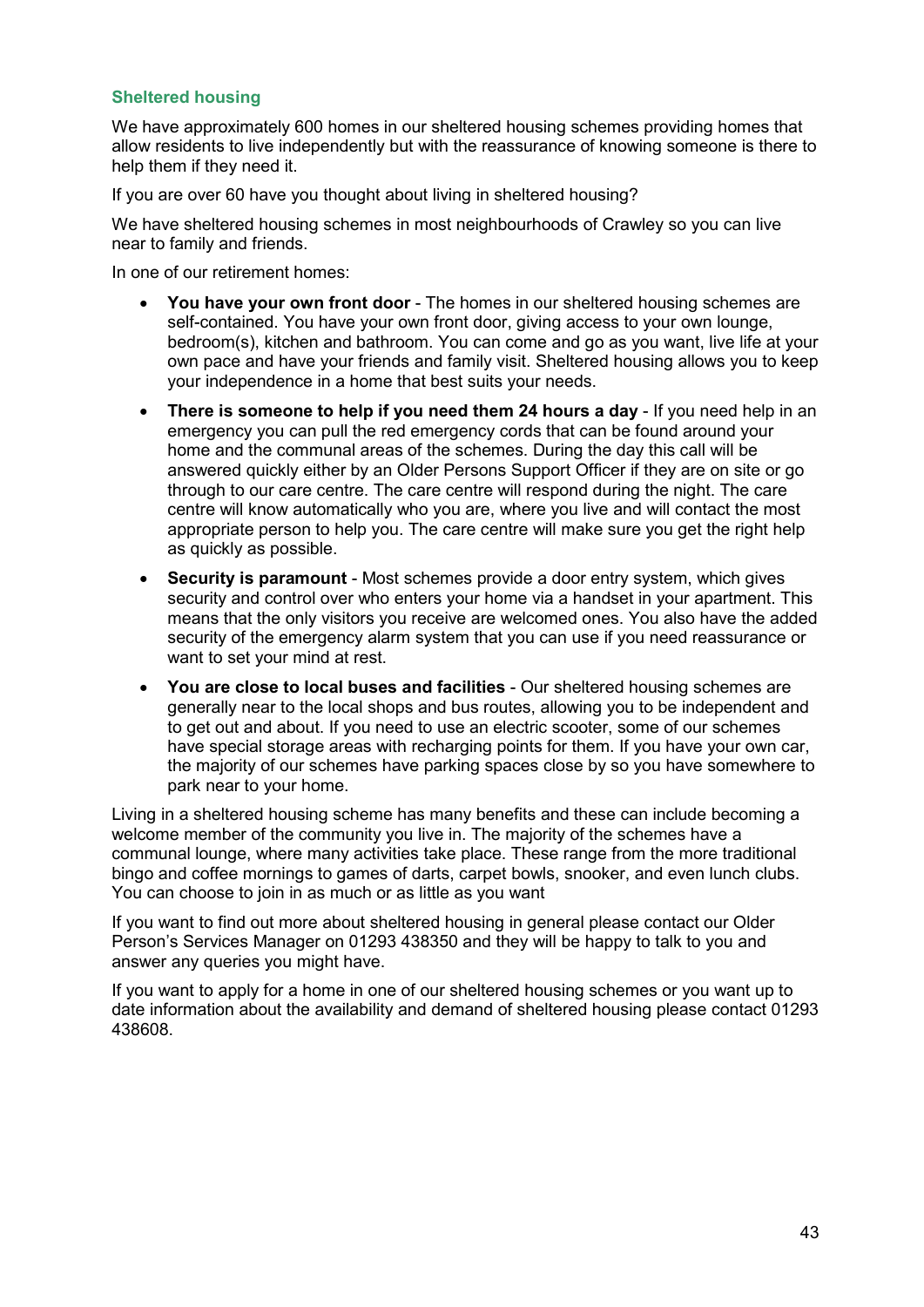### Sheltered housing

We have approximately 600 homes in our sheltered housing schemes providing homes that allow residents to live independently but with the reassurance of knowing someone is there to help them if they need it.

If you are over 60 have you thought about living in sheltered housing?

We have sheltered housing schemes in most neighbourhoods of Crawley so you can live near to family and friends.

In one of our retirement homes:

- **You have your own front door** - The homes in our sheltered housing schemes are self-contained. You have your own front door, giving access to your own lounge, bedroom(s), kitchen and bathroom. You can come and go as you want, live life at your own pace and have your friends and family visit. Sheltered housing allows you to keep your independence in a home that best suits your needs.
- **There is someone to help if you need them 24 hours a day** - If you need help in an emergency you can pull the red emergency cords that can be found around your home and the communal areas of the schemes. During the day this call will be answered quickly either by an Older Persons Support Officer if they are on site or go through to our care centre. The care centre will respond during the night. The care centre will know automatically who you are, where you live and will contact the most appropriate person to help you. The care centre will make sure you get the right help as quickly as possible.
- **Security is paramount** - Most schemes provide a door entry system, which gives security and control over who enters your home via a handset in your apartment. This means that the only visitors you receive are welcomed ones. You also have the added security of the emergency alarm system that you can use if you need reassurance or want to set your mind at rest.
- **You are close to local buses and facilities** - Our sheltered housing schemes are generally near to the local shops and bus routes, allowing you to be independent and to get out and about. If you need to use an electric scooter, some of our schemes have special storage areas with recharging points for them. If you have your own car, the majority of our schemes have parking spaces close by so you have somewhere to park near to your home.

Living in a sheltered housing scheme has many benefits and these can include becoming a welcome member of the community you live in. The majority of the schemes have a communal lounge, where many activities take place. These range from the more traditional bingo and coffee mornings to games of darts, carpet bowls, snooker, and even lunch clubs. You can choose to join in as much or as little as you want

If you want to find out more about sheltered housing in general please contact our Older Person's Services Manager on 01293 438350 and they will be happy to talk to you and answer any queries you might have.

If you want to apply for a home in one of our sheltered housing schemes or you want up to date information about the availability and demand of sheltered housing please contact 01293 438608.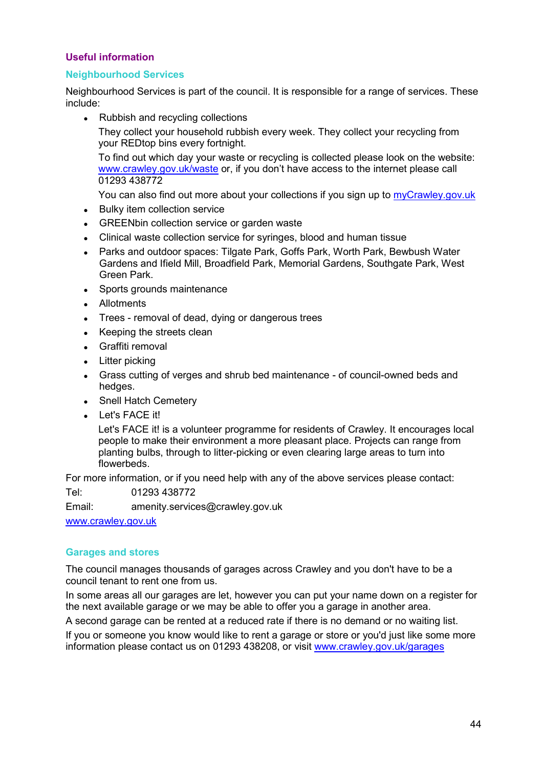## Useful information

### Neighbourhood Services

Neighbourhood Services is part of the council. It is responsible for a range of services. These include:

- Rubbish and recycling collections

  They collect your household rubbish every week. They collect your recycling from your REDtop bins every fortnight.

  To find out which day your waste or recycling is collected please look on the website: [www.crawley.gov.uk/waste](http://www.crawley.gov.uk/waste) or, if you don't have access to the internet please call 01293 438772

  You can also find out more about your collections if you sign up to [myCrawley.gov.uk](http://myCrawley.gov.uk)
- Bulky item collection service
- GREENbin collection service or garden waste
- Clinical waste collection service for syringes, blood and human tissue
- Parks and outdoor spaces: Tilgate Park, Goffs Park, Worth Park, Bewbush Water Gardens and Ifield Mill, Broadfield Park, Memorial Gardens, Southgate Park, West Green Park.
- Sports grounds maintenance
- Allotments
- Trees - removal of dead, dying or dangerous trees
- Keeping the streets clean
- Graffiti removal
- Litter picking
- Grass cutting of verges and shrub bed maintenance - of council-owned beds and hedges.
- Snell Hatch Cemetery
- Let's FACE it!

  Let's FACE it! is a volunteer programme for residents of Crawley. It encourages local people to make their environment a more pleasant place. Projects can range from planting bulbs, through to litter-picking or even clearing large areas to turn into flowerbeds.

For more information, or if you need help with any of the above services please contact:

Tel: 01293 438772

Email: amenity.services@crawley.gov.uk

[www.crawley.gov.uk](http://www.crawley.gov.uk)

### Garages and stores

The council manages thousands of garages across Crawley and you don't have to be a council tenant to rent one from us.

In some areas all our garages are let, however you can put your name down on a register for the next available garage or we may be able to offer you a garage in another area.

A second garage can be rented at a reduced rate if there is no demand or no waiting list.

If you or someone you know would like to rent a garage or store or you'd just like some more information please contact us on 01293 438208, or visit [www.crawley.gov.uk/garages](http://www.crawley.gov.uk/garages)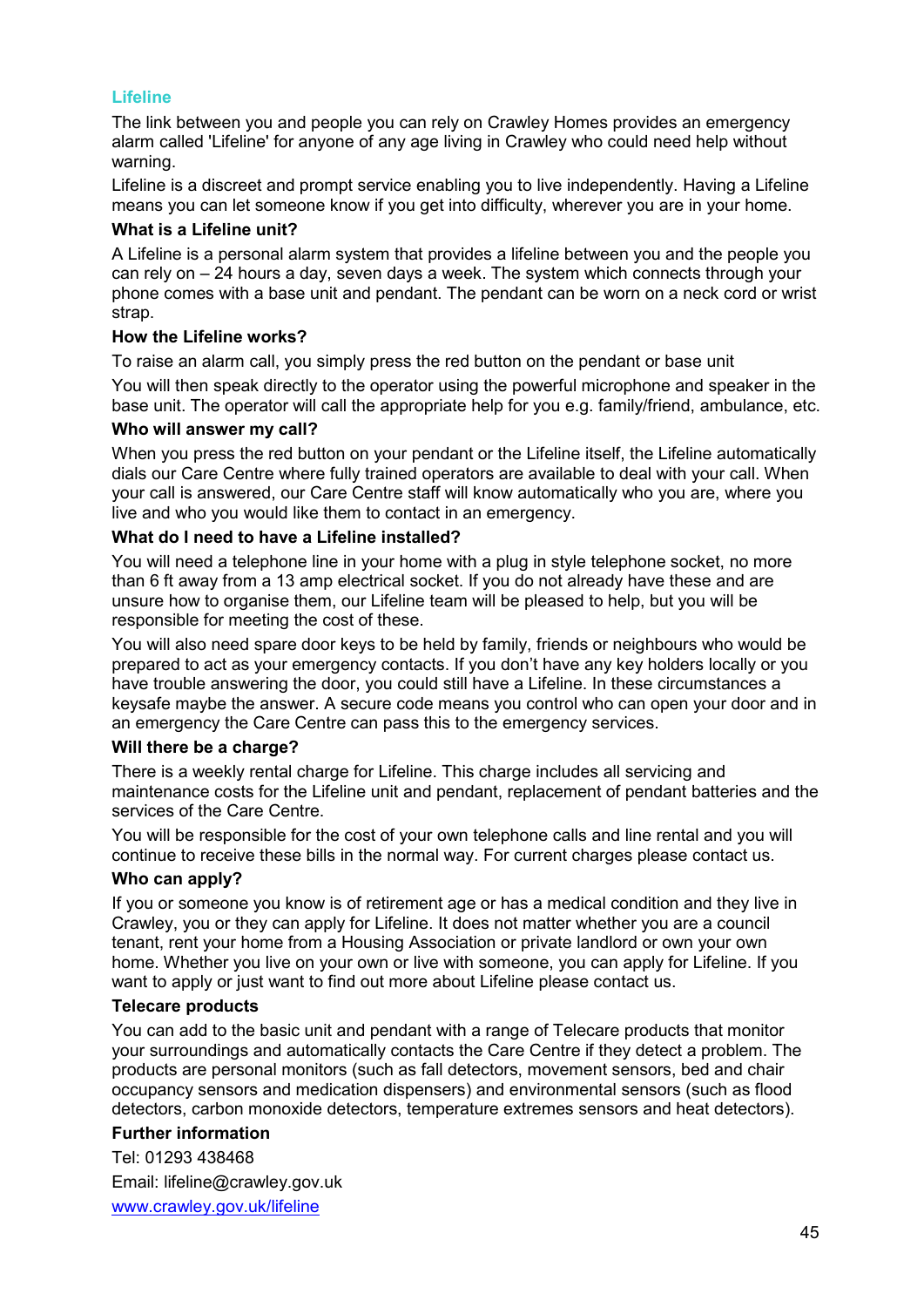## Lifeline

The link between you and people you can rely on Crawley Homes provides an emergency alarm called 'Lifeline' for anyone of any age living in Crawley who could need help without warning.

Lifeline is a discreet and prompt service enabling you to live independently. Having a Lifeline means you can let someone know if you get into difficulty, wherever you are in your home.

### What is a Lifeline unit?

A Lifeline is a personal alarm system that provides a lifeline between you and the people you can rely on – 24 hours a day, seven days a week. The system which connects through your phone comes with a base unit and pendant. The pendant can be worn on a neck cord or wrist strap.

### How the Lifeline works?

To raise an alarm call, you simply press the red button on the pendant or base unit

You will then speak directly to the operator using the powerful microphone and speaker in the base unit. The operator will call the appropriate help for you e.g. family/friend, ambulance, etc.

### Who will answer my call?

When you press the red button on your pendant or the Lifeline itself, the Lifeline automatically dials our Care Centre where fully trained operators are available to deal with your call. When your call is answered, our Care Centre staff will know automatically who you are, where you live and who you would like them to contact in an emergency.

### What do I need to have a Lifeline installed?

You will need a telephone line in your home with a plug in style telephone socket, no more than 6 ft away from a 13 amp electrical socket. If you do not already have these and are unsure how to organise them, our Lifeline team will be pleased to help, but you will be responsible for meeting the cost of these.

You will also need spare door keys to be held by family, friends or neighbours who would be prepared to act as your emergency contacts. If you don't have any key holders locally or you have trouble answering the door, you could still have a Lifeline. In these circumstances a keysafe maybe the answer. A secure code means you control who can open your door and in an emergency the Care Centre can pass this to the emergency services.

### Will there be a charge?

There is a weekly rental charge for Lifeline. This charge includes all servicing and maintenance costs for the Lifeline unit and pendant, replacement of pendant batteries and the services of the Care Centre.

You will be responsible for the cost of your own telephone calls and line rental and you will continue to receive these bills in the normal way. For current charges please contact us.

### Who can apply?

If you or someone you know is of retirement age or has a medical condition and they live in Crawley, you or they can apply for Lifeline. It does not matter whether you are a council tenant, rent your home from a Housing Association or private landlord or own your own home. Whether you live on your own or live with someone, you can apply for Lifeline. If you want to apply or just want to find out more about Lifeline please contact us.

### Telecare products

You can add to the basic unit and pendant with a range of Telecare products that monitor your surroundings and automatically contacts the Care Centre if they detect a problem. The products are personal monitors (such as fall detectors, movement sensors, bed and chair occupancy sensors and medication dispensers) and environmental sensors (such as flood detectors, carbon monoxide detectors, temperature extremes sensors and heat detectors).

### Further information

Tel: 01293 438468

Email: lifeline@crawley.gov.uk

[www.crawley.gov.uk/lifeline](www.crawley.gov.uk/lifeline)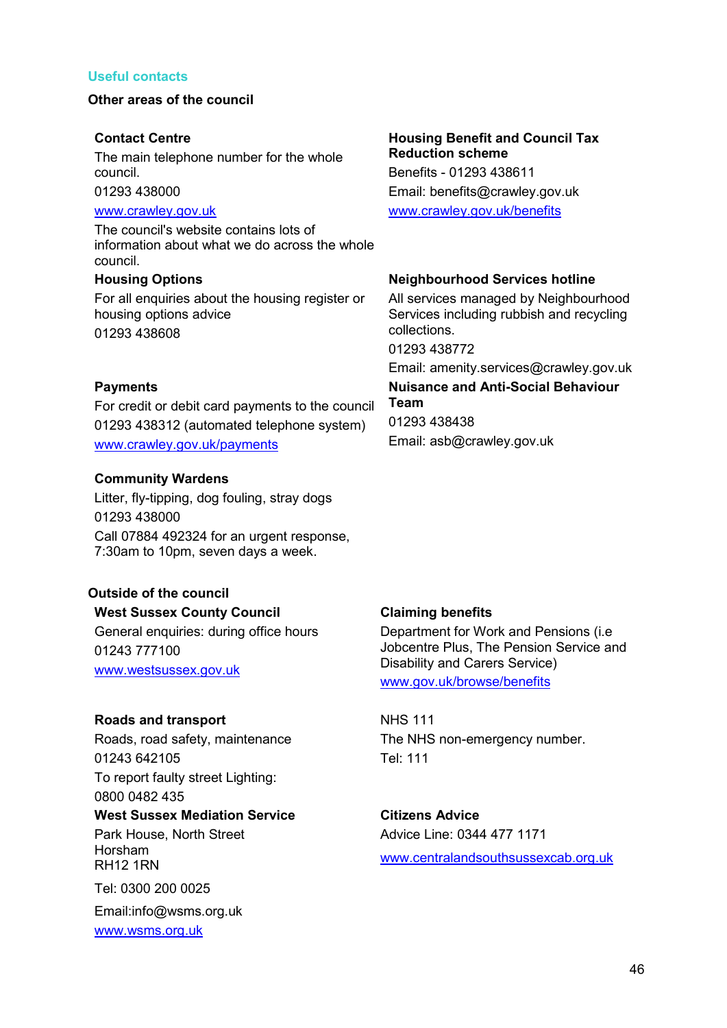## Useful contacts

### Other areas of the council

**Contact Centre**

The main telephone number for the whole council.

01293 438000

www.crawley.gov.uk

The council's website contains lots of information about what we do across the whole council.

**Housing Options**

For all enquiries about the housing register or housing options advice

01293 438608

**Payments**

For credit or debit card payments to the council

01293 438312 (automated telephone system)

www.crawley.gov.uk/payments

**Community Wardens**

Litter, fly-tipping, dog fouling, stray dogs

01293 438000

Call 07884 492324 for an urgent response, 7:30am to 10pm, seven days a week.

**Housing Benefit and Council Tax Reduction scheme**

Benefits - 01293 438611

Email: benefits@crawley.gov.uk

www.crawley.gov.uk/benefits

**Neighbourhood Services hotline**

All services managed by Neighbourhood Services including rubbish and recycling collections.

01293 438772

Email: amenity.services@crawley.gov.uk

**Nuisance and Anti-Social Behaviour Team**

01293 438438

Email: asb@crawley.gov.uk

### Outside of the council

**West Sussex County Council**

General enquiries: during office hours

01243 777100

www.westsussex.gov.uk

**Roads and transport**

Roads, road safety, maintenance

01243 642105

To report faulty street Lighting:

0800 0482 435

**West Sussex Mediation Service**

Park House, North Street
Horsham
RH12 1RN

Tel: 0300 200 0025

Email:info@wsms.org.uk

www.wsms.org.uk

**Claiming benefits**

Department for Work and Pensions (i.e Jobcentre Plus, The Pension Service and Disability and Carers Service)

www.gov.uk/browse/benefits

NHS 111

The NHS non-emergency number.

Tel: 111

**Citizens Advice**

Advice Line: 0344 477 1171

www.centralandsouthsussexcab.org.uk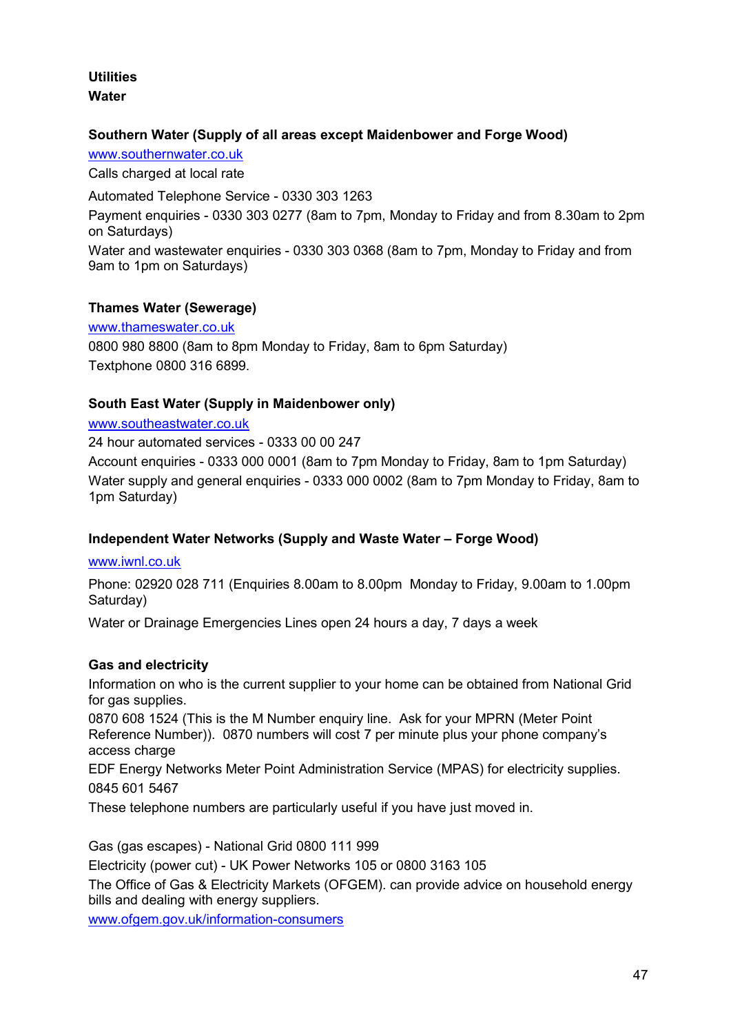**Utilities**

**Water**

**Southern Water (Supply of all areas except Maidenbower and Forge Wood)**

www.southernwater.co.uk

Calls charged at local rate

Automated Telephone Service - 0330 303 1263

Payment enquiries - 0330 303 0277 (8am to 7pm, Monday to Friday and from 8.30am to 2pm on Saturdays)

Water and wastewater enquiries - 0330 303 0368 (8am to 7pm, Monday to Friday and from 9am to 1pm on Saturdays)

**Thames Water (Sewerage)**

www.thameswater.co.uk

0800 980 8800 (8am to 8pm Monday to Friday, 8am to 6pm Saturday)

Textphone 0800 316 6899.

**South East Water (Supply in Maidenbower only)**

www.southeastwater.co.uk

24 hour automated services - 0333 00 00 247

Account enquiries - 0333 000 0001 (8am to 7pm Monday to Friday, 8am to 1pm Saturday)

Water supply and general enquiries - 0333 000 0002 (8am to 7pm Monday to Friday, 8am to 1pm Saturday)

**Independent Water Networks (Supply and Waste Water – Forge Wood)**

www.iwnl.co.uk

Phone: 02920 028 711 (Enquiries 8.00am to 8.00pm Monday to Friday, 9.00am to 1.00pm Saturday)

Water or Drainage Emergencies Lines open 24 hours a day, 7 days a week

**Gas and electricity**

Information on who is the current supplier to your home can be obtained from National Grid for gas supplies.

0870 608 1524 (This is the M Number enquiry line. Ask for your MPRN (Meter Point Reference Number)). 0870 numbers will cost 7 per minute plus your phone company's access charge

EDF Energy Networks Meter Point Administration Service (MPAS) for electricity supplies.

0845 601 5467

These telephone numbers are particularly useful if you have just moved in.

Gas (gas escapes) - National Grid 0800 111 999

Electricity (power cut) - UK Power Networks 105 or 0800 3163 105

The Office of Gas & Electricity Markets (OFGEM). can provide advice on household energy bills and dealing with energy suppliers.

www.ofgem.gov.uk/information-consumers